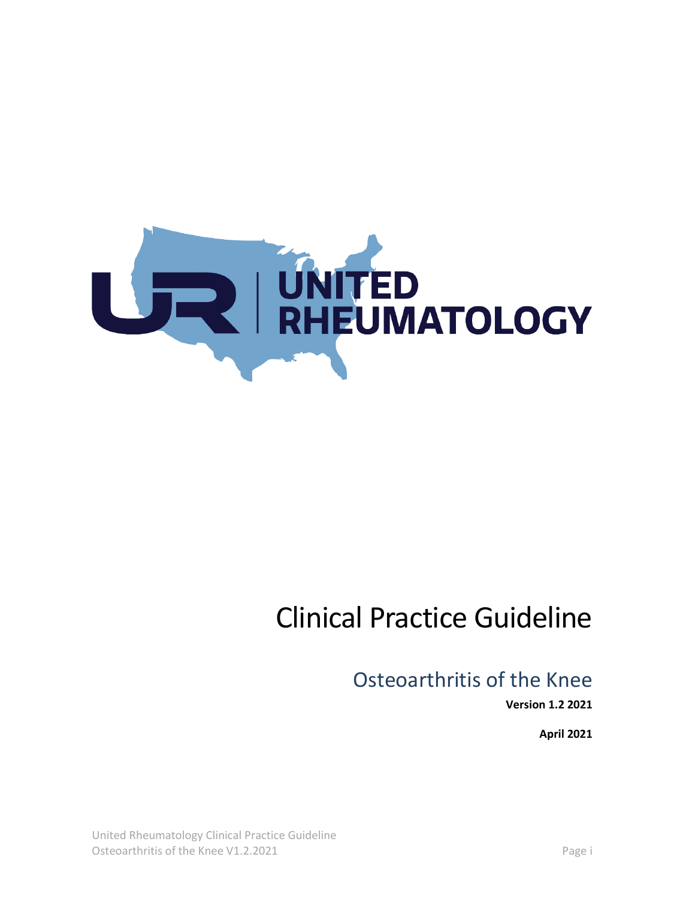UNITED RHEUMATOLOGY

# Clinical Practice Guideline

## Osteoarthritis of the Knee

**Version 1.2 2021**

**April 2021**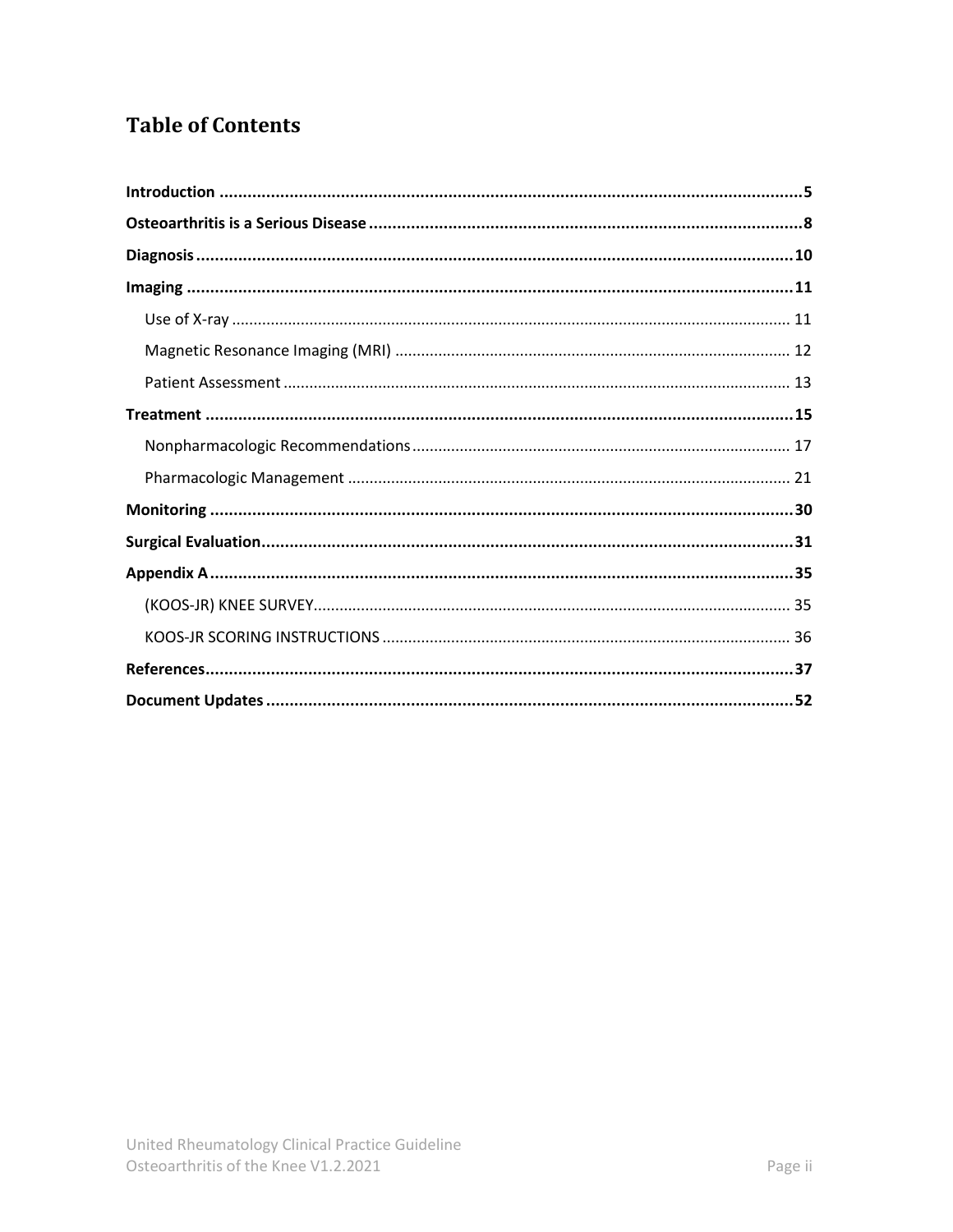# Table of Contents

**Introduction** .......... **5**

**Osteoarthritis is a Serious Disease** .......... **8**

**Diagnosis** .......... **10**

**Imaging** .......... **11**

- Use of X-ray .......... 11
- Magnetic Resonance Imaging (MRI) .......... 12
- Patient Assessment .......... 13

**Treatment** .......... **15**

- Nonpharmacologic Recommendations .......... 17
- Pharmacologic Management .......... 21

**Monitoring** .......... **30**

**Surgical Evaluation** .......... **31**

**Appendix A** .......... **35**

- (KOOS-JR) KNEE SURVEY .......... 35
- KOOS-JR SCORING INSTRUCTIONS .......... 36

**References** .......... **37**

**Document Updates** .......... **52**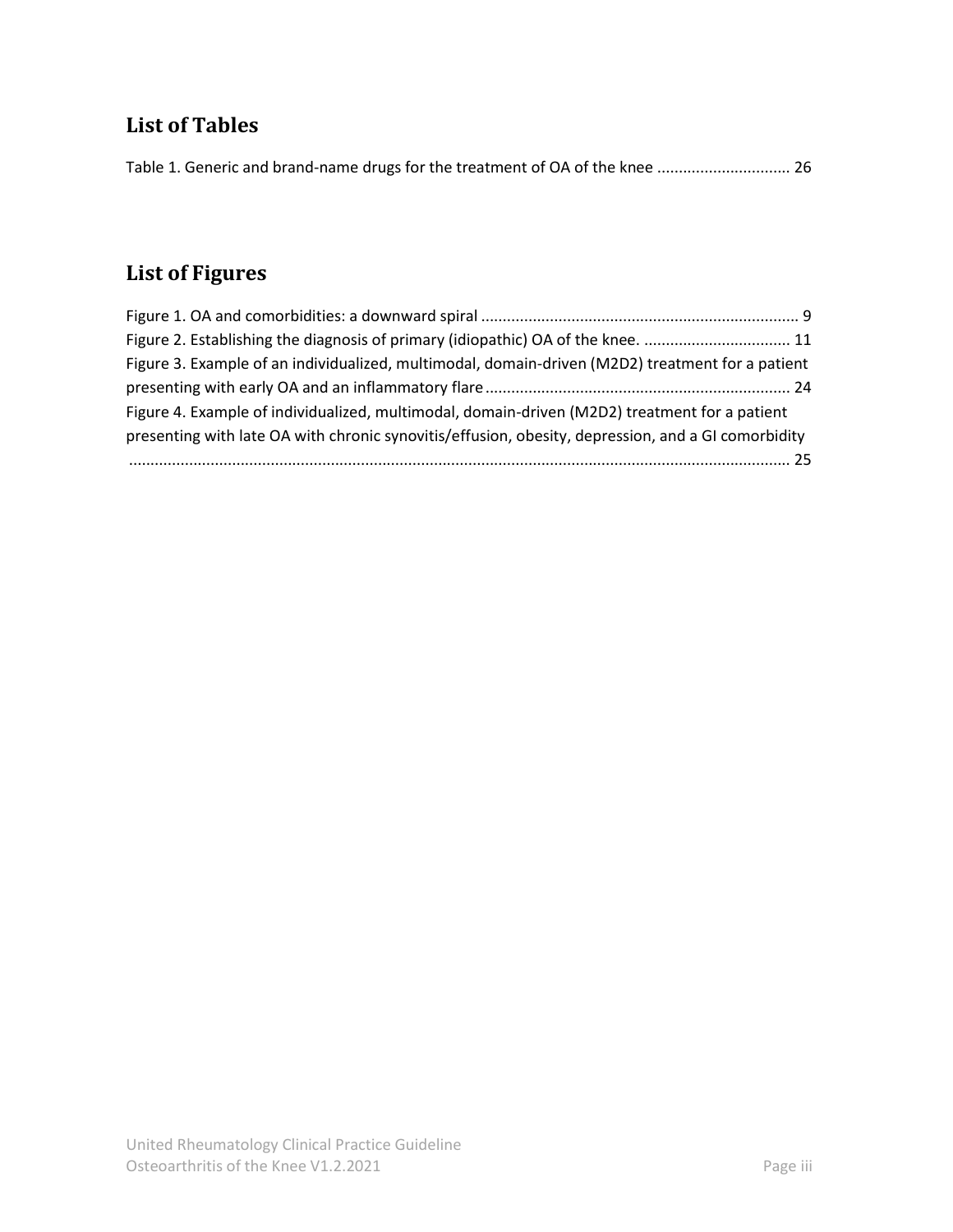## List of Tables

Table 1. Generic and brand-name drugs for the treatment of OA of the knee .............................. 26

## List of Figures

Figure 1. OA and comorbidities: a downward spiral ......................................................................... 9

Figure 2. Establishing the diagnosis of primary (idiopathic) OA of the knee. .................................. 11

Figure 3. Example of an individualized, multimodal, domain-driven (M2D2) treatment for a patient presenting with early OA and an inflammatory flare ...................................................................... 24

Figure 4. Example of individualized, multimodal, domain-driven (M2D2) treatment for a patient presenting with late OA with chronic synovitis/effusion, obesity, depression, and a GI comorbidity ....................................................................................................................................... 25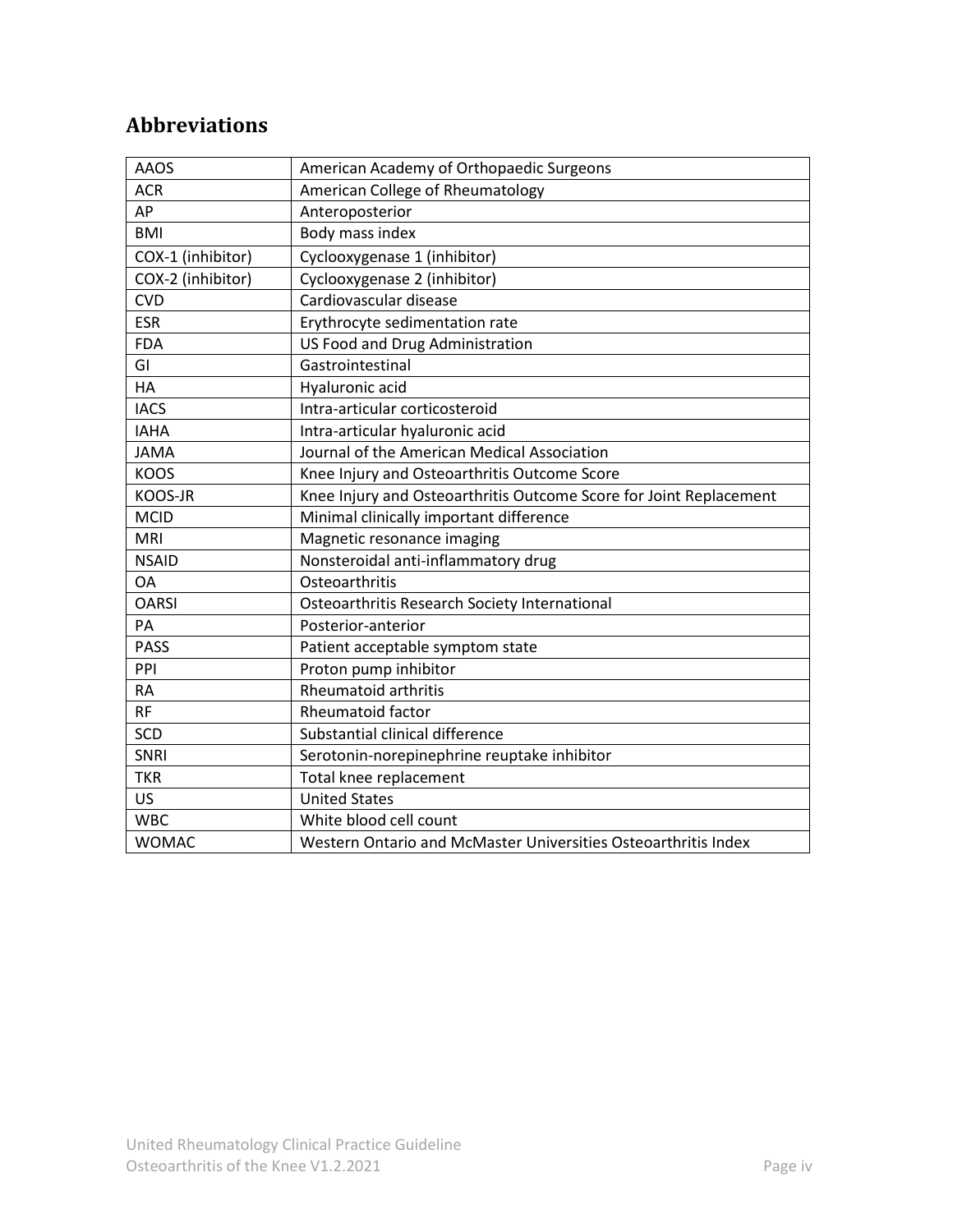## Abbreviations

| | |
|---|---|
| AAOS | American Academy of Orthopaedic Surgeons |
| ACR | American College of Rheumatology |
| AP | Anteroposterior |
| BMI | Body mass index |
| COX-1 (inhibitor) | Cyclooxygenase 1 (inhibitor) |
| COX-2 (inhibitor) | Cyclooxygenase 2 (inhibitor) |
| CVD | Cardiovascular disease |
| ESR | Erythrocyte sedimentation rate |
| FDA | US Food and Drug Administration |
| GI | Gastrointestinal |
| HA | Hyaluronic acid |
| IACS | Intra-articular corticosteroid |
| IAHA | Intra-articular hyaluronic acid |
| JAMA | Journal of the American Medical Association |
| KOOS | Knee Injury and Osteoarthritis Outcome Score |
| KOOS-JR | Knee Injury and Osteoarthritis Outcome Score for Joint Replacement |
| MCID | Minimal clinically important difference |
| MRI | Magnetic resonance imaging |
| NSAID | Nonsteroidal anti-inflammatory drug |
| OA | Osteoarthritis |
| OARSI | Osteoarthritis Research Society International |
| PA | Posterior-anterior |
| PASS | Patient acceptable symptom state |
| PPI | Proton pump inhibitor |
| RA | Rheumatoid arthritis |
| RF | Rheumatoid factor |
| SCD | Substantial clinical difference |
| SNRI | Serotonin-norepinephrine reuptake inhibitor |
| TKR | Total knee replacement |
| US | United States |
| WBC | White blood cell count |
| WOMAC | Western Ontario and McMaster Universities Osteoarthritis Index |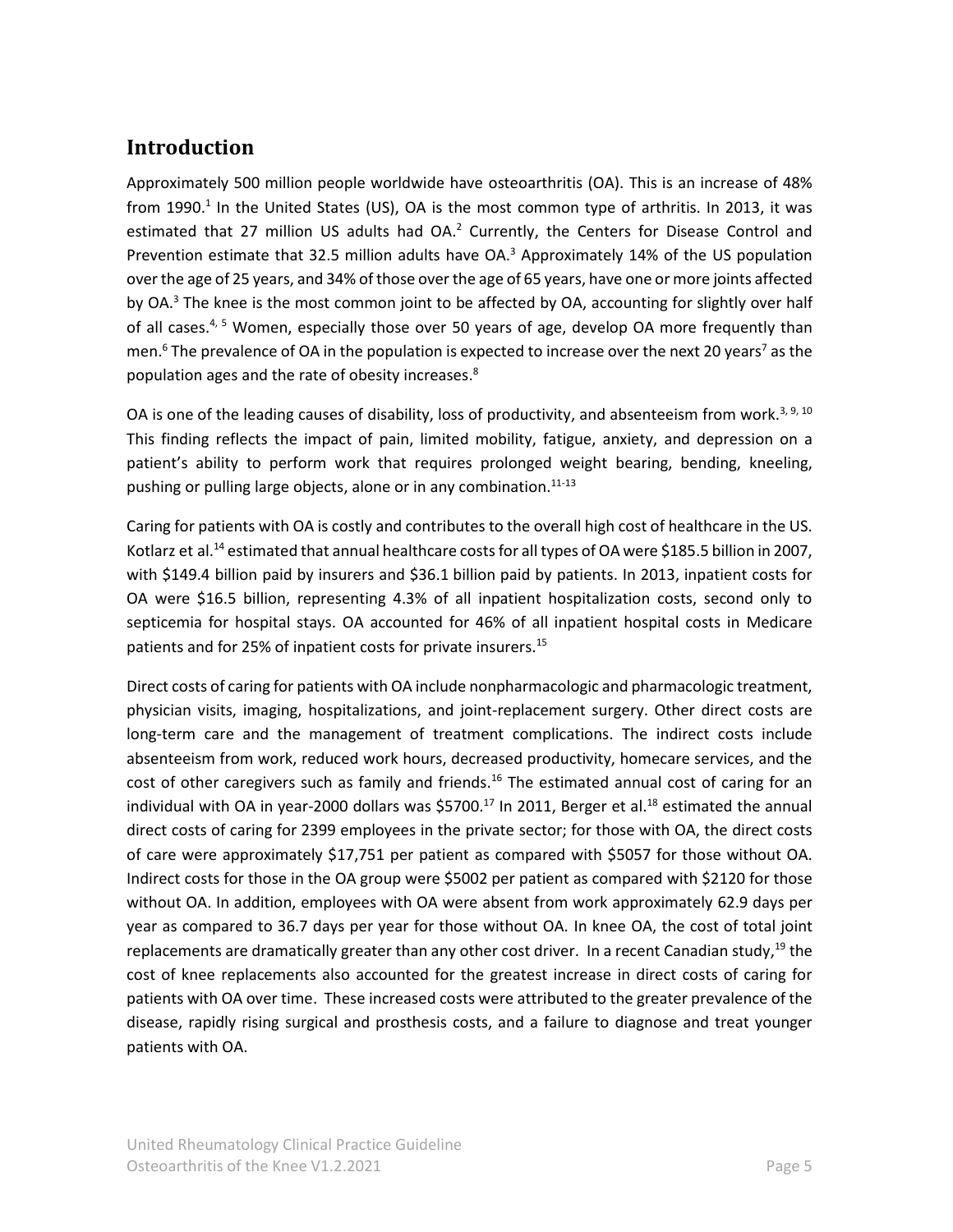## Introduction

Approximately 500 million people worldwide have osteoarthritis (OA). This is an increase of 48% from 1990.[1] In the United States (US), OA is the most common type of arthritis. In 2013, it was estimated that 27 million US adults had OA.[2] Currently, the Centers for Disease Control and Prevention estimate that 32.5 million adults have OA.[3] Approximately 14% of the US population over the age of 25 years, and 34% of those over the age of 65 years, have one or more joints affected by OA.[3] The knee is the most common joint to be affected by OA, accounting for slightly over half of all cases.[4, 5] Women, especially those over 50 years of age, develop OA more frequently than men.[6] The prevalence of OA in the population is expected to increase over the next 20 years[7] as the population ages and the rate of obesity increases.[8]

OA is one of the leading causes of disability, loss of productivity, and absenteeism from work.[3, 9, 10] This finding reflects the impact of pain, limited mobility, fatigue, anxiety, and depression on a patient's ability to perform work that requires prolonged weight bearing, bending, kneeling, pushing or pulling large objects, alone or in any combination.[11-13]

Caring for patients with OA is costly and contributes to the overall high cost of healthcare in the US. Kotlarz et al.[14] estimated that annual healthcare costs for all types of OA were $185.5 billion in 2007, with $149.4 billion paid by insurers and $36.1 billion paid by patients. In 2013, inpatient costs for OA were $16.5 billion, representing 4.3% of all inpatient hospitalization costs, second only to septicemia for hospital stays. OA accounted for 46% of all inpatient hospital costs in Medicare patients and for 25% of inpatient costs for private insurers.[15]

Direct costs of caring for patients with OA include nonpharmacologic and pharmacologic treatment, physician visits, imaging, hospitalizations, and joint-replacement surgery. Other direct costs are long-term care and the management of treatment complications. The indirect costs include absenteeism from work, reduced work hours, decreased productivity, homecare services, and the cost of other caregivers such as family and friends.[16] The estimated annual cost of caring for an individual with OA in year-2000 dollars was $5700.[17] In 2011, Berger et al.[18] estimated the annual direct costs of caring for 2399 employees in the private sector; for those with OA, the direct costs of care were approximately $17,751 per patient as compared with $5057 for those without OA. Indirect costs for those in the OA group were $5002 per patient as compared with $2120 for those without OA. In addition, employees with OA were absent from work approximately 62.9 days per year as compared to 36.7 days per year for those without OA. In knee OA, the cost of total joint replacements are dramatically greater than any other cost driver. In a recent Canadian study,[19] the cost of knee replacements also accounted for the greatest increase in direct costs of caring for patients with OA over time. These increased costs were attributed to the greater prevalence of the disease, rapidly rising surgical and prosthesis costs, and a failure to diagnose and treat younger patients with OA.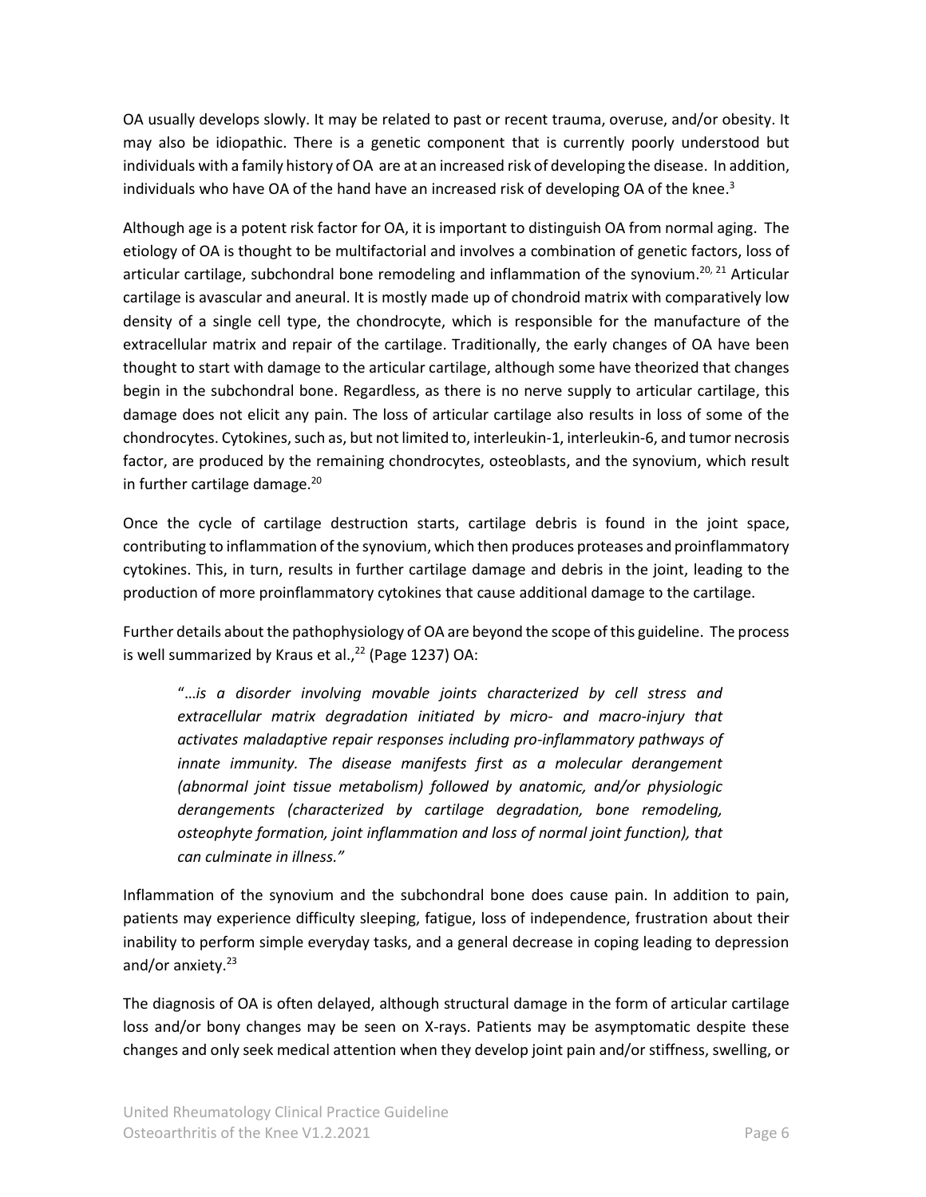OA usually develops slowly. It may be related to past or recent trauma, overuse, and/or obesity. It may also be idiopathic. There is a genetic component that is currently poorly understood but individuals with a family history of OA are at an increased risk of developing the disease. In addition, individuals who have OA of the hand have an increased risk of developing OA of the knee.[3]

Although age is a potent risk factor for OA, it is important to distinguish OA from normal aging. The etiology of OA is thought to be multifactorial and involves a combination of genetic factors, loss of articular cartilage, subchondral bone remodeling and inflammation of the synovium.[20, 21] Articular cartilage is avascular and aneural. It is mostly made up of chondroid matrix with comparatively low density of a single cell type, the chondrocyte, which is responsible for the manufacture of the extracellular matrix and repair of the cartilage. Traditionally, the early changes of OA have been thought to start with damage to the articular cartilage, although some have theorized that changes begin in the subchondral bone. Regardless, as there is no nerve supply to articular cartilage, this damage does not elicit any pain. The loss of articular cartilage also results in loss of some of the chondrocytes. Cytokines, such as, but not limited to, interleukin-1, interleukin-6, and tumor necrosis factor, are produced by the remaining chondrocytes, osteoblasts, and the synovium, which result in further cartilage damage.[20]

Once the cycle of cartilage destruction starts, cartilage debris is found in the joint space, contributing to inflammation of the synovium, which then produces proteases and proinflammatory cytokines. This, in turn, results in further cartilage damage and debris in the joint, leading to the production of more proinflammatory cytokines that cause additional damage to the cartilage.

Further details about the pathophysiology of OA are beyond the scope of this guideline. The process is well summarized by Kraus et al.,[22] (Page 1237) OA:

> "*…is a disorder involving movable joints characterized by cell stress and extracellular matrix degradation initiated by micro- and macro-injury that activates maladaptive repair responses including pro-inflammatory pathways of innate immunity. The disease manifests first as a molecular derangement (abnormal joint tissue metabolism) followed by anatomic, and/or physiologic derangements (characterized by cartilage degradation, bone remodeling, osteophyte formation, joint inflammation and loss of normal joint function), that can culminate in illness."*

Inflammation of the synovium and the subchondral bone does cause pain. In addition to pain, patients may experience difficulty sleeping, fatigue, loss of independence, frustration about their inability to perform simple everyday tasks, and a general decrease in coping leading to depression and/or anxiety.[23]

The diagnosis of OA is often delayed, although structural damage in the form of articular cartilage loss and/or bony changes may be seen on X-rays. Patients may be asymptomatic despite these changes and only seek medical attention when they develop joint pain and/or stiffness, swelling, or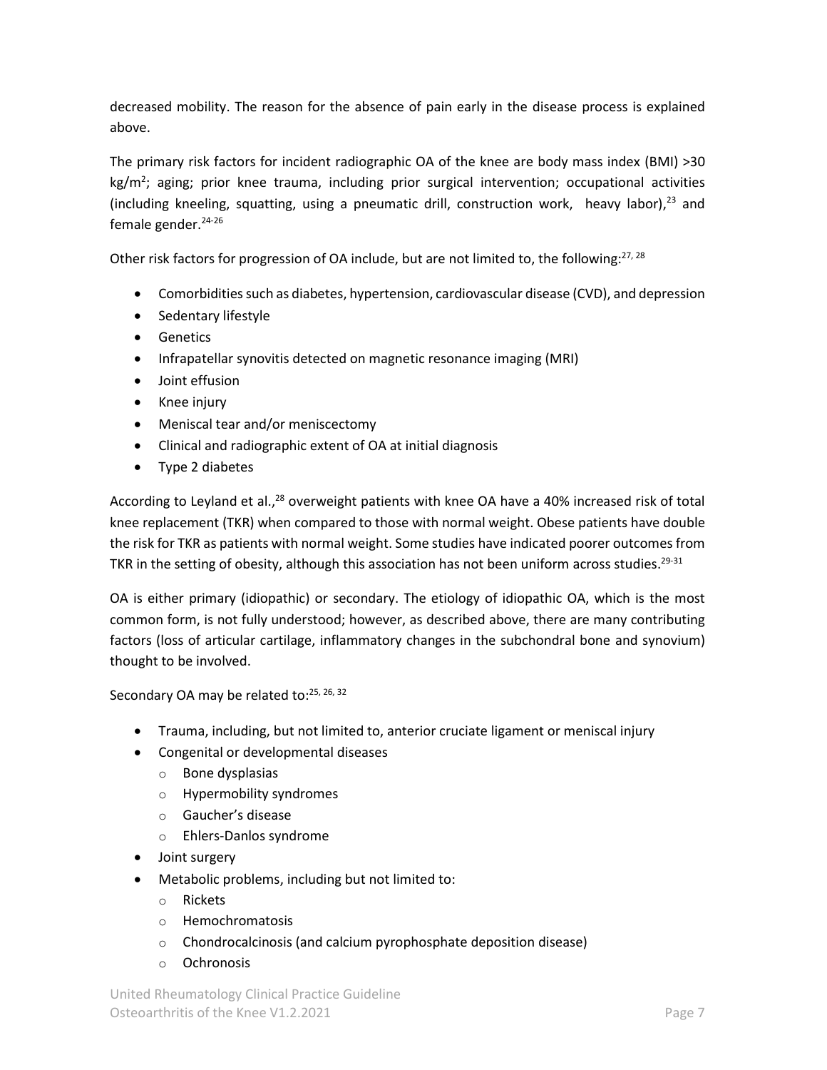decreased mobility. The reason for the absence of pain early in the disease process is explained above.

The primary risk factors for incident radiographic OA of the knee are body mass index (BMI) >30 kg/m$^2$; aging; prior knee trauma, including prior surgical intervention; occupational activities (including kneeling, squatting, using a pneumatic drill, construction work, heavy labor),[23] and female gender.[24-26]

Other risk factors for progression of OA include, but are not limited to, the following:[27, 28]

- Comorbidities such as diabetes, hypertension, cardiovascular disease (CVD), and depression
- Sedentary lifestyle
- Genetics
- Infrapatellar synovitis detected on magnetic resonance imaging (MRI)
- Joint effusion
- Knee injury
- Meniscal tear and/or meniscectomy
- Clinical and radiographic extent of OA at initial diagnosis
- Type 2 diabetes

According to Leyland et al.,[28] overweight patients with knee OA have a 40% increased risk of total knee replacement (TKR) when compared to those with normal weight. Obese patients have double the risk for TKR as patients with normal weight. Some studies have indicated poorer outcomes from TKR in the setting of obesity, although this association has not been uniform across studies.[29-31]

OA is either primary (idiopathic) or secondary. The etiology of idiopathic OA, which is the most common form, is not fully understood; however, as described above, there are many contributing factors (loss of articular cartilage, inflammatory changes in the subchondral bone and synovium) thought to be involved.

Secondary OA may be related to:[25, 26, 32]

- Trauma, including, but not limited to, anterior cruciate ligament or meniscal injury
- Congenital or developmental diseases
  - Bone dysplasias
  - Hypermobility syndromes
  - Gaucher's disease
  - Ehlers-Danlos syndrome
- Joint surgery
- Metabolic problems, including but not limited to:
  - Rickets
  - Hemochromatosis
  - Chondrocalcinosis (and calcium pyrophosphate deposition disease)
  - Ochronosis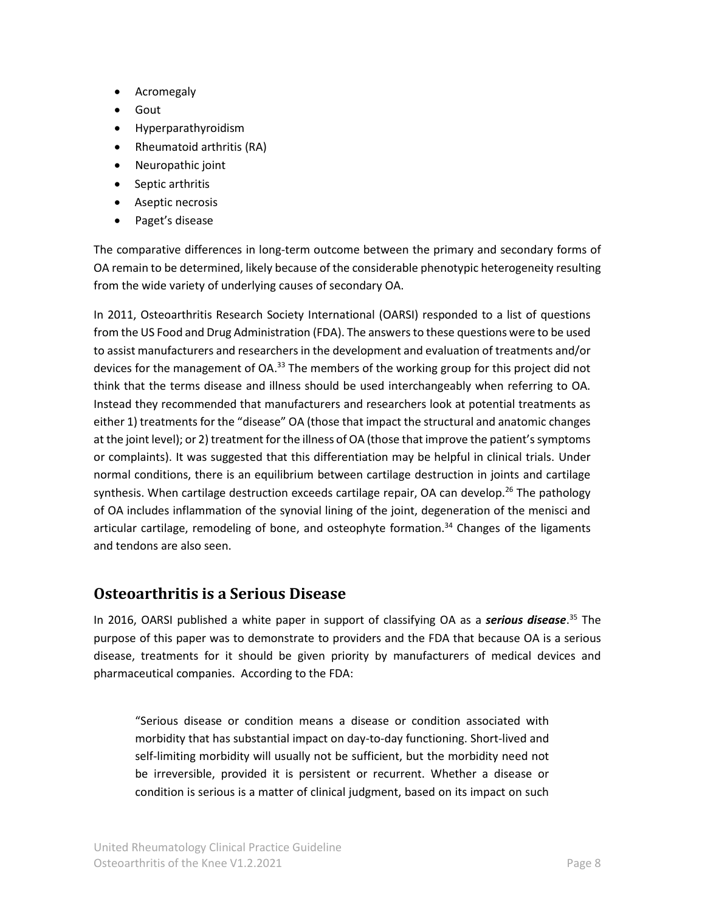- Acromegaly
- Gout
- Hyperparathyroidism
- Rheumatoid arthritis (RA)
- Neuropathic joint
- Septic arthritis
- Aseptic necrosis
- Paget's disease

The comparative differences in long-term outcome between the primary and secondary forms of OA remain to be determined, likely because of the considerable phenotypic heterogeneity resulting from the wide variety of underlying causes of secondary OA.

In 2011, Osteoarthritis Research Society International (OARSI) responded to a list of questions from the US Food and Drug Administration (FDA). The answers to these questions were to be used to assist manufacturers and researchers in the development and evaluation of treatments and/or devices for the management of OA.[33] The members of the working group for this project did not think that the terms disease and illness should be used interchangeably when referring to OA. Instead they recommended that manufacturers and researchers look at potential treatments as either 1) treatments for the "disease" OA (those that impact the structural and anatomic changes at the joint level); or 2) treatment for the illness of OA (those that improve the patient's symptoms or complaints). It was suggested that this differentiation may be helpful in clinical trials. Under normal conditions, there is an equilibrium between cartilage destruction in joints and cartilage synthesis. When cartilage destruction exceeds cartilage repair, OA can develop.[26] The pathology of OA includes inflammation of the synovial lining of the joint, degeneration of the menisci and articular cartilage, remodeling of bone, and osteophyte formation.[34] Changes of the ligaments and tendons are also seen.

## Osteoarthritis is a Serious Disease

In 2016, OARSI published a white paper in support of classifying OA as a ***serious disease***.[35] The purpose of this paper was to demonstrate to providers and the FDA that because OA is a serious disease, treatments for it should be given priority by manufacturers of medical devices and pharmaceutical companies. According to the FDA:

> "Serious disease or condition means a disease or condition associated with morbidity that has substantial impact on day-to-day functioning. Short-lived and self-limiting morbidity will usually not be sufficient, but the morbidity need not be irreversible, provided it is persistent or recurrent. Whether a disease or condition is serious is a matter of clinical judgment, based on its impact on such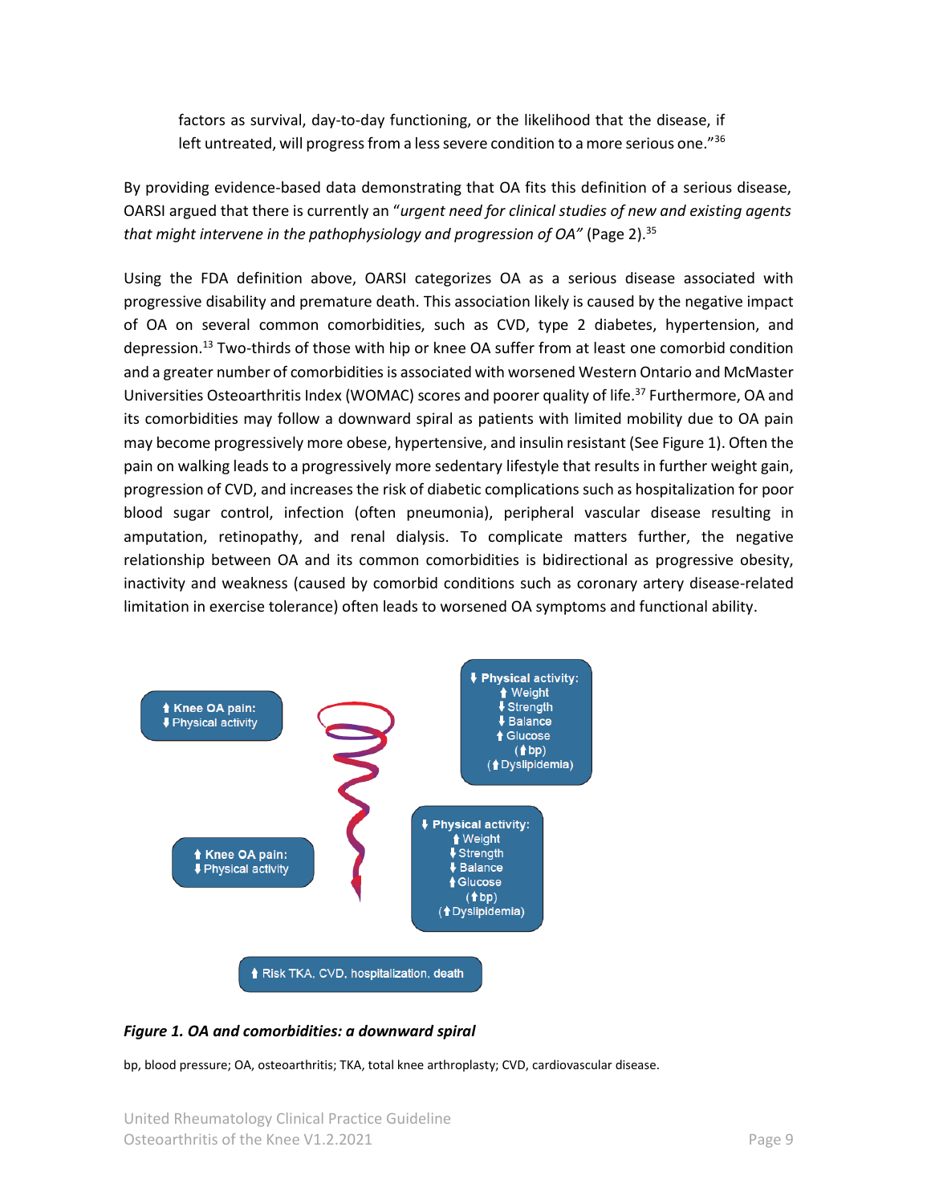factors as survival, day-to-day functioning, or the likelihood that the disease, if left untreated, will progress from a less severe condition to a more serious one."[36]

By providing evidence-based data demonstrating that OA fits this definition of a serious disease, OARSI argued that there is currently an "*urgent need for clinical studies of new and existing agents that might intervene in the pathophysiology and progression of OA"* (Page 2).[35]

Using the FDA definition above, OARSI categorizes OA as a serious disease associated with progressive disability and premature death. This association likely is caused by the negative impact of OA on several common comorbidities, such as CVD, type 2 diabetes, hypertension, and depression.[13] Two-thirds of those with hip or knee OA suffer from at least one comorbid condition and a greater number of comorbidities is associated with worsened Western Ontario and McMaster Universities Osteoarthritis Index (WOMAC) scores and poorer quality of life.[37] Furthermore, OA and its comorbidities may follow a downward spiral as patients with limited mobility due to OA pain may become progressively more obese, hypertensive, and insulin resistant (See Figure 1). Often the pain on walking leads to a progressively more sedentary lifestyle that results in further weight gain, progression of CVD, and increases the risk of diabetic complications such as hospitalization for poor blood sugar control, infection (often pneumonia), peripheral vascular disease resulting in amputation, retinopathy, and renal dialysis. To complicate matters further, the negative relationship between OA and its common comorbidities is bidirectional as progressive obesity, inactivity and weakness (caused by comorbid conditions such as coronary artery disease-related limitation in exercise tolerance) often leads to worsened OA symptoms and functional ability.

↑ Knee OA pain:
↓ Physical activity

↓ Physical activity:
↑ Weight
↓ Strength
↓ Balance
↑ Glucose
(↑ bp)
(↑ Dyslipidemia)

↑ Knee OA pain:
↓ Physical activity

↓ Physical activity:
↑ Weight
↓ Strength
↓ Balance
↑ Glucose
(↑ bp)
(↑ Dyslipidemia)

↑ Risk TKA, CVD, hospitalization, death

***Figure 1. OA and comorbidities: a downward spiral***

bp, blood pressure; OA, osteoarthritis; TKA, total knee arthroplasty; CVD, cardiovascular disease.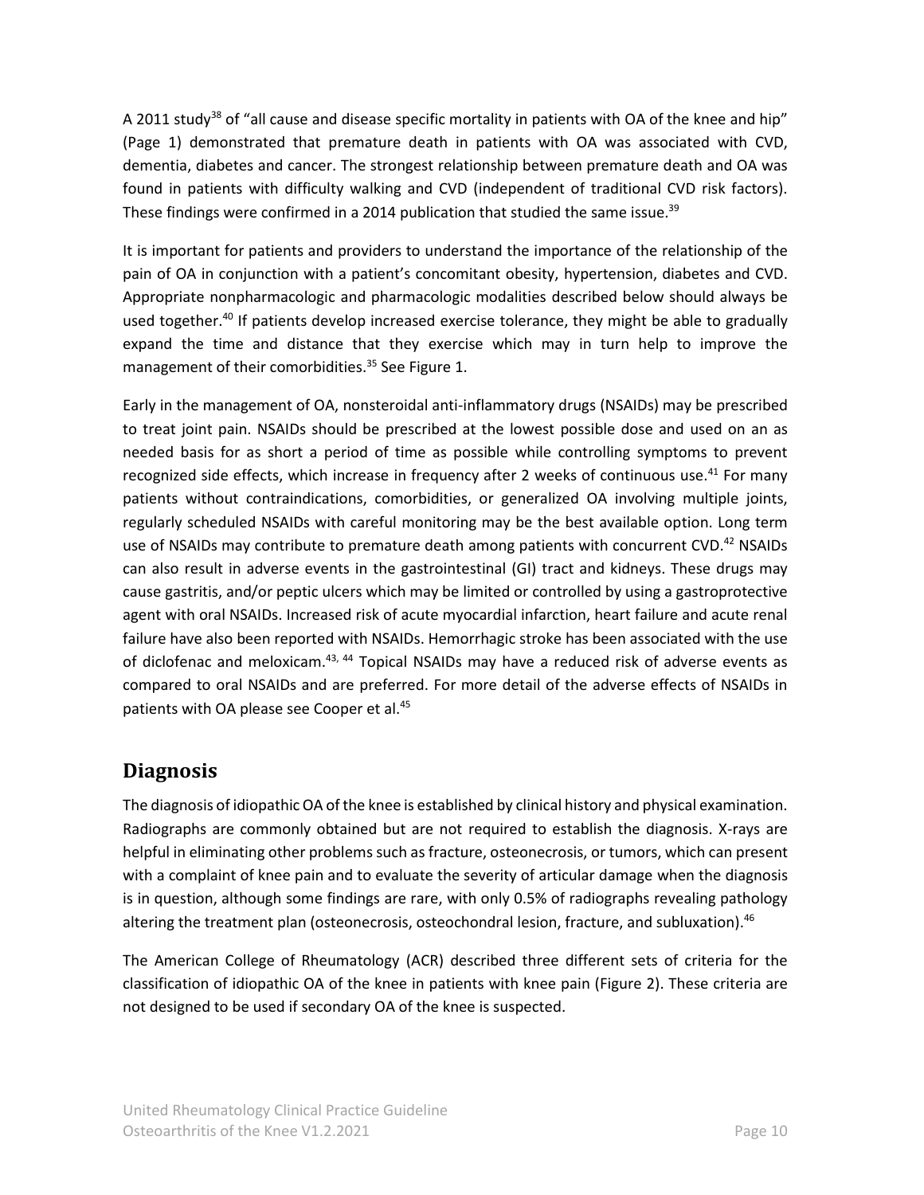A 2011 study[38] of "all cause and disease specific mortality in patients with OA of the knee and hip" (Page 1) demonstrated that premature death in patients with OA was associated with CVD, dementia, diabetes and cancer. The strongest relationship between premature death and OA was found in patients with difficulty walking and CVD (independent of traditional CVD risk factors). These findings were confirmed in a 2014 publication that studied the same issue.[39]

It is important for patients and providers to understand the importance of the relationship of the pain of OA in conjunction with a patient's concomitant obesity, hypertension, diabetes and CVD. Appropriate nonpharmacologic and pharmacologic modalities described below should always be used together.[40] If patients develop increased exercise tolerance, they might be able to gradually expand the time and distance that they exercise which may in turn help to improve the management of their comorbidities.[35] See Figure 1.

Early in the management of OA, nonsteroidal anti-inflammatory drugs (NSAIDs) may be prescribed to treat joint pain. NSAIDs should be prescribed at the lowest possible dose and used on an as needed basis for as short a period of time as possible while controlling symptoms to prevent recognized side effects, which increase in frequency after 2 weeks of continuous use.[41] For many patients without contraindications, comorbidities, or generalized OA involving multiple joints, regularly scheduled NSAIDs with careful monitoring may be the best available option. Long term use of NSAIDs may contribute to premature death among patients with concurrent CVD.[42] NSAIDs can also result in adverse events in the gastrointestinal (GI) tract and kidneys. These drugs may cause gastritis, and/or peptic ulcers which may be limited or controlled by using a gastroprotective agent with oral NSAIDs. Increased risk of acute myocardial infarction, heart failure and acute renal failure have also been reported with NSAIDs. Hemorrhagic stroke has been associated with the use of diclofenac and meloxicam.[43, 44] Topical NSAIDs may have a reduced risk of adverse events as compared to oral NSAIDs and are preferred. For more detail of the adverse effects of NSAIDs in patients with OA please see Cooper et al.[45]

## Diagnosis

The diagnosis of idiopathic OA of the knee is established by clinical history and physical examination. Radiographs are commonly obtained but are not required to establish the diagnosis. X-rays are helpful in eliminating other problems such as fracture, osteonecrosis, or tumors, which can present with a complaint of knee pain and to evaluate the severity of articular damage when the diagnosis is in question, although some findings are rare, with only 0.5% of radiographs revealing pathology altering the treatment plan (osteonecrosis, osteochondral lesion, fracture, and subluxation).[46]

The American College of Rheumatology (ACR) described three different sets of criteria for the classification of idiopathic OA of the knee in patients with knee pain (Figure 2). These criteria are not designed to be used if secondary OA of the knee is suspected.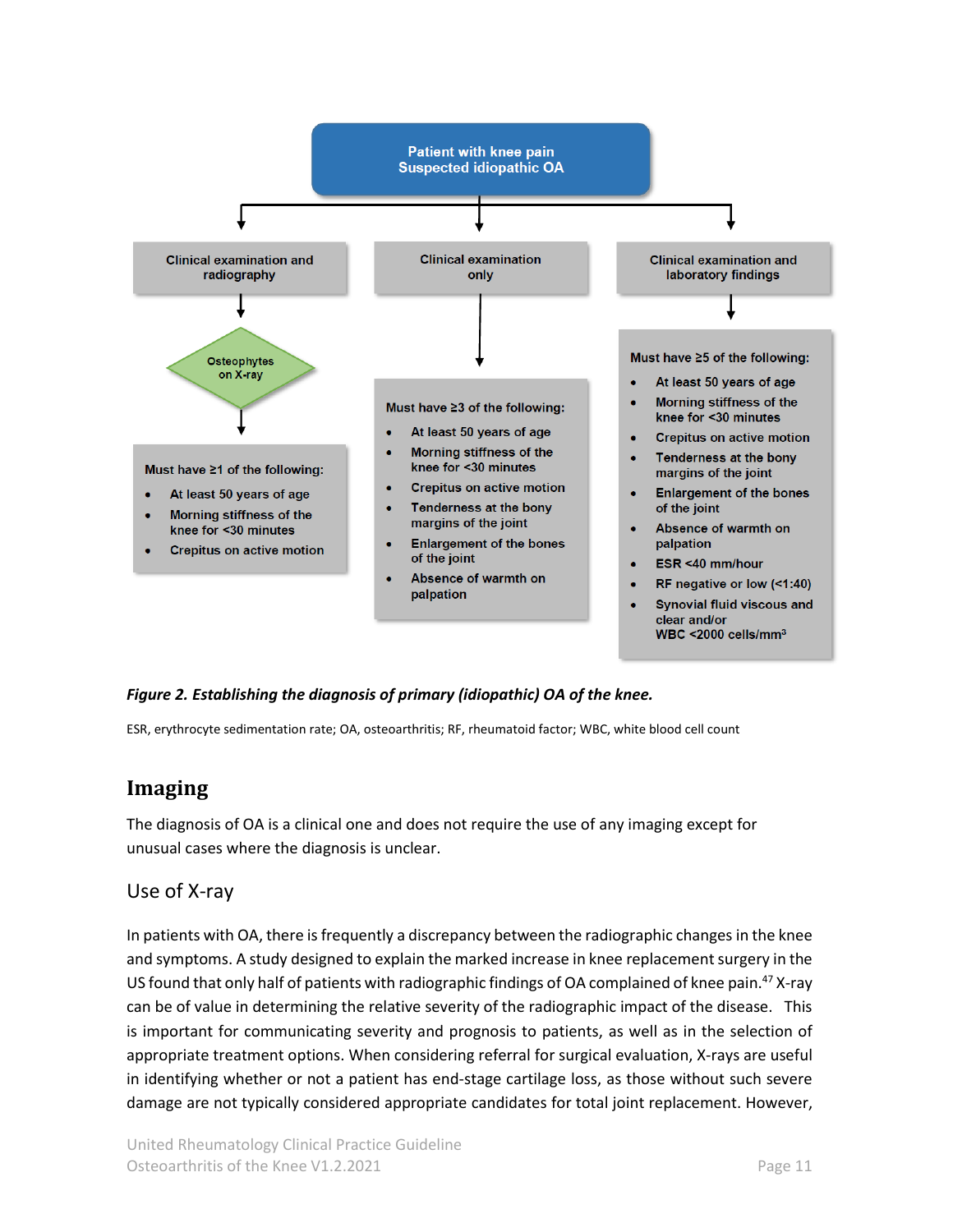Patient with knee pain
Suspected idiopathic OA

**Clinical examination and radiography**

Osteophytes on X-ray

Must have ≥1 of the following:

- At least 50 years of age
- Morning stiffness of the knee for <30 minutes
- Crepitus on active motion

**Clinical examination only**

Must have ≥3 of the following:

- At least 50 years of age
- Morning stiffness of the knee for <30 minutes
- Crepitus on active motion
- Tenderness at the bony margins of the joint
- Enlargement of the bones of the joint
- Absence of warmth on palpation

**Clinical examination and laboratory findings**

Must have ≥5 of the following:

- At least 50 years of age
- Morning stiffness of the knee for <30 minutes
- Crepitus on active motion
- Tenderness at the bony margins of the joint
- Enlargement of the bones of the joint
- Absence of warmth on palpation
- ESR <40 mm/hour
- RF negative or low (<1:40)
- Synovial fluid viscous and clear and/or WBC <2000 cells/mm$^3$

***Figure 2. Establishing the diagnosis of primary (idiopathic) OA of the knee.***

ESR, erythrocyte sedimentation rate; OA, osteoarthritis; RF, rheumatoid factor; WBC, white blood cell count

## Imaging

The diagnosis of OA is a clinical one and does not require the use of any imaging except for unusual cases where the diagnosis is unclear.

### Use of X-ray

In patients with OA, there is frequently a discrepancy between the radiographic changes in the knee and symptoms. A study designed to explain the marked increase in knee replacement surgery in the US found that only half of patients with radiographic findings of OA complained of knee pain.[47] X-ray can be of value in determining the relative severity of the radiographic impact of the disease. This is important for communicating severity and prognosis to patients, as well as in the selection of appropriate treatment options. When considering referral for surgical evaluation, X-rays are useful in identifying whether or not a patient has end-stage cartilage loss, as those without such severe damage are not typically considered appropriate candidates for total joint replacement. However,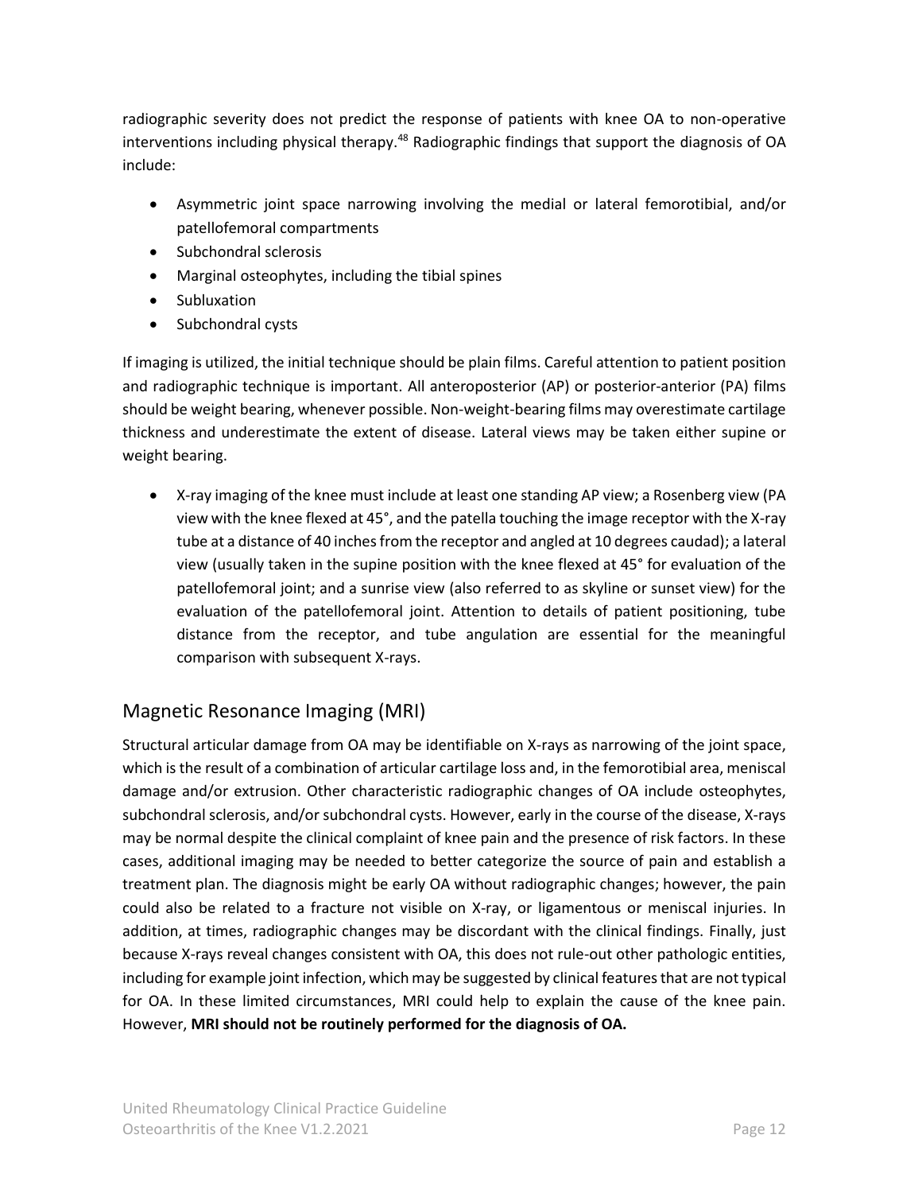radiographic severity does not predict the response of patients with knee OA to non-operative interventions including physical therapy.[48] Radiographic findings that support the diagnosis of OA include:

- Asymmetric joint space narrowing involving the medial or lateral femorotibial, and/or patellofemoral compartments
- Subchondral sclerosis
- Marginal osteophytes, including the tibial spines
- Subluxation
- Subchondral cysts

If imaging is utilized, the initial technique should be plain films. Careful attention to patient position and radiographic technique is important. All anteroposterior (AP) or posterior-anterior (PA) films should be weight bearing, whenever possible. Non-weight-bearing films may overestimate cartilage thickness and underestimate the extent of disease. Lateral views may be taken either supine or weight bearing.

- X-ray imaging of the knee must include at least one standing AP view; a Rosenberg view (PA view with the knee flexed at 45°, and the patella touching the image receptor with the X-ray tube at a distance of 40 inches from the receptor and angled at 10 degrees caudad); a lateral view (usually taken in the supine position with the knee flexed at 45° for evaluation of the patellofemoral joint; and a sunrise view (also referred to as skyline or sunset view) for the evaluation of the patellofemoral joint. Attention to details of patient positioning, tube distance from the receptor, and tube angulation are essential for the meaningful comparison with subsequent X-rays.

## Magnetic Resonance Imaging (MRI)

Structural articular damage from OA may be identifiable on X-rays as narrowing of the joint space, which is the result of a combination of articular cartilage loss and, in the femorotibial area, meniscal damage and/or extrusion. Other characteristic radiographic changes of OA include osteophytes, subchondral sclerosis, and/or subchondral cysts. However, early in the course of the disease, X-rays may be normal despite the clinical complaint of knee pain and the presence of risk factors. In these cases, additional imaging may be needed to better categorize the source of pain and establish a treatment plan. The diagnosis might be early OA without radiographic changes; however, the pain could also be related to a fracture not visible on X-ray, or ligamentous or meniscal injuries. In addition, at times, radiographic changes may be discordant with the clinical findings. Finally, just because X-rays reveal changes consistent with OA, this does not rule-out other pathologic entities, including for example joint infection, which may be suggested by clinical features that are not typical for OA. In these limited circumstances, MRI could help to explain the cause of the knee pain. However, **MRI should not be routinely performed for the diagnosis of OA.**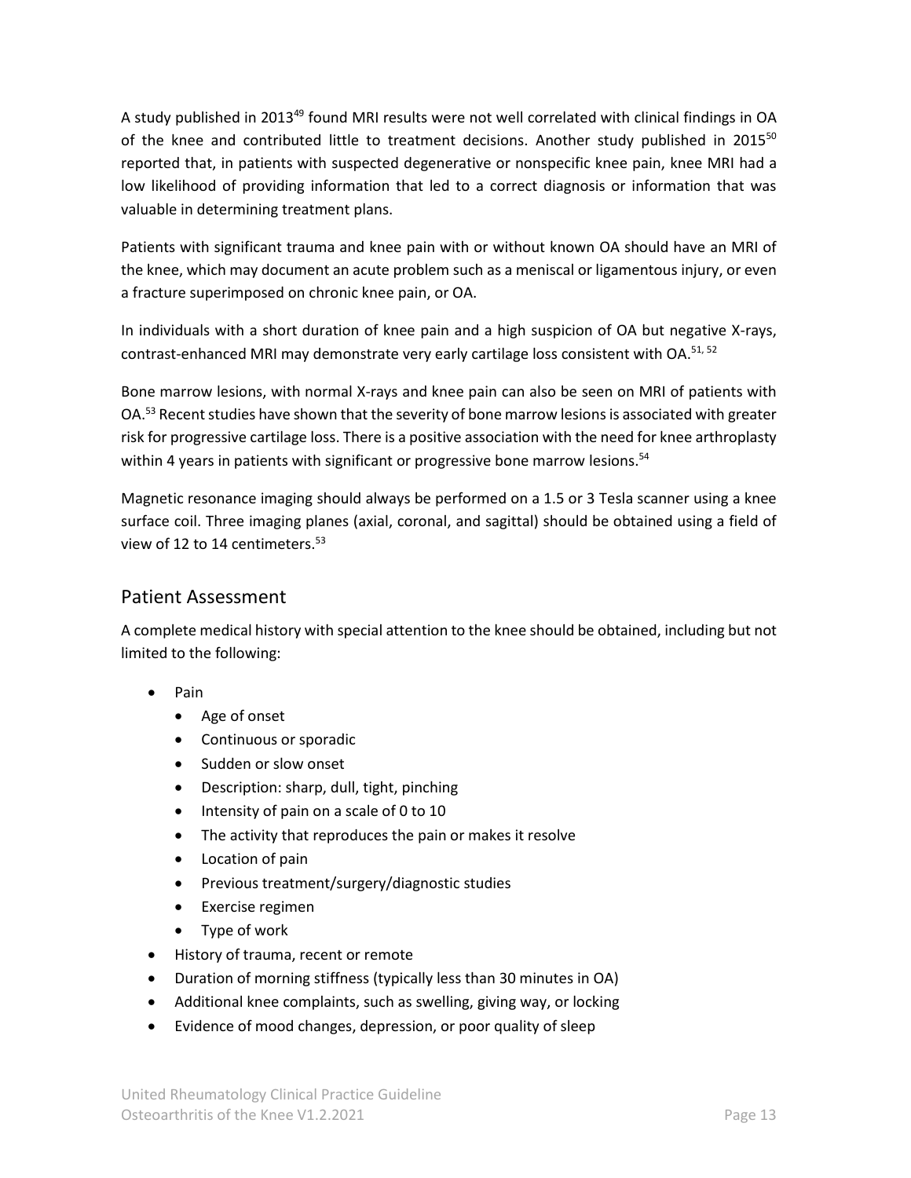A study published in 2013[49] found MRI results were not well correlated with clinical findings in OA of the knee and contributed little to treatment decisions. Another study published in 2015[50] reported that, in patients with suspected degenerative or nonspecific knee pain, knee MRI had a low likelihood of providing information that led to a correct diagnosis or information that was valuable in determining treatment plans.

Patients with significant trauma and knee pain with or without known OA should have an MRI of the knee, which may document an acute problem such as a meniscal or ligamentous injury, or even a fracture superimposed on chronic knee pain, or OA.

In individuals with a short duration of knee pain and a high suspicion of OA but negative X-rays, contrast-enhanced MRI may demonstrate very early cartilage loss consistent with OA.[51, 52]

Bone marrow lesions, with normal X-rays and knee pain can also be seen on MRI of patients with OA.[53] Recent studies have shown that the severity of bone marrow lesions is associated with greater risk for progressive cartilage loss. There is a positive association with the need for knee arthroplasty within 4 years in patients with significant or progressive bone marrow lesions.[54]

Magnetic resonance imaging should always be performed on a 1.5 or 3 Tesla scanner using a knee surface coil. Three imaging planes (axial, coronal, and sagittal) should be obtained using a field of view of 12 to 14 centimeters.[53]

## Patient Assessment

A complete medical history with special attention to the knee should be obtained, including but not limited to the following:

- Pain
  - Age of onset
  - Continuous or sporadic
  - Sudden or slow onset
  - Description: sharp, dull, tight, pinching
  - Intensity of pain on a scale of 0 to 10
  - The activity that reproduces the pain or makes it resolve
  - Location of pain
  - Previous treatment/surgery/diagnostic studies
  - Exercise regimen
  - Type of work
- History of trauma, recent or remote
- Duration of morning stiffness (typically less than 30 minutes in OA)
- Additional knee complaints, such as swelling, giving way, or locking
- Evidence of mood changes, depression, or poor quality of sleep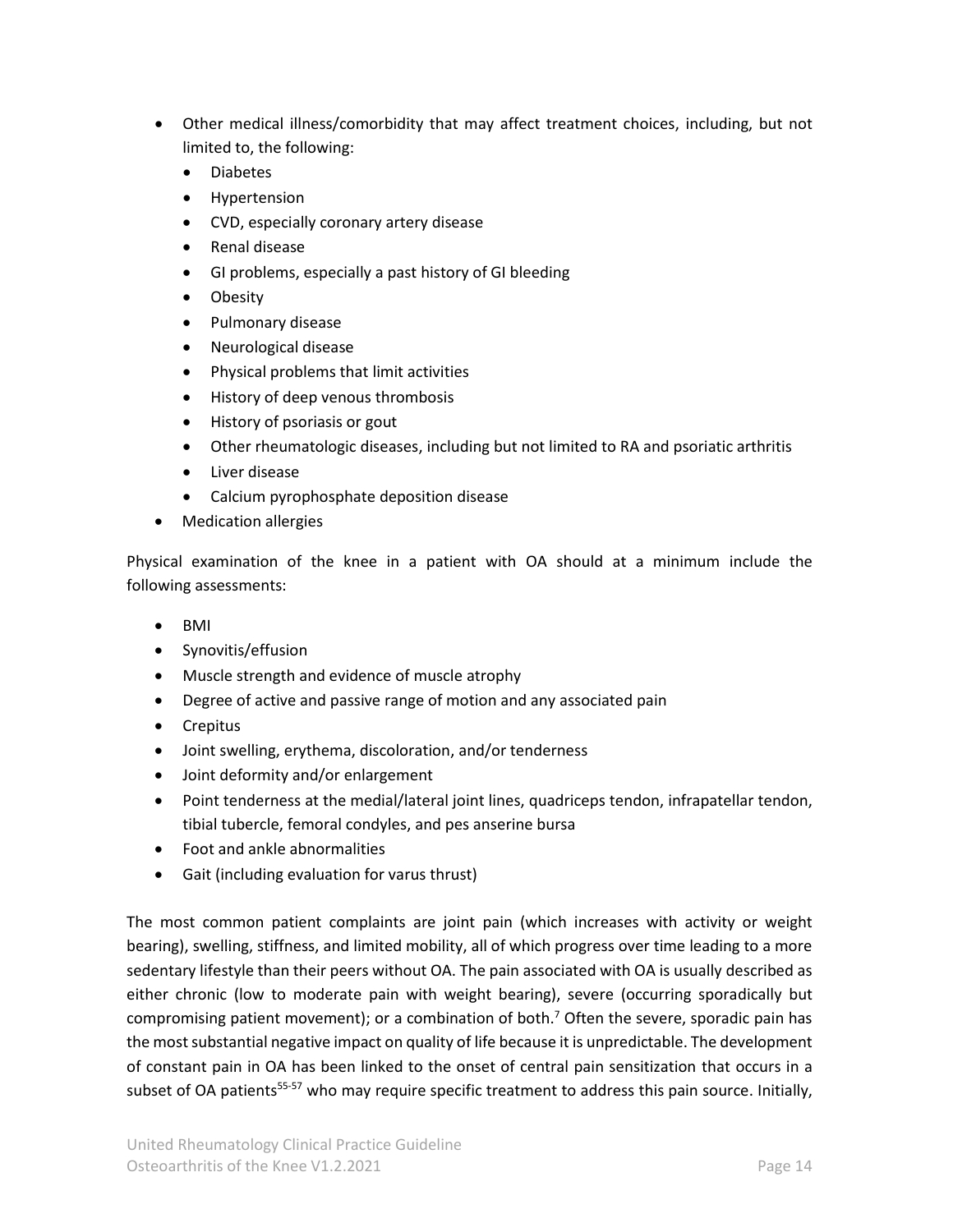- Other medical illness/comorbidity that may affect treatment choices, including, but not limited to, the following:
    - Diabetes
    - Hypertension
    - CVD, especially coronary artery disease
    - Renal disease
    - GI problems, especially a past history of GI bleeding
    - Obesity
    - Pulmonary disease
    - Neurological disease
    - Physical problems that limit activities
    - History of deep venous thrombosis
    - History of psoriasis or gout
    - Other rheumatologic diseases, including but not limited to RA and psoriatic arthritis
    - Liver disease
    - Calcium pyrophosphate deposition disease
- Medication allergies

Physical examination of the knee in a patient with OA should at a minimum include the following assessments:

- BMI
- Synovitis/effusion
- Muscle strength and evidence of muscle atrophy
- Degree of active and passive range of motion and any associated pain
- Crepitus
- Joint swelling, erythema, discoloration, and/or tenderness
- Joint deformity and/or enlargement
- Point tenderness at the medial/lateral joint lines, quadriceps tendon, infrapatellar tendon, tibial tubercle, femoral condyles, and pes anserine bursa
- Foot and ankle abnormalities
- Gait (including evaluation for varus thrust)

The most common patient complaints are joint pain (which increases with activity or weight bearing), swelling, stiffness, and limited mobility, all of which progress over time leading to a more sedentary lifestyle than their peers without OA. The pain associated with OA is usually described as either chronic (low to moderate pain with weight bearing), severe (occurring sporadically but compromising patient movement); or a combination of both.[7] Often the severe, sporadic pain has the most substantial negative impact on quality of life because it is unpredictable. The development of constant pain in OA has been linked to the onset of central pain sensitization that occurs in a subset of OA patients[55-57] who may require specific treatment to address this pain source. Initially,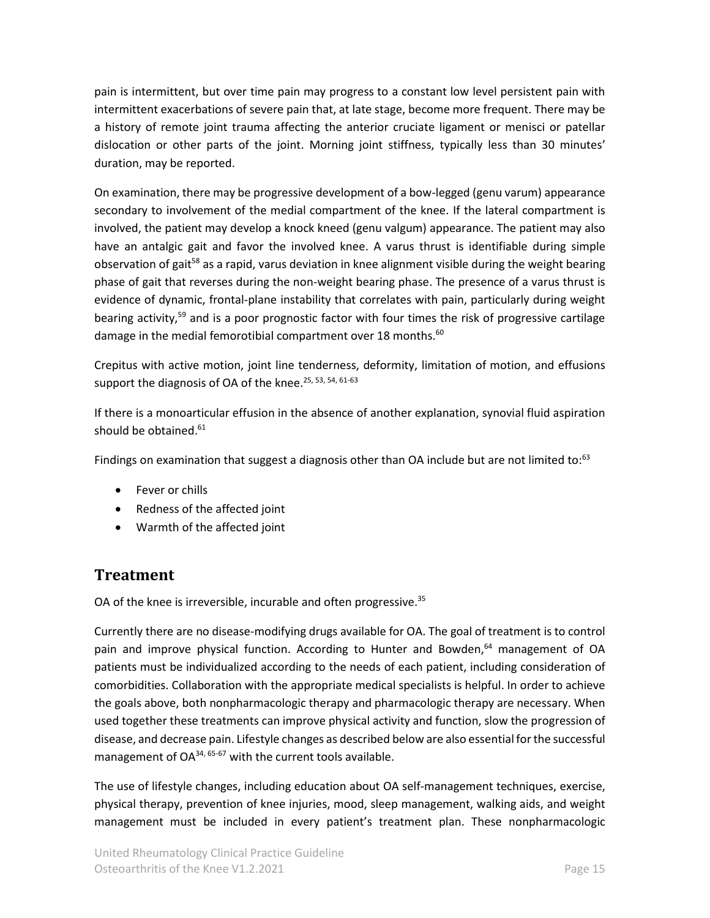pain is intermittent, but over time pain may progress to a constant low level persistent pain with intermittent exacerbations of severe pain that, at late stage, become more frequent. There may be a history of remote joint trauma affecting the anterior cruciate ligament or menisci or patellar dislocation or other parts of the joint. Morning joint stiffness, typically less than 30 minutes' duration, may be reported.

On examination, there may be progressive development of a bow-legged (genu varum) appearance secondary to involvement of the medial compartment of the knee. If the lateral compartment is involved, the patient may develop a knock kneed (genu valgum) appearance. The patient may also have an antalgic gait and favor the involved knee. A varus thrust is identifiable during simple observation of gait[58] as a rapid, varus deviation in knee alignment visible during the weight bearing phase of gait that reverses during the non-weight bearing phase. The presence of a varus thrust is evidence of dynamic, frontal-plane instability that correlates with pain, particularly during weight bearing activity,[59] and is a poor prognostic factor with four times the risk of progressive cartilage damage in the medial femorotibial compartment over 18 months.[60]

Crepitus with active motion, joint line tenderness, deformity, limitation of motion, and effusions support the diagnosis of OA of the knee.[25, 53, 54, 61-63]

If there is a monoarticular effusion in the absence of another explanation, synovial fluid aspiration should be obtained.[61]

Findings on examination that suggest a diagnosis other than OA include but are not limited to:[63]

- Fever or chills
- Redness of the affected joint
- Warmth of the affected joint

## Treatment

OA of the knee is irreversible, incurable and often progressive.[35]

Currently there are no disease-modifying drugs available for OA. The goal of treatment is to control pain and improve physical function. According to Hunter and Bowden,[64] management of OA patients must be individualized according to the needs of each patient, including consideration of comorbidities. Collaboration with the appropriate medical specialists is helpful. In order to achieve the goals above, both nonpharmacologic therapy and pharmacologic therapy are necessary. When used together these treatments can improve physical activity and function, slow the progression of disease, and decrease pain. Lifestyle changes as described below are also essential for the successful management of OA[34, 65-67] with the current tools available.

The use of lifestyle changes, including education about OA self-management techniques, exercise, physical therapy, prevention of knee injuries, mood, sleep management, walking aids, and weight management must be included in every patient's treatment plan. These nonpharmacologic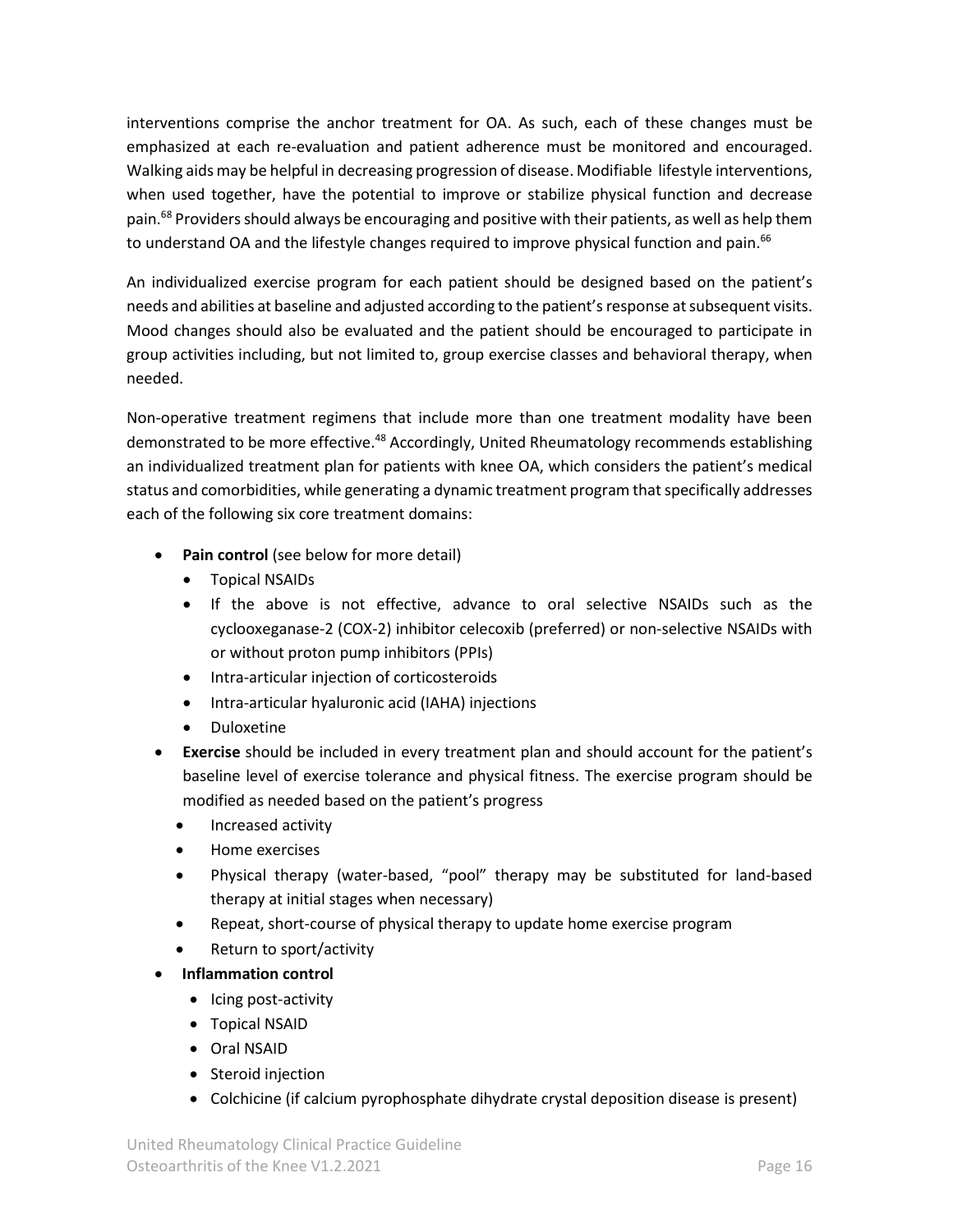interventions comprise the anchor treatment for OA. As such, each of these changes must be emphasized at each re-evaluation and patient adherence must be monitored and encouraged. Walking aids may be helpful in decreasing progression of disease. Modifiable lifestyle interventions, when used together, have the potential to improve or stabilize physical function and decrease pain.[68] Providers should always be encouraging and positive with their patients, as well as help them to understand OA and the lifestyle changes required to improve physical function and pain.[66]

An individualized exercise program for each patient should be designed based on the patient's needs and abilities at baseline and adjusted according to the patient's response at subsequent visits. Mood changes should also be evaluated and the patient should be encouraged to participate in group activities including, but not limited to, group exercise classes and behavioral therapy, when needed.

Non-operative treatment regimens that include more than one treatment modality have been demonstrated to be more effective.[48] Accordingly, United Rheumatology recommends establishing an individualized treatment plan for patients with knee OA, which considers the patient's medical status and comorbidities, while generating a dynamic treatment program that specifically addresses each of the following six core treatment domains:

- **Pain control** (see below for more detail)
  - Topical NSAIDs
  - If the above is not effective, advance to oral selective NSAIDs such as the cyclooxeganase-2 (COX-2) inhibitor celecoxib (preferred) or non-selective NSAIDs with or without proton pump inhibitors (PPIs)
  - Intra-articular injection of corticosteroids
  - Intra-articular hyaluronic acid (IAHA) injections
  - Duloxetine
- **Exercise** should be included in every treatment plan and should account for the patient's baseline level of exercise tolerance and physical fitness. The exercise program should be modified as needed based on the patient's progress
  - Increased activity
  - Home exercises
  - Physical therapy (water-based, "pool" therapy may be substituted for land-based therapy at initial stages when necessary)
  - Repeat, short-course of physical therapy to update home exercise program
  - Return to sport/activity
- **Inflammation control**
  - Icing post-activity
  - Topical NSAID
  - Oral NSAID
  - Steroid injection
  - Colchicine (if calcium pyrophosphate dihydrate crystal deposition disease is present)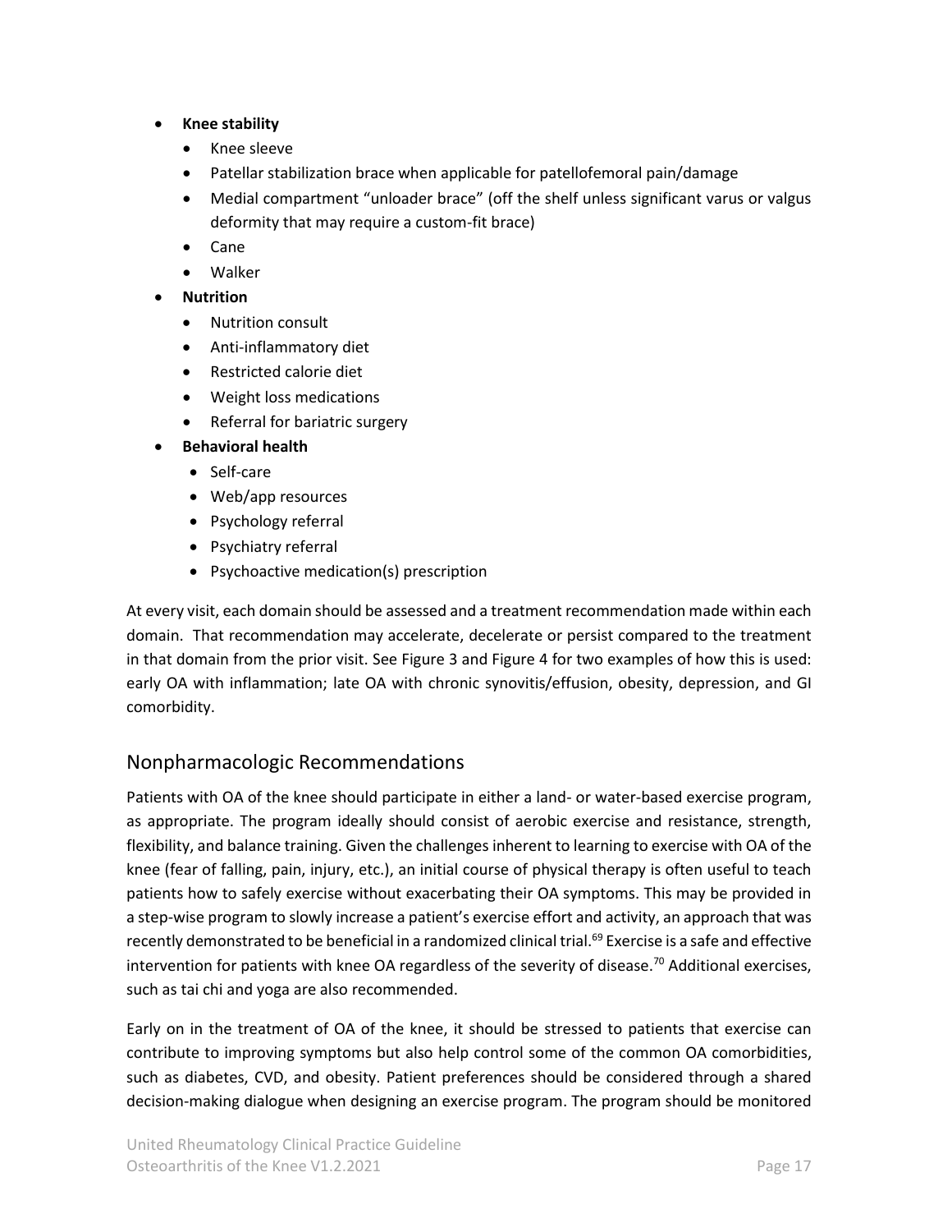- **Knee stability**
  - Knee sleeve
  - Patellar stabilization brace when applicable for patellofemoral pain/damage
  - Medial compartment "unloader brace" (off the shelf unless significant varus or valgus deformity that may require a custom-fit brace)
  - Cane
  - Walker
- **Nutrition**
  - Nutrition consult
  - Anti-inflammatory diet
  - Restricted calorie diet
  - Weight loss medications
  - Referral for bariatric surgery
- **Behavioral health**
  - Self-care
  - Web/app resources
  - Psychology referral
  - Psychiatry referral
  - Psychoactive medication(s) prescription

At every visit, each domain should be assessed and a treatment recommendation made within each domain. That recommendation may accelerate, decelerate or persist compared to the treatment in that domain from the prior visit. See Figure 3 and Figure 4 for two examples of how this is used: early OA with inflammation; late OA with chronic synovitis/effusion, obesity, depression, and GI comorbidity.

## Nonpharmacologic Recommendations

Patients with OA of the knee should participate in either a land- or water-based exercise program, as appropriate. The program ideally should consist of aerobic exercise and resistance, strength, flexibility, and balance training. Given the challenges inherent to learning to exercise with OA of the knee (fear of falling, pain, injury, etc.), an initial course of physical therapy is often useful to teach patients how to safely exercise without exacerbating their OA symptoms. This may be provided in a step-wise program to slowly increase a patient's exercise effort and activity, an approach that was recently demonstrated to be beneficial in a randomized clinical trial.[69] Exercise is a safe and effective intervention for patients with knee OA regardless of the severity of disease.[70] Additional exercises, such as tai chi and yoga are also recommended.

Early on in the treatment of OA of the knee, it should be stressed to patients that exercise can contribute to improving symptoms but also help control some of the common OA comorbidities, such as diabetes, CVD, and obesity. Patient preferences should be considered through a shared decision-making dialogue when designing an exercise program. The program should be monitored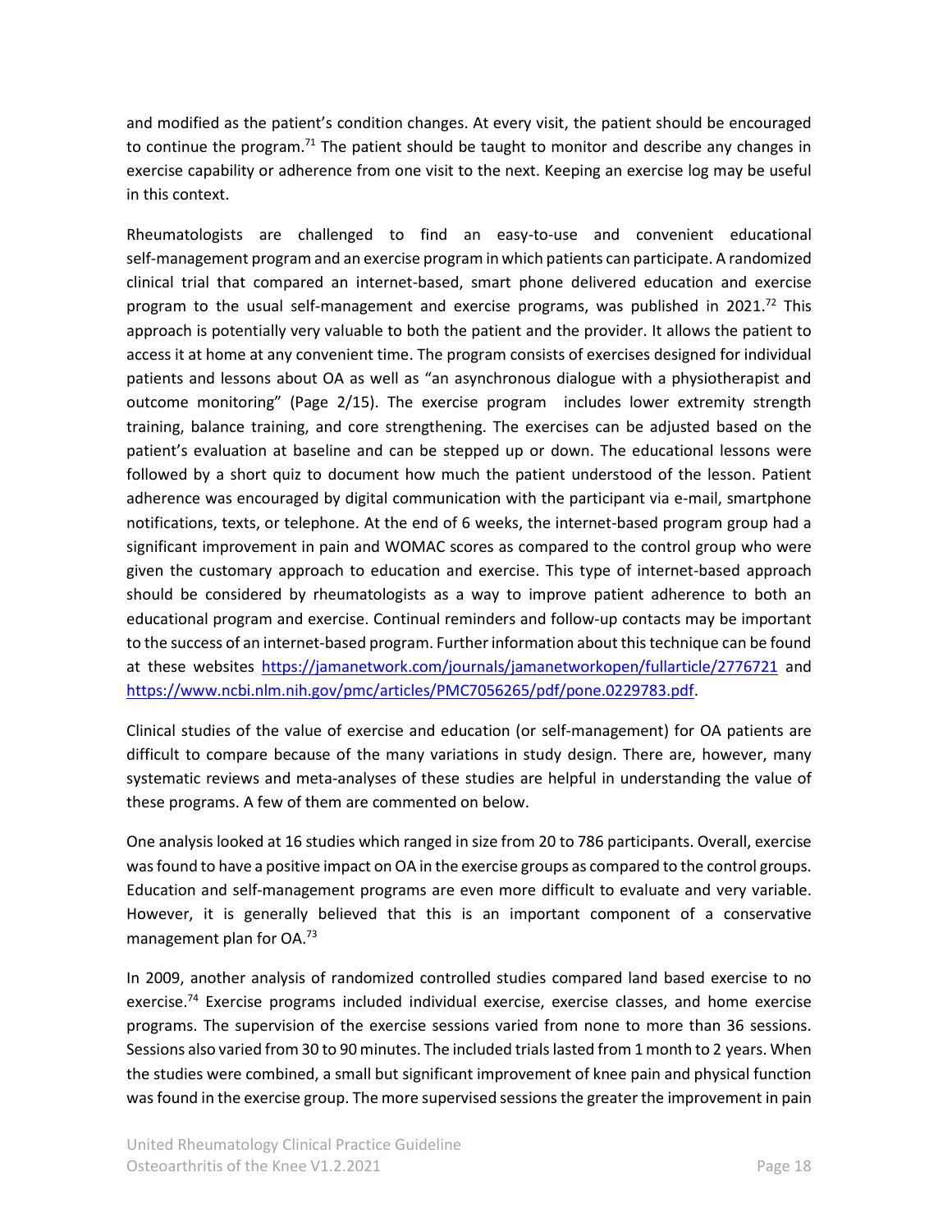and modified as the patient's condition changes. At every visit, the patient should be encouraged to continue the program.[71] The patient should be taught to monitor and describe any changes in exercise capability or adherence from one visit to the next. Keeping an exercise log may be useful in this context.

Rheumatologists are challenged to find an easy-to-use and convenient educational self-management program and an exercise program in which patients can participate. A randomized clinical trial that compared an internet-based, smart phone delivered education and exercise program to the usual self-management and exercise programs, was published in 2021.[72] This approach is potentially very valuable to both the patient and the provider. It allows the patient to access it at home at any convenient time. The program consists of exercises designed for individual patients and lessons about OA as well as "an asynchronous dialogue with a physiotherapist and outcome monitoring" (Page 2/15). The exercise program includes lower extremity strength training, balance training, and core strengthening. The exercises can be adjusted based on the patient's evaluation at baseline and can be stepped up or down. The educational lessons were followed by a short quiz to document how much the patient understood of the lesson. Patient adherence was encouraged by digital communication with the participant via e-mail, smartphone notifications, texts, or telephone. At the end of 6 weeks, the internet-based program group had a significant improvement in pain and WOMAC scores as compared to the control group who were given the customary approach to education and exercise. This type of internet-based approach should be considered by rheumatologists as a way to improve patient adherence to both an educational program and exercise. Continual reminders and follow-up contacts may be important to the success of an internet-based program. Further information about this technique can be found at these websites https://jamanetwork.com/journals/jamanetworkopen/fullarticle/2776721 and https://www.ncbi.nlm.nih.gov/pmc/articles/PMC7056265/pdf/pone.0229783.pdf.

Clinical studies of the value of exercise and education (or self-management) for OA patients are difficult to compare because of the many variations in study design. There are, however, many systematic reviews and meta-analyses of these studies are helpful in understanding the value of these programs. A few of them are commented on below.

One analysis looked at 16 studies which ranged in size from 20 to 786 participants. Overall, exercise was found to have a positive impact on OA in the exercise groups as compared to the control groups. Education and self-management programs are even more difficult to evaluate and very variable. However, it is generally believed that this is an important component of a conservative management plan for OA.[73]

In 2009, another analysis of randomized controlled studies compared land based exercise to no exercise.[74] Exercise programs included individual exercise, exercise classes, and home exercise programs. The supervision of the exercise sessions varied from none to more than 36 sessions. Sessions also varied from 30 to 90 minutes. The included trials lasted from 1 month to 2 years. When the studies were combined, a small but significant improvement of knee pain and physical function was found in the exercise group. The more supervised sessions the greater the improvement in pain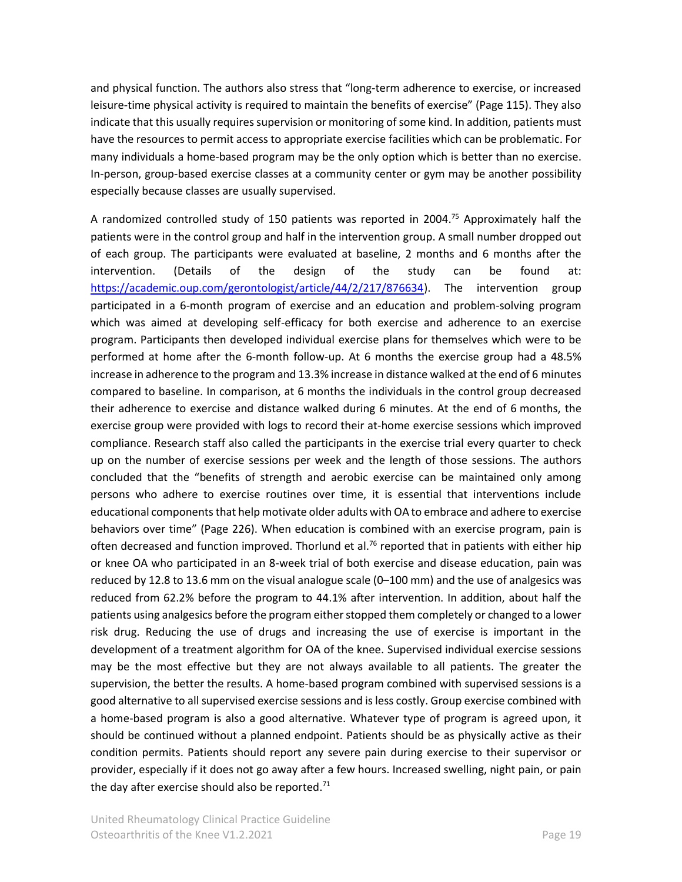and physical function. The authors also stress that "long-term adherence to exercise, or increased leisure-time physical activity is required to maintain the benefits of exercise" (Page 115). They also indicate that this usually requires supervision or monitoring of some kind. In addition, patients must have the resources to permit access to appropriate exercise facilities which can be problematic. For many individuals a home-based program may be the only option which is better than no exercise. In-person, group-based exercise classes at a community center or gym may be another possibility especially because classes are usually supervised.

A randomized controlled study of 150 patients was reported in 2004.[75] Approximately half the patients were in the control group and half in the intervention group. A small number dropped out of each group. The participants were evaluated at baseline, 2 months and 6 months after the intervention. (Details of the design of the study can be found at: [https://academic.oup.com/gerontologist/article/44/2/217/876634](https://academic.oup.com/gerontologist/article/44/2/217/876634)). The intervention group participated in a 6-month program of exercise and an education and problem-solving program which was aimed at developing self-efficacy for both exercise and adherence to an exercise program. Participants then developed individual exercise plans for themselves which were to be performed at home after the 6-month follow-up. At 6 months the exercise group had a 48.5% increase in adherence to the program and 13.3% increase in distance walked at the end of 6 minutes compared to baseline. In comparison, at 6 months the individuals in the control group decreased their adherence to exercise and distance walked during 6 minutes. At the end of 6 months, the exercise group were provided with logs to record their at-home exercise sessions which improved compliance. Research staff also called the participants in the exercise trial every quarter to check up on the number of exercise sessions per week and the length of those sessions. The authors concluded that the "benefits of strength and aerobic exercise can be maintained only among persons who adhere to exercise routines over time, it is essential that interventions include educational components that help motivate older adults with OA to embrace and adhere to exercise behaviors over time" (Page 226). When education is combined with an exercise program, pain is often decreased and function improved. Thorlund et al.[76] reported that in patients with either hip or knee OA who participated in an 8-week trial of both exercise and disease education, pain was reduced by 12.8 to 13.6 mm on the visual analogue scale (0–100 mm) and the use of analgesics was reduced from 62.2% before the program to 44.1% after intervention. In addition, about half the patients using analgesics before the program either stopped them completely or changed to a lower risk drug. Reducing the use of drugs and increasing the use of exercise is important in the development of a treatment algorithm for OA of the knee. Supervised individual exercise sessions may be the most effective but they are not always available to all patients. The greater the supervision, the better the results. A home-based program combined with supervised sessions is a good alternative to all supervised exercise sessions and is less costly. Group exercise combined with a home-based program is also a good alternative. Whatever type of program is agreed upon, it should be continued without a planned endpoint. Patients should be as physically active as their condition permits. Patients should report any severe pain during exercise to their supervisor or provider, especially if it does not go away after a few hours. Increased swelling, night pain, or pain the day after exercise should also be reported.[71]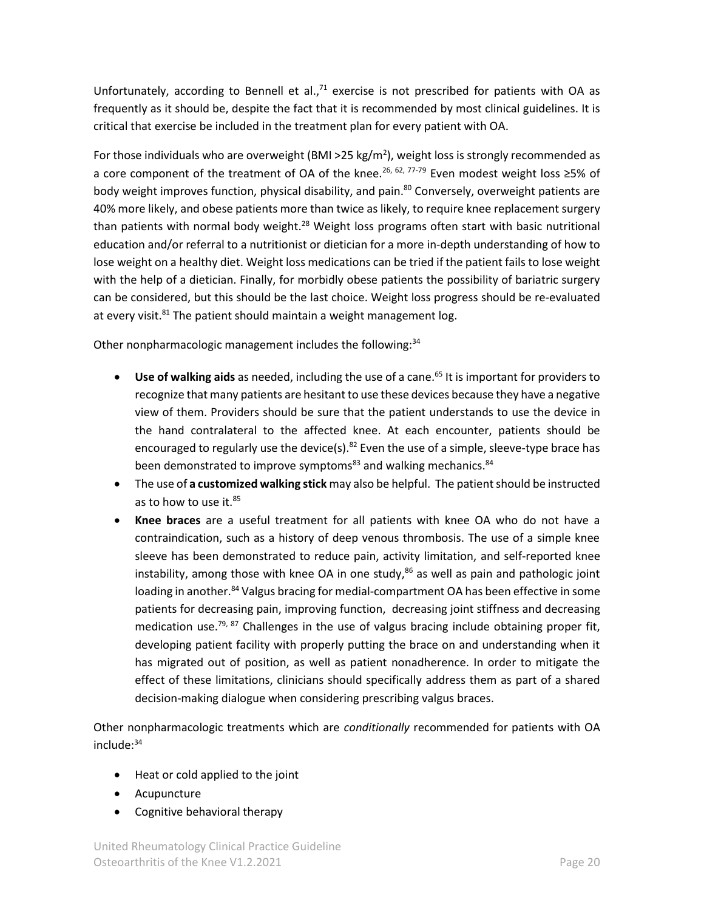Unfortunately, according to Bennell et al.,[71] exercise is not prescribed for patients with OA as frequently as it should be, despite the fact that it is recommended by most clinical guidelines. It is critical that exercise be included in the treatment plan for every patient with OA.

For those individuals who are overweight (BMI >25 kg/m$^2$), weight loss is strongly recommended as a core component of the treatment of OA of the knee.[26, 62, 77-79] Even modest weight loss ≥5% of body weight improves function, physical disability, and pain.[80] Conversely, overweight patients are 40% more likely, and obese patients more than twice as likely, to require knee replacement surgery than patients with normal body weight.[28] Weight loss programs often start with basic nutritional education and/or referral to a nutritionist or dietician for a more in-depth understanding of how to lose weight on a healthy diet. Weight loss medications can be tried if the patient fails to lose weight with the help of a dietician. Finally, for morbidly obese patients the possibility of bariatric surgery can be considered, but this should be the last choice. Weight loss progress should be re-evaluated at every visit.[81] The patient should maintain a weight management log.

Other nonpharmacologic management includes the following:[34]

- **Use of walking aids** as needed, including the use of a cane.[65] It is important for providers to recognize that many patients are hesitant to use these devices because they have a negative view of them. Providers should be sure that the patient understands to use the device in the hand contralateral to the affected knee. At each encounter, patients should be encouraged to regularly use the device(s).[82] Even the use of a simple, sleeve-type brace has been demonstrated to improve symptoms[83] and walking mechanics.[84]
- The use of **a customized walking stick** may also be helpful. The patient should be instructed as to how to use it.[85]
- **Knee braces** are a useful treatment for all patients with knee OA who do not have a contraindication, such as a history of deep venous thrombosis. The use of a simple knee sleeve has been demonstrated to reduce pain, activity limitation, and self-reported knee instability, among those with knee OA in one study,[86] as well as pain and pathologic joint loading in another.[84] Valgus bracing for medial-compartment OA has been effective in some patients for decreasing pain, improving function, decreasing joint stiffness and decreasing medication use.[79, 87] Challenges in the use of valgus bracing include obtaining proper fit, developing patient facility with properly putting the brace on and understanding when it has migrated out of position, as well as patient nonadherence. In order to mitigate the effect of these limitations, clinicians should specifically address them as part of a shared decision-making dialogue when considering prescribing valgus braces.

Other nonpharmacologic treatments which are *conditionally* recommended for patients with OA include:[34]

- Heat or cold applied to the joint
- Acupuncture
- Cognitive behavioral therapy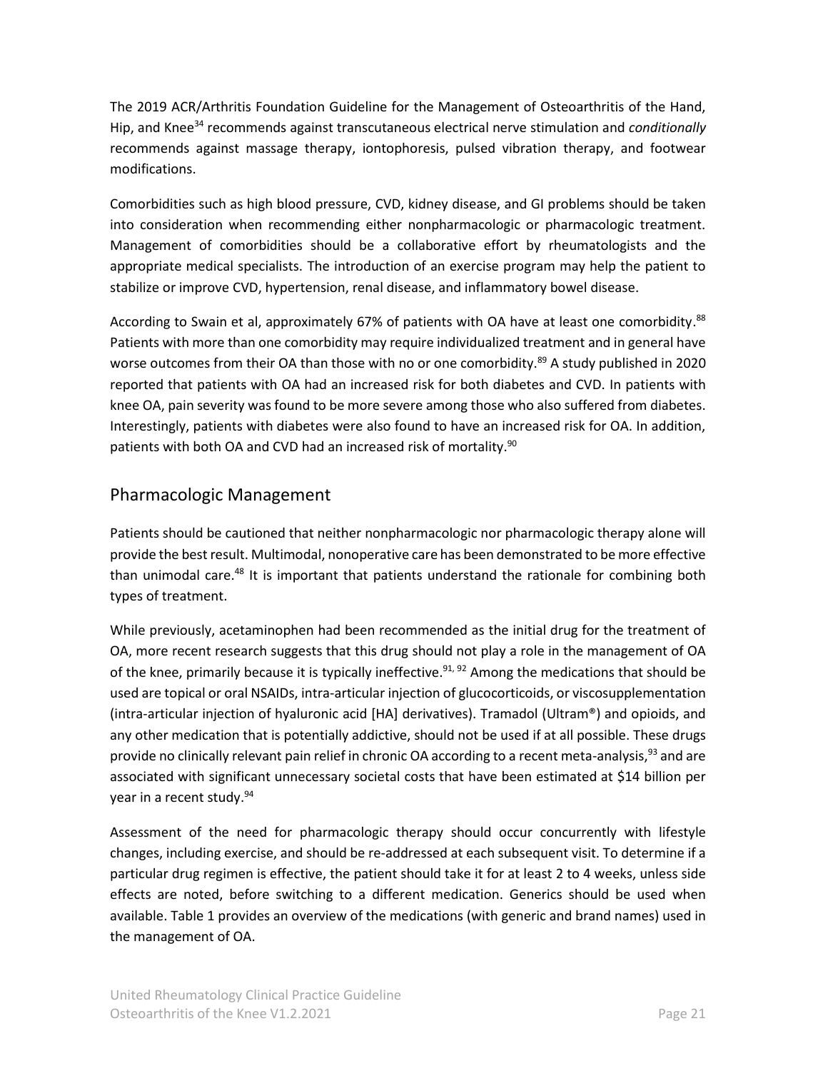The 2019 ACR/Arthritis Foundation Guideline for the Management of Osteoarthritis of the Hand, Hip, and Knee[34] recommends against transcutaneous electrical nerve stimulation and *conditionally* recommends against massage therapy, iontophoresis, pulsed vibration therapy, and footwear modifications.

Comorbidities such as high blood pressure, CVD, kidney disease, and GI problems should be taken into consideration when recommending either nonpharmacologic or pharmacologic treatment. Management of comorbidities should be a collaborative effort by rheumatologists and the appropriate medical specialists. The introduction of an exercise program may help the patient to stabilize or improve CVD, hypertension, renal disease, and inflammatory bowel disease.

According to Swain et al, approximately 67% of patients with OA have at least one comorbidity.[88] Patients with more than one comorbidity may require individualized treatment and in general have worse outcomes from their OA than those with no or one comorbidity.[89] A study published in 2020 reported that patients with OA had an increased risk for both diabetes and CVD. In patients with knee OA, pain severity was found to be more severe among those who also suffered from diabetes. Interestingly, patients with diabetes were also found to have an increased risk for OA. In addition, patients with both OA and CVD had an increased risk of mortality.[90]

## Pharmacologic Management

Patients should be cautioned that neither nonpharmacologic nor pharmacologic therapy alone will provide the best result. Multimodal, nonoperative care has been demonstrated to be more effective than unimodal care.[48] It is important that patients understand the rationale for combining both types of treatment.

While previously, acetaminophen had been recommended as the initial drug for the treatment of OA, more recent research suggests that this drug should not play a role in the management of OA of the knee, primarily because it is typically ineffective.[91, 92] Among the medications that should be used are topical or oral NSAIDs, intra-articular injection of glucocorticoids, or viscosupplementation (intra-articular injection of hyaluronic acid [HA] derivatives). Tramadol (Ultram®) and opioids, and any other medication that is potentially addictive, should not be used if at all possible. These drugs provide no clinically relevant pain relief in chronic OA according to a recent meta-analysis,[93] and are associated with significant unnecessary societal costs that have been estimated at $14 billion per year in a recent study.[94]

Assessment of the need for pharmacologic therapy should occur concurrently with lifestyle changes, including exercise, and should be re-addressed at each subsequent visit. To determine if a particular drug regimen is effective, the patient should take it for at least 2 to 4 weeks, unless side effects are noted, before switching to a different medication. Generics should be used when available. Table 1 provides an overview of the medications (with generic and brand names) used in the management of OA.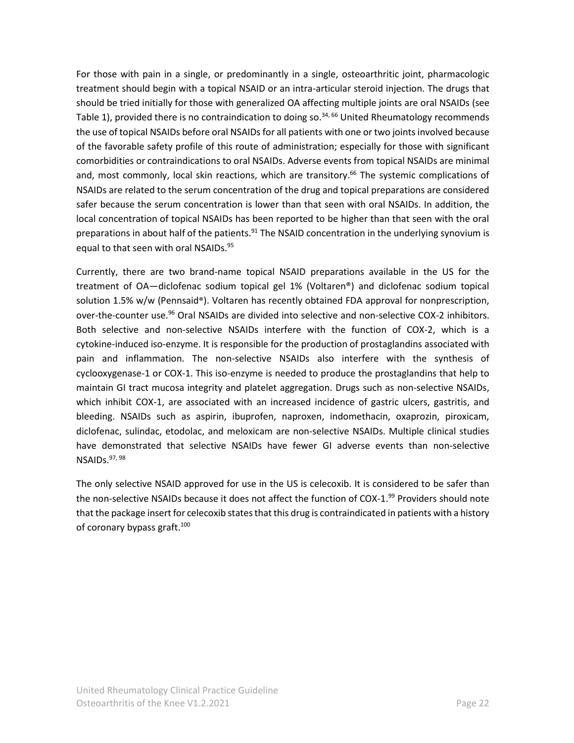For those with pain in a single, or predominantly in a single, osteoarthritic joint, pharmacologic treatment should begin with a topical NSAID or an intra-articular steroid injection. The drugs that should be tried initially for those with generalized OA affecting multiple joints are oral NSAIDs (see Table 1), provided there is no contraindication to doing so.[34, 66] United Rheumatology recommends the use of topical NSAIDs before oral NSAIDs for all patients with one or two joints involved because of the favorable safety profile of this route of administration; especially for those with significant comorbidities or contraindications to oral NSAIDs. Adverse events from topical NSAIDs are minimal and, most commonly, local skin reactions, which are transitory.[66] The systemic complications of NSAIDs are related to the serum concentration of the drug and topical preparations are considered safer because the serum concentration is lower than that seen with oral NSAIDs. In addition, the local concentration of topical NSAIDs has been reported to be higher than that seen with the oral preparations in about half of the patients.[91] The NSAID concentration in the underlying synovium is equal to that seen with oral NSAIDs.[95]

Currently, there are two brand-name topical NSAID preparations available in the US for the treatment of OA—diclofenac sodium topical gel 1% (Voltaren®) and diclofenac sodium topical solution 1.5% w/w (Pennsaid®). Voltaren has recently obtained FDA approval for nonprescription, over-the-counter use.[96] Oral NSAIDs are divided into selective and non-selective COX-2 inhibitors. Both selective and non-selective NSAIDs interfere with the function of COX-2, which is a cytokine-induced iso-enzyme. It is responsible for the production of prostaglandins associated with pain and inflammation. The non-selective NSAIDs also interfere with the synthesis of cyclooxygenase-1 or COX-1. This iso-enzyme is needed to produce the prostaglandins that help to maintain GI tract mucosa integrity and platelet aggregation. Drugs such as non-selective NSAIDs, which inhibit COX-1, are associated with an increased incidence of gastric ulcers, gastritis, and bleeding. NSAIDs such as aspirin, ibuprofen, naproxen, indomethacin, oxaprozin, piroxicam, diclofenac, sulindac, etodolac, and meloxicam are non-selective NSAIDs. Multiple clinical studies have demonstrated that selective NSAIDs have fewer GI adverse events than non-selective NSAIDs.[97, 98]

The only selective NSAID approved for use in the US is celecoxib. It is considered to be safer than the non-selective NSAIDs because it does not affect the function of COX-1.[99] Providers should note that the package insert for celecoxib states that this drug is contraindicated in patients with a history of coronary bypass graft.[100]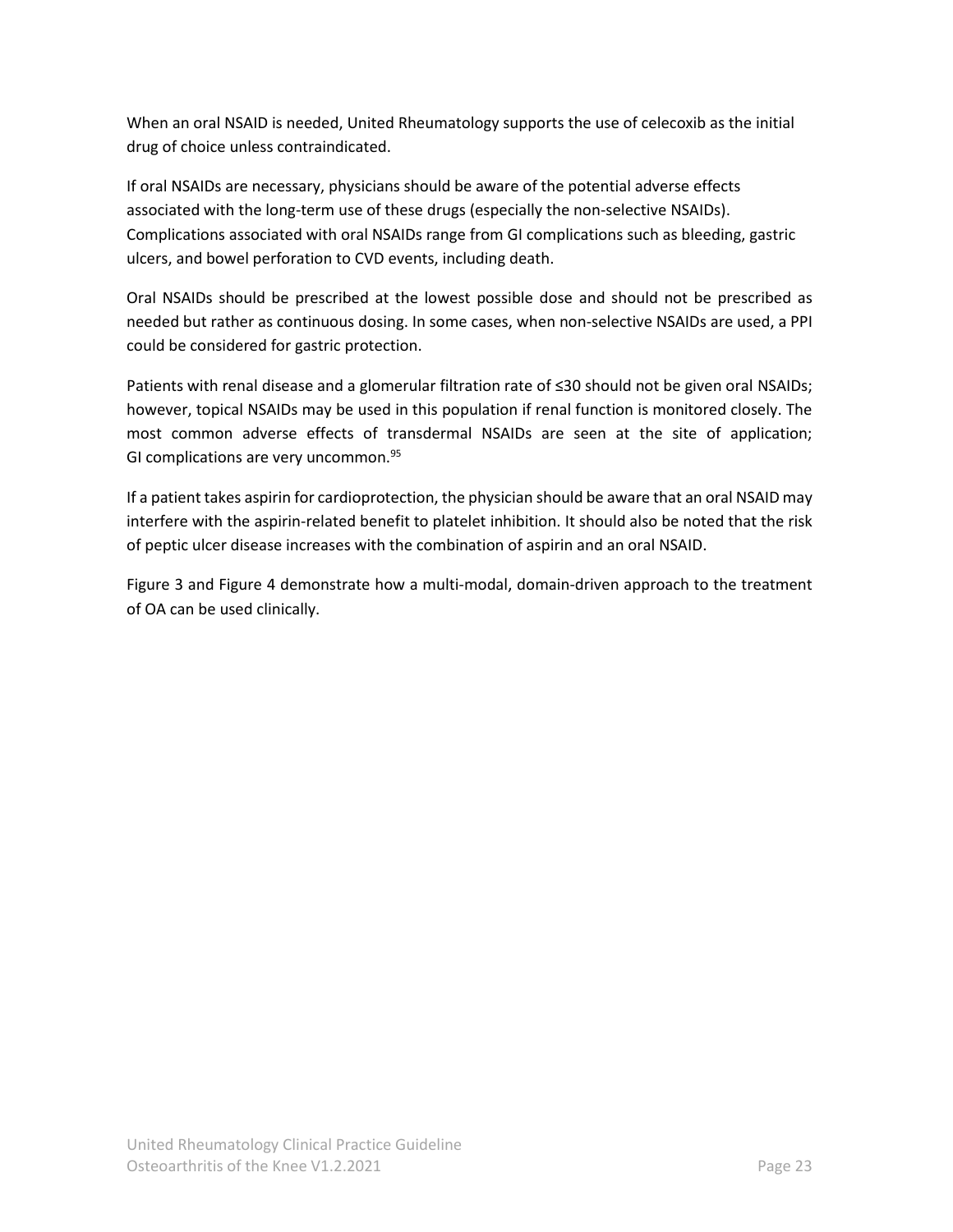When an oral NSAID is needed, United Rheumatology supports the use of celecoxib as the initial drug of choice unless contraindicated.

If oral NSAIDs are necessary, physicians should be aware of the potential adverse effects associated with the long-term use of these drugs (especially the non-selective NSAIDs). Complications associated with oral NSAIDs range from GI complications such as bleeding, gastric ulcers, and bowel perforation to CVD events, including death.

Oral NSAIDs should be prescribed at the lowest possible dose and should not be prescribed as needed but rather as continuous dosing. In some cases, when non-selective NSAIDs are used, a PPI could be considered for gastric protection.

Patients with renal disease and a glomerular filtration rate of ≤30 should not be given oral NSAIDs; however, topical NSAIDs may be used in this population if renal function is monitored closely. The most common adverse effects of transdermal NSAIDs are seen at the site of application; GI complications are very uncommon.[95]

If a patient takes aspirin for cardioprotection, the physician should be aware that an oral NSAID may interfere with the aspirin-related benefit to platelet inhibition. It should also be noted that the risk of peptic ulcer disease increases with the combination of aspirin and an oral NSAID.

Figure 3 and Figure 4 demonstrate how a multi-modal, domain-driven approach to the treatment of OA can be used clinically.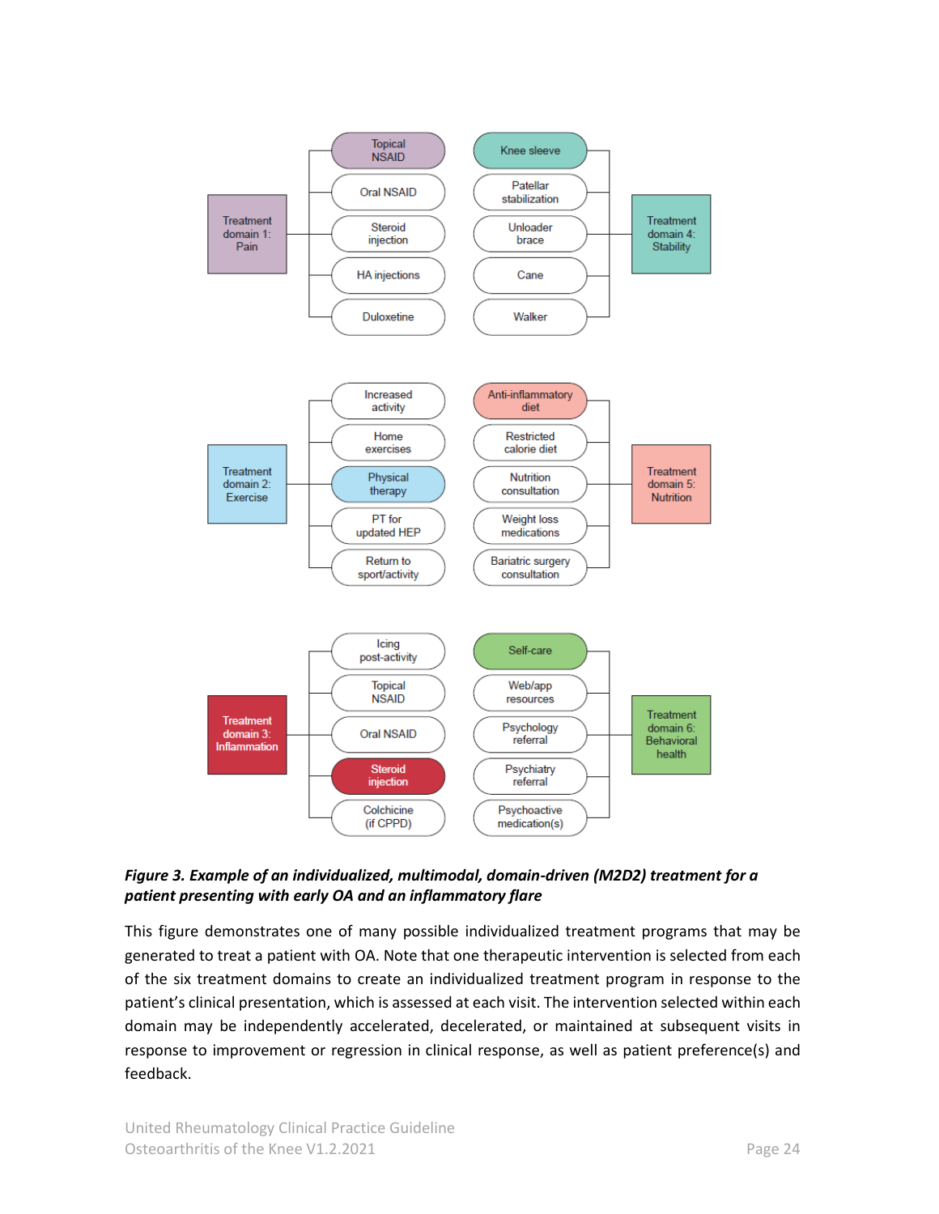| Treatment domain 1: Pain | Treatment domain 4: Stability |
| --- | --- |
| **Topical NSAID** | **Knee sleeve** |
| Oral NSAID | Patellar stabilization |
| Steroid injection | Unloader brace |
| HA injections | Cane |
| Duloxetine | Walker |

| Treatment domain 2: Exercise | Treatment domain 5: Nutrition |
| --- | --- |
| Increased activity | **Anti-inflammatory diet** |
| Home exercises | Restricted calorie diet |
| **Physical therapy** | Nutrition consultation |
| PT for updated HEP | Weight loss medications |
| Return to sport/activity | Bariatric surgery consultation |

| Treatment domain 3: Inflammation | Treatment domain 6: Behavioral health |
| --- | --- |
| Icing post-activity | **Self-care** |
| Topical NSAID | Web/app resources |
| Oral NSAID | Psychology referral |
| **Steroid injection** | Psychiatry referral |
| Colchicine (if CPPD) | Psychoactive medication(s) |

***Figure 3. Example of an individualized, multimodal, domain-driven (M2D2) treatment for a patient presenting with early OA and an inflammatory flare***

This figure demonstrates one of many possible individualized treatment programs that may be generated to treat a patient with OA. Note that one therapeutic intervention is selected from each of the six treatment domains to create an individualized treatment program in response to the patient's clinical presentation, which is assessed at each visit. The intervention selected within each domain may be independently accelerated, decelerated, or maintained at subsequent visits in response to improvement or regression in clinical response, as well as patient preference(s) and feedback.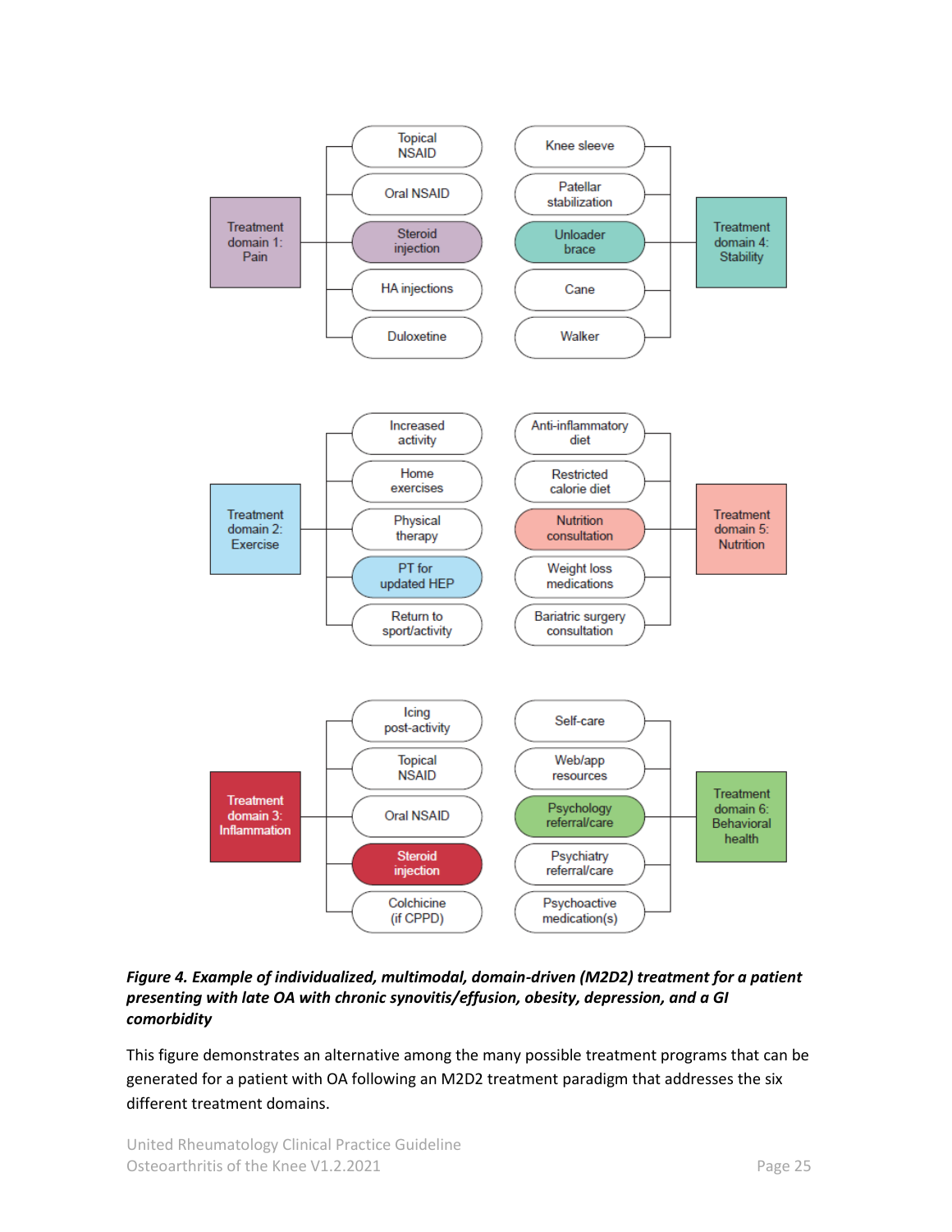**Treatment domain 1: Pain**
- Topical NSAID
- Oral NSAID
- Steroid injection
- HA injections
- Duloxetine

**Treatment domain 4: Stability**
- Knee sleeve
- Patellar stabilization
- Unloader brace
- Cane
- Walker

**Treatment domain 2: Exercise**
- Increased activity
- Home exercises
- Physical therapy
- PT for updated HEP
- Return to sport/activity

**Treatment domain 5: Nutrition**
- Anti-inflammatory diet
- Restricted calorie diet
- Nutrition consultation
- Weight loss medications
- Bariatric surgery consultation

**Treatment domain 3: Inflammation**
- Icing post-activity
- Topical NSAID
- Oral NSAID
- Steroid injection
- Colchicine (if CPPD)

**Treatment domain 6: Behavioral health**
- Self-care
- Web/app resources
- Psychology referral/care
- Psychiatry referral/care
- Psychoactive medication(s)

***Figure 4. Example of individualized, multimodal, domain-driven (M2D2) treatment for a patient presenting with late OA with chronic synovitis/effusion, obesity, depression, and a GI comorbidity***

This figure demonstrates an alternative among the many possible treatment programs that can be generated for a patient with OA following an M2D2 treatment paradigm that addresses the six different treatment domains.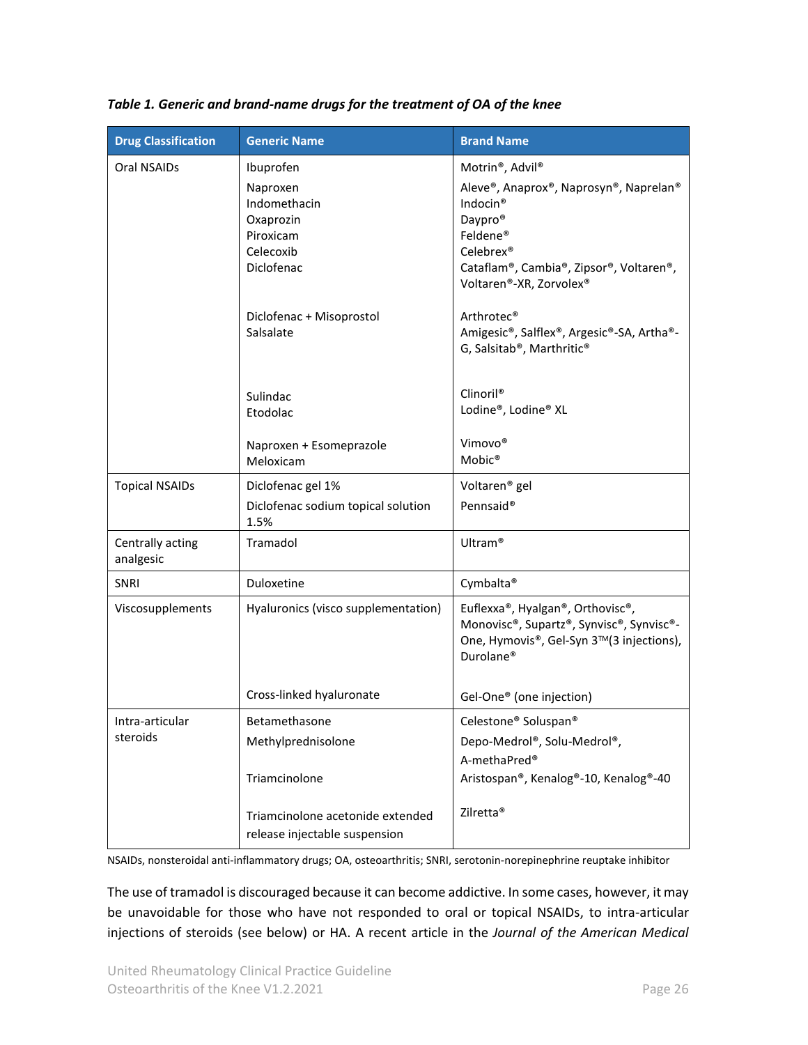*Table 1. Generic and brand-name drugs for the treatment of OA of the knee*

| Drug Classification | Generic Name | Brand Name |
|---|---|---|
| Oral NSAIDs | Ibuprofen | Motrin®, Advil® |
| | Naproxen | Aleve®, Anaprox®, Naprosyn®, Naprelan® |
| | Indomethacin | Indocin® |
| | Oxaprozin | Daypro® |
| | Piroxicam | Feldene® |
| | Celecoxib | Celebrex® |
| | Diclofenac | Cataflam®, Cambia®, Zipsor®, Voltaren®, Voltaren®-XR, Zorvolex® |
| | Diclofenac + Misoprostol | Arthrotec® |
| | Salsalate | Amigesic®, Salflex®, Argesic®-SA, Artha®-G, Salsitab®, Marthritic® |
| | Sulindac | Clinoril® |
| | Etodolac | Lodine®, Lodine® XL |
| | Naproxen + Esomeprazole | Vimovo® |
| | Meloxicam | Mobic® |
| Topical NSAIDs | Diclofenac gel 1% | Voltaren® gel |
| | Diclofenac sodium topical solution 1.5% | Pennsaid® |
| Centrally acting analgesic | Tramadol | Ultram® |
| SNRI | Duloxetine | Cymbalta® |
| Viscosupplements | Hyaluronics (visco supplementation) | Euflexxa®, Hyalgan®, Orthovisc®, Monovisc®, Supartz®, Synvisc®, Synvisc®-One, Hymovis®, Gel-Syn 3™(3 injections), Durolane® |
| | Cross-linked hyaluronate | Gel-One® (one injection) |
| Intra-articular steroids | Betamethasone | Celestone® Soluspan® |
| | Methylprednisolone | Depo-Medrol®, Solu-Medrol®, A-methaPred® |
| | Triamcinolone | Aristospan®, Kenalog®-10, Kenalog®-40 |
| | Triamcinolone acetonide extended release injectable suspension | Zilretta® |

NSAIDs, nonsteroidal anti-inflammatory drugs; OA, osteoarthritis; SNRI, serotonin-norepinephrine reuptake inhibitor

The use of tramadol is discouraged because it can become addictive. In some cases, however, it may be unavoidable for those who have not responded to oral or topical NSAIDs, to intra-articular injections of steroids (see below) or HA. A recent article in the *Journal of the American Medical*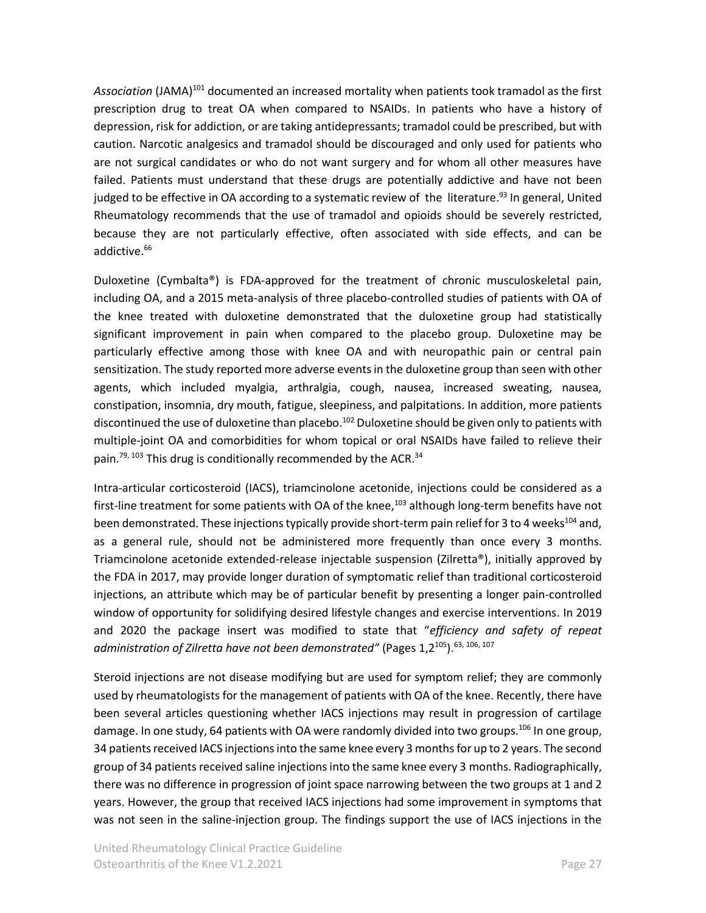*Association* (JAMA)[101] documented an increased mortality when patients took tramadol as the first prescription drug to treat OA when compared to NSAIDs. In patients who have a history of depression, risk for addiction, or are taking antidepressants; tramadol could be prescribed, but with caution. Narcotic analgesics and tramadol should be discouraged and only used for patients who are not surgical candidates or who do not want surgery and for whom all other measures have failed. Patients must understand that these drugs are potentially addictive and have not been judged to be effective in OA according to a systematic review of the literature.[93] In general, United Rheumatology recommends that the use of tramadol and opioids should be severely restricted, because they are not particularly effective, often associated with side effects, and can be addictive.[66]

Duloxetine (Cymbalta®) is FDA-approved for the treatment of chronic musculoskeletal pain, including OA, and a 2015 meta-analysis of three placebo-controlled studies of patients with OA of the knee treated with duloxetine demonstrated that the duloxetine group had statistically significant improvement in pain when compared to the placebo group. Duloxetine may be particularly effective among those with knee OA and with neuropathic pain or central pain sensitization. The study reported more adverse events in the duloxetine group than seen with other agents, which included myalgia, arthralgia, cough, nausea, increased sweating, nausea, constipation, insomnia, dry mouth, fatigue, sleepiness, and palpitations. In addition, more patients discontinued the use of duloxetine than placebo.[102] Duloxetine should be given only to patients with multiple-joint OA and comorbidities for whom topical or oral NSAIDs have failed to relieve their pain.[79, 103] This drug is conditionally recommended by the ACR.[34]

Intra-articular corticosteroid (IACS), triamcinolone acetonide, injections could be considered as a first-line treatment for some patients with OA of the knee,[103] although long-term benefits have not been demonstrated. These injections typically provide short-term pain relief for 3 to 4 weeks[104] and, as a general rule, should not be administered more frequently than once every 3 months. Triamcinolone acetonide extended-release injectable suspension (Zilretta®), initially approved by the FDA in 2017, may provide longer duration of symptomatic relief than traditional corticosteroid injections, an attribute which may be of particular benefit by presenting a longer pain-controlled window of opportunity for solidifying desired lifestyle changes and exercise interventions. In 2019 and 2020 the package insert was modified to state that "*efficiency and safety of repeat administration of Zilretta have not been demonstrated"* (Pages 1,2[105]).[63, 106, 107]

Steroid injections are not disease modifying but are used for symptom relief; they are commonly used by rheumatologists for the management of patients with OA of the knee. Recently, there have been several articles questioning whether IACS injections may result in progression of cartilage damage. In one study, 64 patients with OA were randomly divided into two groups.[106] In one group, 34 patients received IACS injections into the same knee every 3 months for up to 2 years. The second group of 34 patients received saline injections into the same knee every 3 months. Radiographically, there was no difference in progression of joint space narrowing between the two groups at 1 and 2 years. However, the group that received IACS injections had some improvement in symptoms that was not seen in the saline-injection group. The findings support the use of IACS injections in the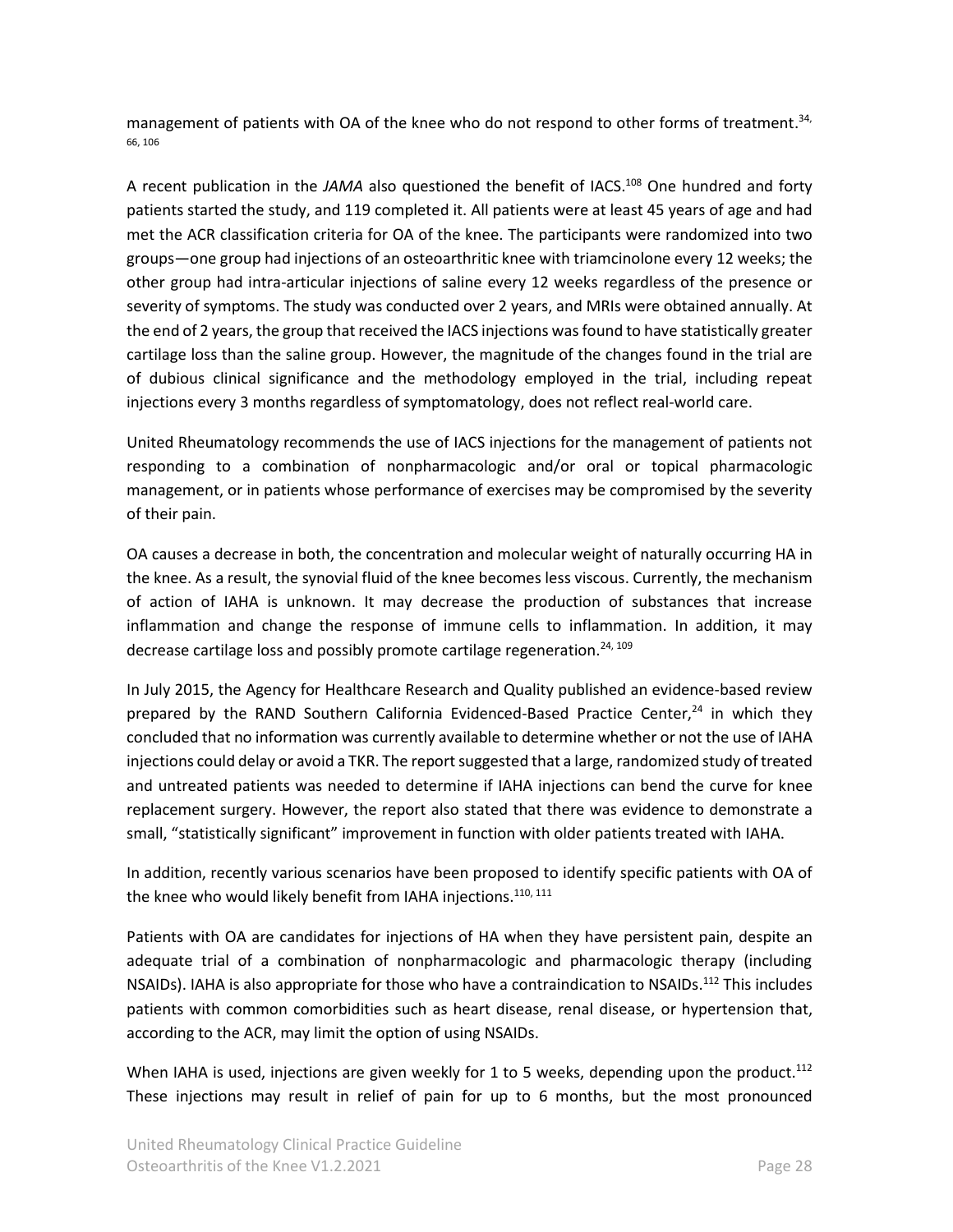management of patients with OA of the knee who do not respond to other forms of treatment.[34, 66, 106]

A recent publication in the *JAMA* also questioned the benefit of IACS.[108] One hundred and forty patients started the study, and 119 completed it. All patients were at least 45 years of age and had met the ACR classification criteria for OA of the knee. The participants were randomized into two groups—one group had injections of an osteoarthritic knee with triamcinolone every 12 weeks; the other group had intra-articular injections of saline every 12 weeks regardless of the presence or severity of symptoms. The study was conducted over 2 years, and MRIs were obtained annually. At the end of 2 years, the group that received the IACS injections was found to have statistically greater cartilage loss than the saline group. However, the magnitude of the changes found in the trial are of dubious clinical significance and the methodology employed in the trial, including repeat injections every 3 months regardless of symptomatology, does not reflect real-world care.

United Rheumatology recommends the use of IACS injections for the management of patients not responding to a combination of nonpharmacologic and/or oral or topical pharmacologic management, or in patients whose performance of exercises may be compromised by the severity of their pain.

OA causes a decrease in both, the concentration and molecular weight of naturally occurring HA in the knee. As a result, the synovial fluid of the knee becomes less viscous. Currently, the mechanism of action of IAHA is unknown. It may decrease the production of substances that increase inflammation and change the response of immune cells to inflammation. In addition, it may decrease cartilage loss and possibly promote cartilage regeneration.[24, 109]

In July 2015, the Agency for Healthcare Research and Quality published an evidence-based review prepared by the RAND Southern California Evidenced-Based Practice Center,[24] in which they concluded that no information was currently available to determine whether or not the use of IAHA injections could delay or avoid a TKR. The report suggested that a large, randomized study of treated and untreated patients was needed to determine if IAHA injections can bend the curve for knee replacement surgery. However, the report also stated that there was evidence to demonstrate a small, "statistically significant" improvement in function with older patients treated with IAHA.

In addition, recently various scenarios have been proposed to identify specific patients with OA of the knee who would likely benefit from IAHA injections.[110, 111]

Patients with OA are candidates for injections of HA when they have persistent pain, despite an adequate trial of a combination of nonpharmacologic and pharmacologic therapy (including NSAIDs). IAHA is also appropriate for those who have a contraindication to NSAIDs.[112] This includes patients with common comorbidities such as heart disease, renal disease, or hypertension that, according to the ACR, may limit the option of using NSAIDs.

When IAHA is used, injections are given weekly for 1 to 5 weeks, depending upon the product.[112] These injections may result in relief of pain for up to 6 months, but the most pronounced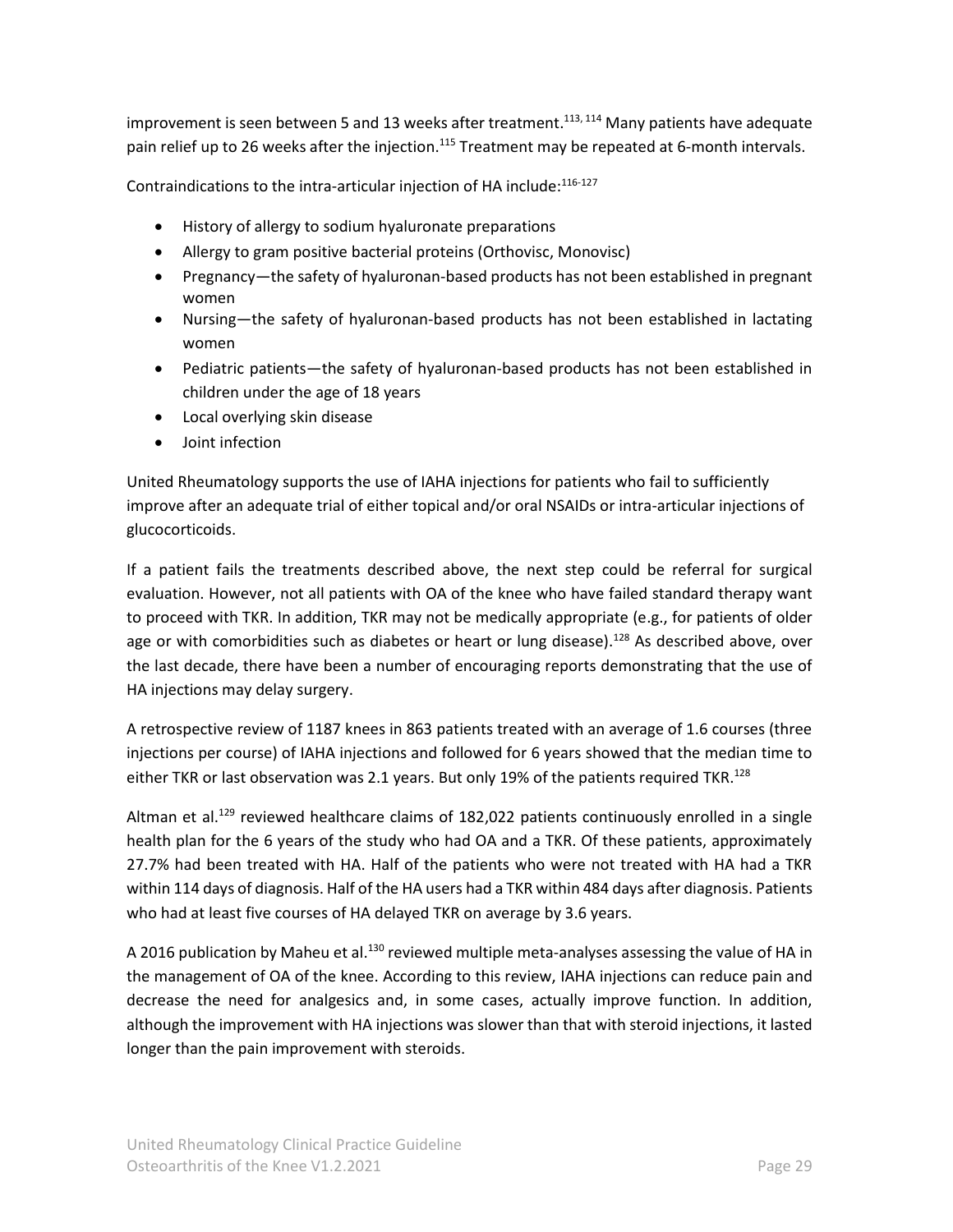improvement is seen between 5 and 13 weeks after treatment.[113, 114] Many patients have adequate pain relief up to 26 weeks after the injection.[115] Treatment may be repeated at 6-month intervals.

Contraindications to the intra-articular injection of HA include:[116-127]

- History of allergy to sodium hyaluronate preparations
- Allergy to gram positive bacterial proteins (Orthovisc, Monovisc)
- Pregnancy—the safety of hyaluronan-based products has not been established in pregnant women
- Nursing—the safety of hyaluronan-based products has not been established in lactating women
- Pediatric patients—the safety of hyaluronan-based products has not been established in children under the age of 18 years
- Local overlying skin disease
- Joint infection

United Rheumatology supports the use of IAHA injections for patients who fail to sufficiently improve after an adequate trial of either topical and/or oral NSAIDs or intra-articular injections of glucocorticoids.

If a patient fails the treatments described above, the next step could be referral for surgical evaluation. However, not all patients with OA of the knee who have failed standard therapy want to proceed with TKR. In addition, TKR may not be medically appropriate (e.g., for patients of older age or with comorbidities such as diabetes or heart or lung disease).[128] As described above, over the last decade, there have been a number of encouraging reports demonstrating that the use of HA injections may delay surgery.

A retrospective review of 1187 knees in 863 patients treated with an average of 1.6 courses (three injections per course) of IAHA injections and followed for 6 years showed that the median time to either TKR or last observation was 2.1 years. But only 19% of the patients required TKR.[128]

Altman et al.[129] reviewed healthcare claims of 182,022 patients continuously enrolled in a single health plan for the 6 years of the study who had OA and a TKR. Of these patients, approximately 27.7% had been treated with HA. Half of the patients who were not treated with HA had a TKR within 114 days of diagnosis. Half of the HA users had a TKR within 484 days after diagnosis. Patients who had at least five courses of HA delayed TKR on average by 3.6 years.

A 2016 publication by Maheu et al.[130] reviewed multiple meta-analyses assessing the value of HA in the management of OA of the knee. According to this review, IAHA injections can reduce pain and decrease the need for analgesics and, in some cases, actually improve function. In addition, although the improvement with HA injections was slower than that with steroid injections, it lasted longer than the pain improvement with steroids.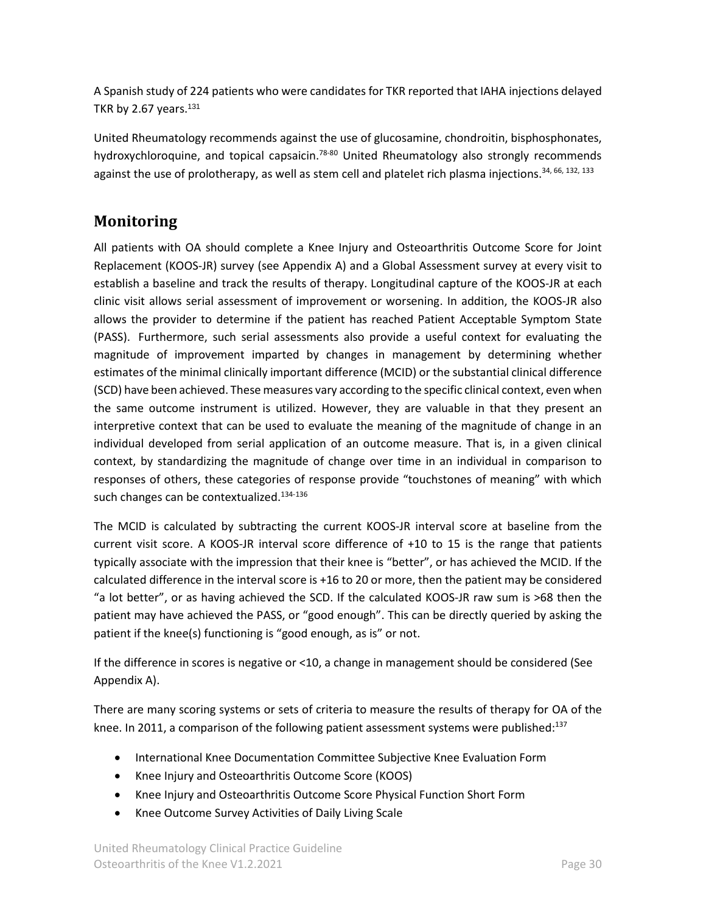A Spanish study of 224 patients who were candidates for TKR reported that IAHA injections delayed TKR by 2.67 years.[131]

United Rheumatology recommends against the use of glucosamine, chondroitin, bisphosphonates, hydroxychloroquine, and topical capsaicin.[78-80] United Rheumatology also strongly recommends against the use of prolotherapy, as well as stem cell and platelet rich plasma injections.[34, 66, 132, 133]

## Monitoring

All patients with OA should complete a Knee Injury and Osteoarthritis Outcome Score for Joint Replacement (KOOS-JR) survey (see Appendix A) and a Global Assessment survey at every visit to establish a baseline and track the results of therapy. Longitudinal capture of the KOOS-JR at each clinic visit allows serial assessment of improvement or worsening. In addition, the KOOS-JR also allows the provider to determine if the patient has reached Patient Acceptable Symptom State (PASS). Furthermore, such serial assessments also provide a useful context for evaluating the magnitude of improvement imparted by changes in management by determining whether estimates of the minimal clinically important difference (MCID) or the substantial clinical difference (SCD) have been achieved. These measures vary according to the specific clinical context, even when the same outcome instrument is utilized. However, they are valuable in that they present an interpretive context that can be used to evaluate the meaning of the magnitude of change in an individual developed from serial application of an outcome measure. That is, in a given clinical context, by standardizing the magnitude of change over time in an individual in comparison to responses of others, these categories of response provide "touchstones of meaning" with which such changes can be contextualized.[134-136]

The MCID is calculated by subtracting the current KOOS-JR interval score at baseline from the current visit score. A KOOS-JR interval score difference of +10 to 15 is the range that patients typically associate with the impression that their knee is "better", or has achieved the MCID. If the calculated difference in the interval score is +16 to 20 or more, then the patient may be considered "a lot better", or as having achieved the SCD. If the calculated KOOS-JR raw sum is >68 then the patient may have achieved the PASS, or "good enough". This can be directly queried by asking the patient if the knee(s) functioning is "good enough, as is" or not.

If the difference in scores is negative or <10, a change in management should be considered (See Appendix A).

There are many scoring systems or sets of criteria to measure the results of therapy for OA of the knee. In 2011, a comparison of the following patient assessment systems were published:[137]

- International Knee Documentation Committee Subjective Knee Evaluation Form
- Knee Injury and Osteoarthritis Outcome Score (KOOS)
- Knee Injury and Osteoarthritis Outcome Score Physical Function Short Form
- Knee Outcome Survey Activities of Daily Living Scale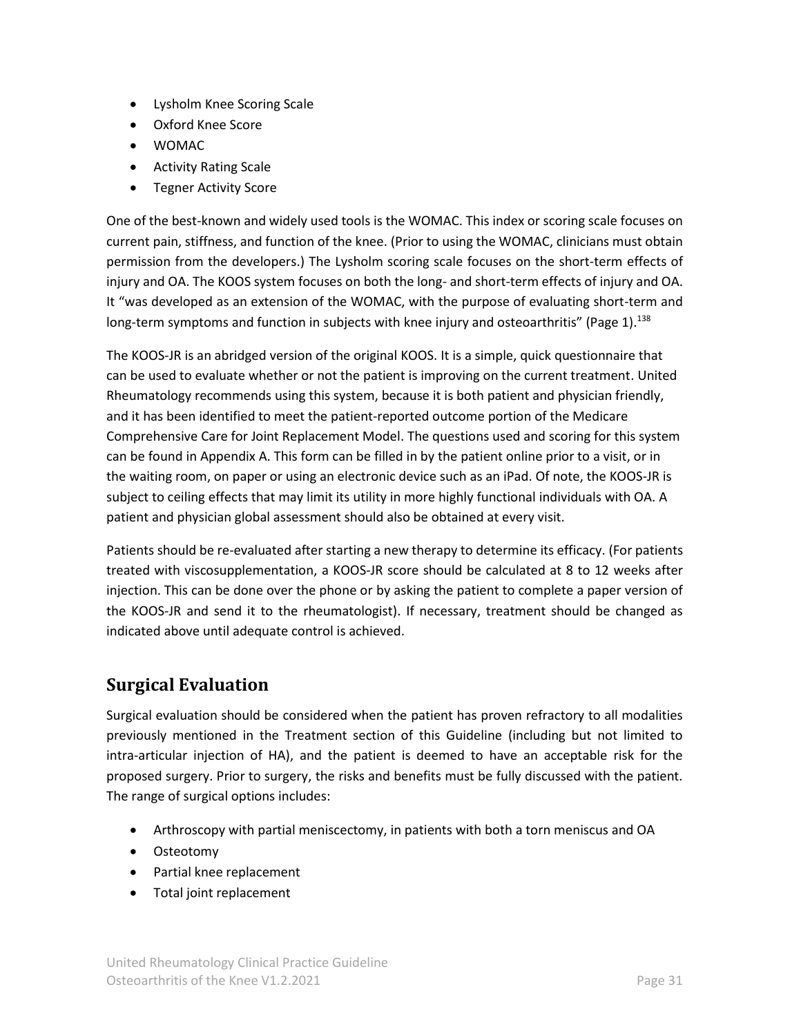- Lysholm Knee Scoring Scale
- Oxford Knee Score
- WOMAC
- Activity Rating Scale
- Tegner Activity Score

One of the best-known and widely used tools is the WOMAC. This index or scoring scale focuses on current pain, stiffness, and function of the knee. (Prior to using the WOMAC, clinicians must obtain permission from the developers.) The Lysholm scoring scale focuses on the short-term effects of injury and OA. The KOOS system focuses on both the long- and short-term effects of injury and OA. It "was developed as an extension of the WOMAC, with the purpose of evaluating short-term and long-term symptoms and function in subjects with knee injury and osteoarthritis" (Page 1).[138]

The KOOS-JR is an abridged version of the original KOOS. It is a simple, quick questionnaire that can be used to evaluate whether or not the patient is improving on the current treatment. United Rheumatology recommends using this system, because it is both patient and physician friendly, and it has been identified to meet the patient-reported outcome portion of the Medicare Comprehensive Care for Joint Replacement Model. The questions used and scoring for this system can be found in Appendix A. This form can be filled in by the patient online prior to a visit, or in the waiting room, on paper or using an electronic device such as an iPad. Of note, the KOOS-JR is subject to ceiling effects that may limit its utility in more highly functional individuals with OA. A patient and physician global assessment should also be obtained at every visit.

Patients should be re-evaluated after starting a new therapy to determine its efficacy. (For patients treated with viscosupplementation, a KOOS-JR score should be calculated at 8 to 12 weeks after injection. This can be done over the phone or by asking the patient to complete a paper version of the KOOS-JR and send it to the rheumatologist). If necessary, treatment should be changed as indicated above until adequate control is achieved.

## Surgical Evaluation

Surgical evaluation should be considered when the patient has proven refractory to all modalities previously mentioned in the Treatment section of this Guideline (including but not limited to intra-articular injection of HA), and the patient is deemed to have an acceptable risk for the proposed surgery. Prior to surgery, the risks and benefits must be fully discussed with the patient. The range of surgical options includes:

- Arthroscopy with partial meniscectomy, in patients with both a torn meniscus and OA
- Osteotomy
- Partial knee replacement
- Total joint replacement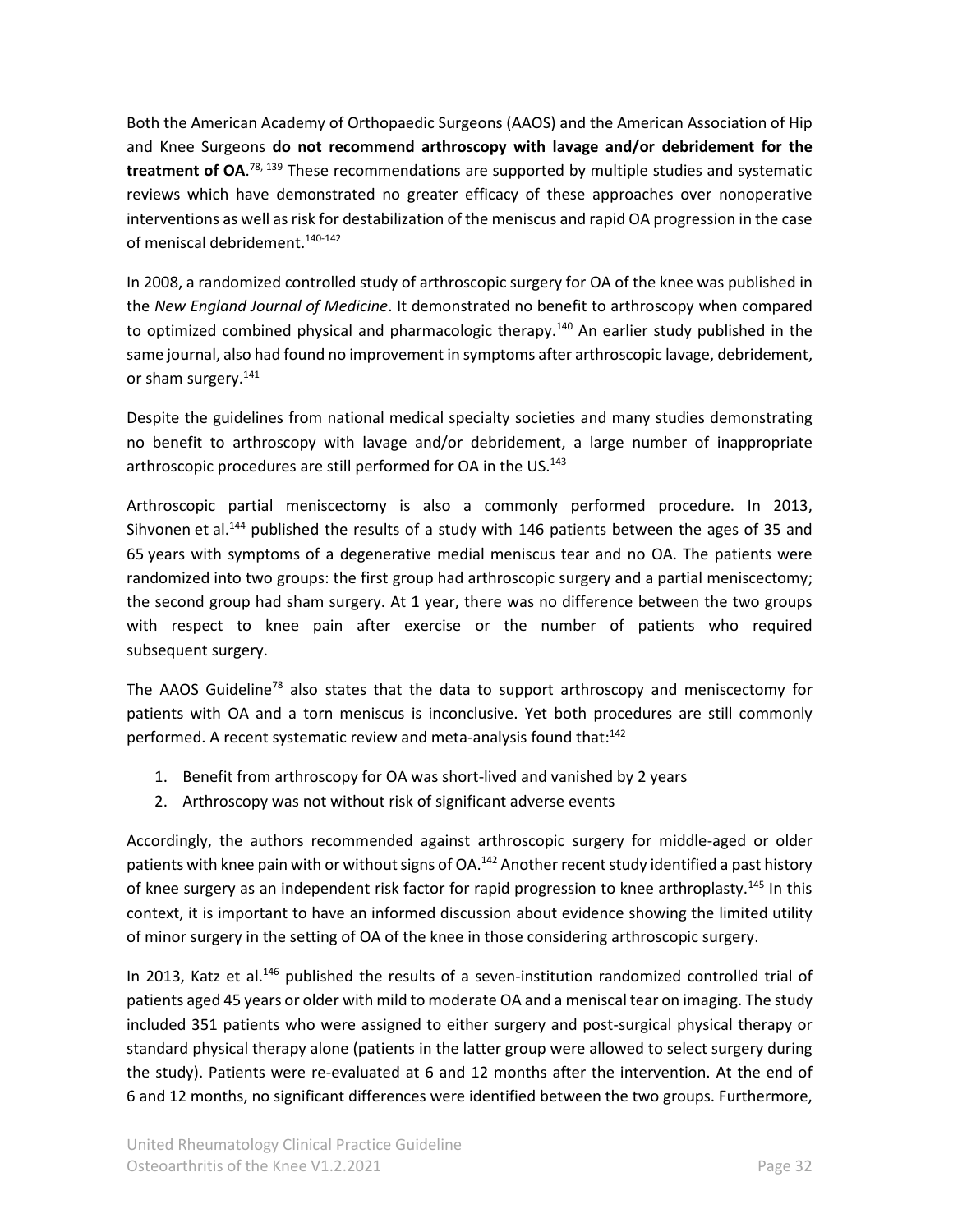Both the American Academy of Orthopaedic Surgeons (AAOS) and the American Association of Hip and Knee Surgeons **do not recommend arthroscopy with lavage and/or debridement for the treatment of OA**.[78, 139] These recommendations are supported by multiple studies and systematic reviews which have demonstrated no greater efficacy of these approaches over nonoperative interventions as well as risk for destabilization of the meniscus and rapid OA progression in the case of meniscal debridement.[140-142]

In 2008, a randomized controlled study of arthroscopic surgery for OA of the knee was published in the *New England Journal of Medicine*. It demonstrated no benefit to arthroscopy when compared to optimized combined physical and pharmacologic therapy.[140] An earlier study published in the same journal, also had found no improvement in symptoms after arthroscopic lavage, debridement, or sham surgery.[141]

Despite the guidelines from national medical specialty societies and many studies demonstrating no benefit to arthroscopy with lavage and/or debridement, a large number of inappropriate arthroscopic procedures are still performed for OA in the US.[143]

Arthroscopic partial meniscectomy is also a commonly performed procedure. In 2013, Sihvonen et al.[144] published the results of a study with 146 patients between the ages of 35 and 65 years with symptoms of a degenerative medial meniscus tear and no OA. The patients were randomized into two groups: the first group had arthroscopic surgery and a partial meniscectomy; the second group had sham surgery. At 1 year, there was no difference between the two groups with respect to knee pain after exercise or the number of patients who required subsequent surgery.

The AAOS Guideline[78] also states that the data to support arthroscopy and meniscectomy for patients with OA and a torn meniscus is inconclusive. Yet both procedures are still commonly performed. A recent systematic review and meta-analysis found that:[142]

1. Benefit from arthroscopy for OA was short-lived and vanished by 2 years
2. Arthroscopy was not without risk of significant adverse events

Accordingly, the authors recommended against arthroscopic surgery for middle-aged or older patients with knee pain with or without signs of OA.[142] Another recent study identified a past history of knee surgery as an independent risk factor for rapid progression to knee arthroplasty.[145] In this context, it is important to have an informed discussion about evidence showing the limited utility of minor surgery in the setting of OA of the knee in those considering arthroscopic surgery.

In 2013, Katz et al.[146] published the results of a seven-institution randomized controlled trial of patients aged 45 years or older with mild to moderate OA and a meniscal tear on imaging. The study included 351 patients who were assigned to either surgery and post-surgical physical therapy or standard physical therapy alone (patients in the latter group were allowed to select surgery during the study). Patients were re-evaluated at 6 and 12 months after the intervention. At the end of 6 and 12 months, no significant differences were identified between the two groups. Furthermore,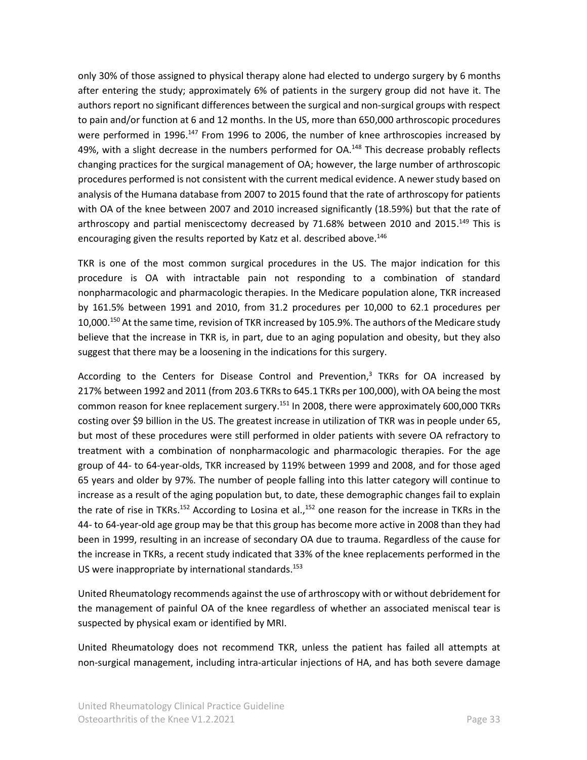only 30% of those assigned to physical therapy alone had elected to undergo surgery by 6 months after entering the study; approximately 6% of patients in the surgery group did not have it. The authors report no significant differences between the surgical and non-surgical groups with respect to pain and/or function at 6 and 12 months. In the US, more than 650,000 arthroscopic procedures were performed in 1996.[147] From 1996 to 2006, the number of knee arthroscopies increased by 49%, with a slight decrease in the numbers performed for OA.[148] This decrease probably reflects changing practices for the surgical management of OA; however, the large number of arthroscopic procedures performed is not consistent with the current medical evidence. A newer study based on analysis of the Humana database from 2007 to 2015 found that the rate of arthroscopy for patients with OA of the knee between 2007 and 2010 increased significantly (18.59%) but that the rate of arthroscopy and partial meniscectomy decreased by 71.68% between 2010 and 2015.[149] This is encouraging given the results reported by Katz et al. described above.[146]

TKR is one of the most common surgical procedures in the US. The major indication for this procedure is OA with intractable pain not responding to a combination of standard nonpharmacologic and pharmacologic therapies. In the Medicare population alone, TKR increased by 161.5% between 1991 and 2010, from 31.2 procedures per 10,000 to 62.1 procedures per 10,000.[150] At the same time, revision of TKR increased by 105.9%. The authors of the Medicare study believe that the increase in TKR is, in part, due to an aging population and obesity, but they also suggest that there may be a loosening in the indications for this surgery.

According to the Centers for Disease Control and Prevention,[3] TKRs for OA increased by 217% between 1992 and 2011 (from 203.6 TKRs to 645.1 TKRs per 100,000), with OA being the most common reason for knee replacement surgery.[151] In 2008, there were approximately 600,000 TKRs costing over $9 billion in the US. The greatest increase in utilization of TKR was in people under 65, but most of these procedures were still performed in older patients with severe OA refractory to treatment with a combination of nonpharmacologic and pharmacologic therapies. For the age group of 44- to 64-year-olds, TKR increased by 119% between 1999 and 2008, and for those aged 65 years and older by 97%. The number of people falling into this latter category will continue to increase as a result of the aging population but, to date, these demographic changes fail to explain the rate of rise in TKRs.[152] According to Losina et al.,[152] one reason for the increase in TKRs in the 44- to 64-year-old age group may be that this group has become more active in 2008 than they had been in 1999, resulting in an increase of secondary OA due to trauma. Regardless of the cause for the increase in TKRs, a recent study indicated that 33% of the knee replacements performed in the US were inappropriate by international standards.[153]

United Rheumatology recommends against the use of arthroscopy with or without debridement for the management of painful OA of the knee regardless of whether an associated meniscal tear is suspected by physical exam or identified by MRI.

United Rheumatology does not recommend TKR, unless the patient has failed all attempts at non-surgical management, including intra-articular injections of HA, and has both severe damage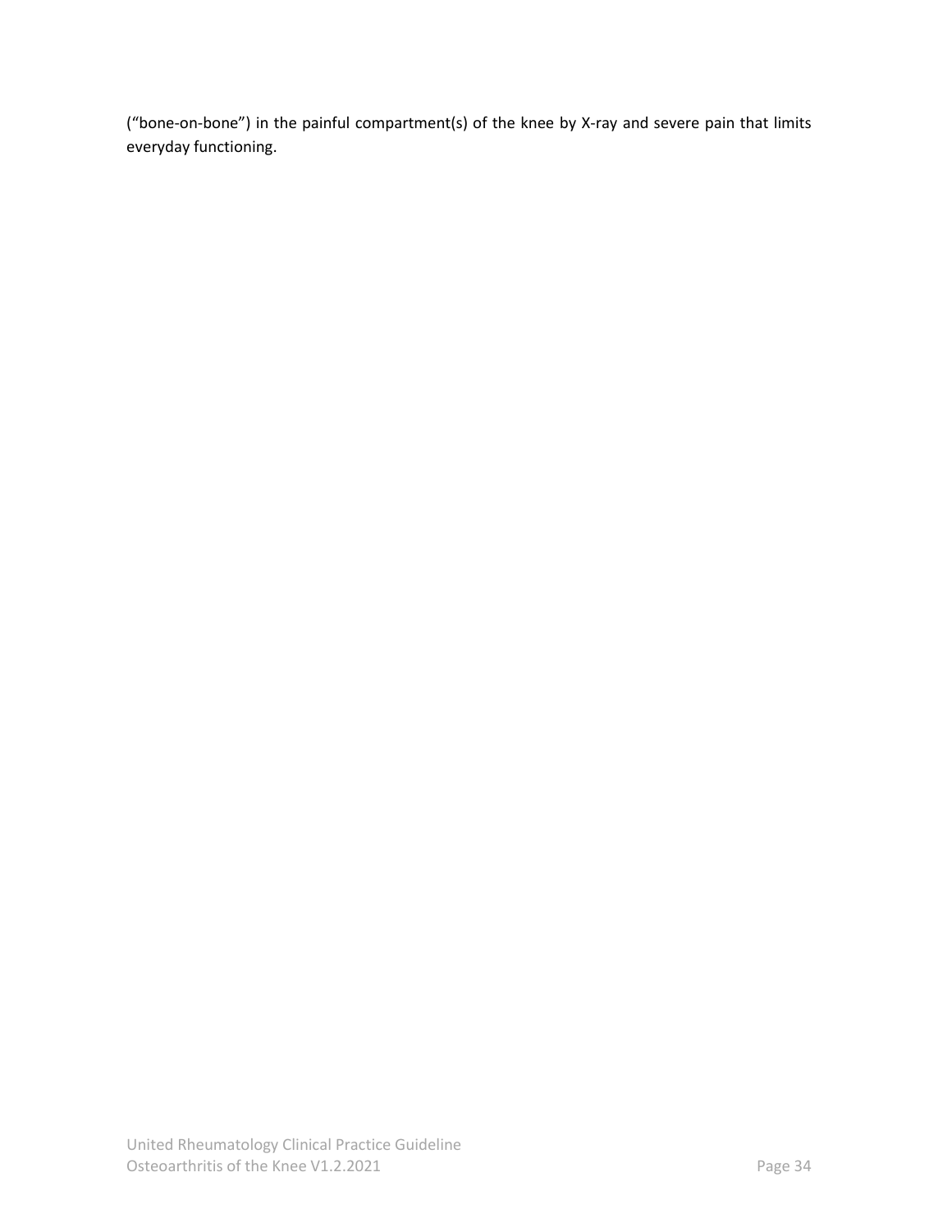("bone-on-bone") in the painful compartment(s) of the knee by X-ray and severe pain that limits everyday functioning.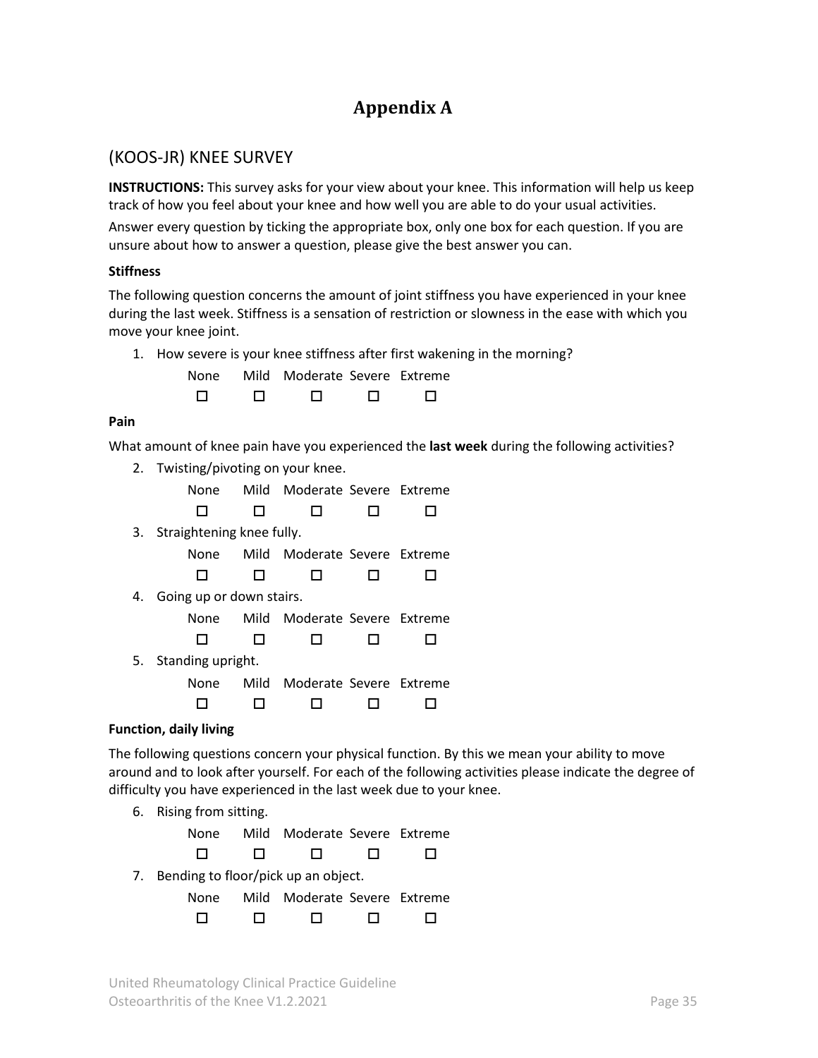# Appendix A

## (KOOS-JR) KNEE SURVEY

**INSTRUCTIONS:** This survey asks for your view about your knee. This information will help us keep track of how you feel about your knee and how well you are able to do your usual activities.

Answer every question by ticking the appropriate box, only one box for each question. If you are unsure about how to answer a question, please give the best answer you can.

**Stiffness**

The following question concerns the amount of joint stiffness you have experienced in your knee during the last week. Stiffness is a sensation of restriction or slowness in the ease with which you move your knee joint.

1. How severe is your knee stiffness after first wakening in the morning?

| None | Mild | Moderate | Severe | Extreme |
|---|---|---|---|---|
| ☐ | ☐ | ☐ | ☐ | ☐ |

**Pain**

What amount of knee pain have you experienced the **last week** during the following activities?

2. Twisting/pivoting on your knee.

| None | Mild | Moderate | Severe | Extreme |
|---|---|---|---|---|
| ☐ | ☐ | ☐ | ☐ | ☐ |

3. Straightening knee fully.

| None | Mild | Moderate | Severe | Extreme |
|---|---|---|---|---|
| ☐ | ☐ | ☐ | ☐ | ☐ |

4. Going up or down stairs.

| None | Mild | Moderate | Severe | Extreme |
|---|---|---|---|---|
| ☐ | ☐ | ☐ | ☐ | ☐ |

5. Standing upright.

| None | Mild | Moderate | Severe | Extreme |
|---|---|---|---|---|
| ☐ | ☐ | ☐ | ☐ | ☐ |

**Function, daily living**

The following questions concern your physical function. By this we mean your ability to move around and to look after yourself. For each of the following activities please indicate the degree of difficulty you have experienced in the last week due to your knee.

6. Rising from sitting.

| None | Mild | Moderate | Severe | Extreme |
|---|---|---|---|---|
| ☐ | ☐ | ☐ | ☐ | ☐ |

7. Bending to floor/pick up an object.

| None | Mild | Moderate | Severe | Extreme |
|---|---|---|---|---|
| ☐ | ☐ | ☐ | ☐ | ☐ |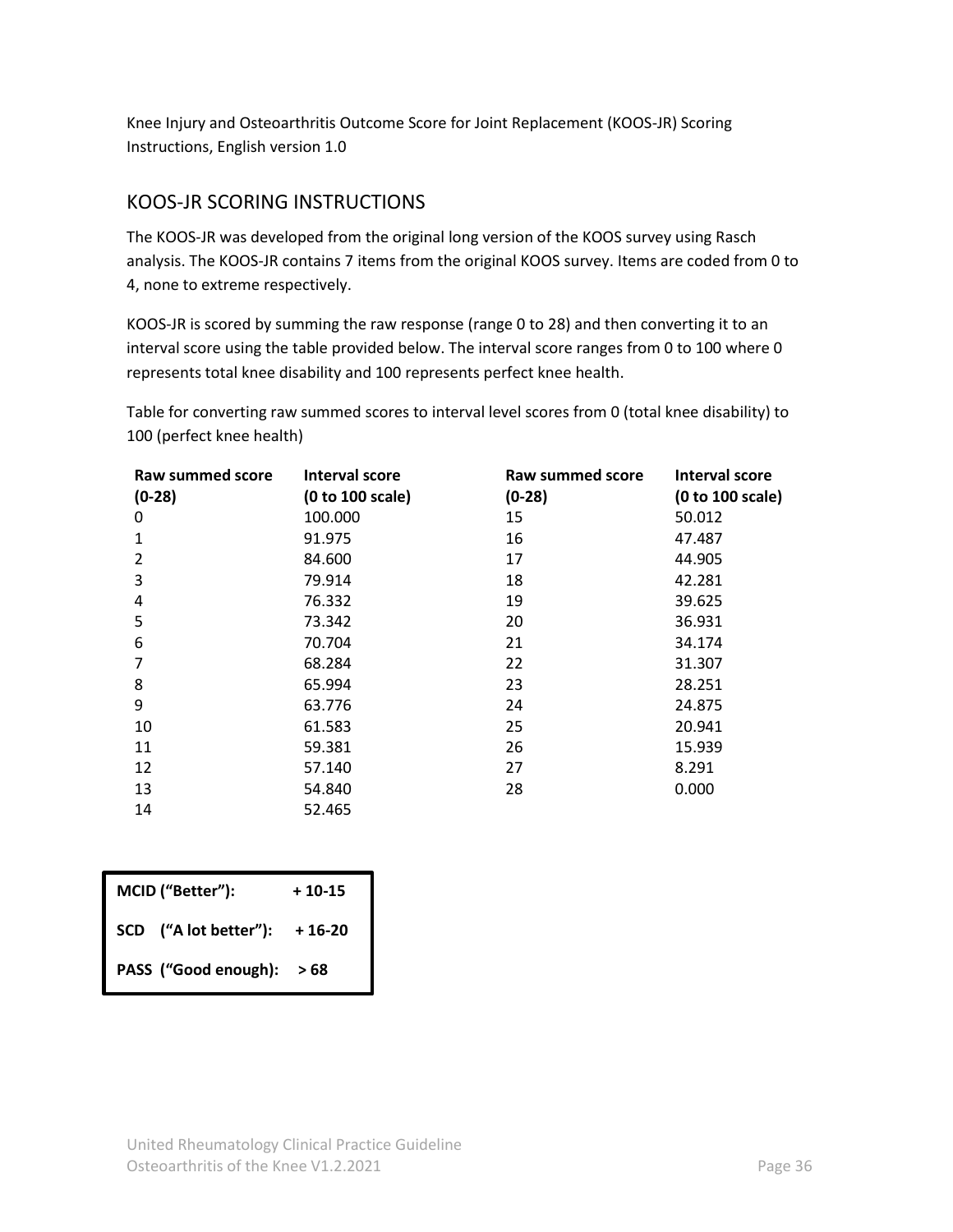Knee Injury and Osteoarthritis Outcome Score for Joint Replacement (KOOS-JR) Scoring Instructions, English version 1.0

## KOOS-JR SCORING INSTRUCTIONS

The KOOS-JR was developed from the original long version of the KOOS survey using Rasch analysis. The KOOS-JR contains 7 items from the original KOOS survey. Items are coded from 0 to 4, none to extreme respectively.

KOOS-JR is scored by summing the raw response (range 0 to 28) and then converting it to an interval score using the table provided below. The interval score ranges from 0 to 100 where 0 represents total knee disability and 100 represents perfect knee health.

Table for converting raw summed scores to interval level scores from 0 (total knee disability) to 100 (perfect knee health)

| **Raw summed score (0-28)** | **Interval score (0 to 100 scale)** | **Raw summed score (0-28)** | **Interval score (0 to 100 scale)** |
|---|---|---|---|
| 0 | 100.000 | 15 | 50.012 |
| 1 | 91.975 | 16 | 47.487 |
| 2 | 84.600 | 17 | 44.905 |
| 3 | 79.914 | 18 | 42.281 |
| 4 | 76.332 | 19 | 39.625 |
| 5 | 73.342 | 20 | 36.931 |
| 6 | 70.704 | 21 | 34.174 |
| 7 | 68.284 | 22 | 31.307 |
| 8 | 65.994 | 23 | 28.251 |
| 9 | 63.776 | 24 | 24.875 |
| 10 | 61.583 | 25 | 20.941 |
| 11 | 59.381 | 26 | 15.939 |
| 12 | 57.140 | 27 | 8.291 |
| 13 | 54.840 | 28 | 0.000 |
| 14 | 52.465 | | |

| | |
|---|---|
| **MCID ("Better"):** | **+ 10-15** |
| **SCD ("A lot better"):** | **+ 16-20** |
| **PASS ("Good enough):** | **> 68** |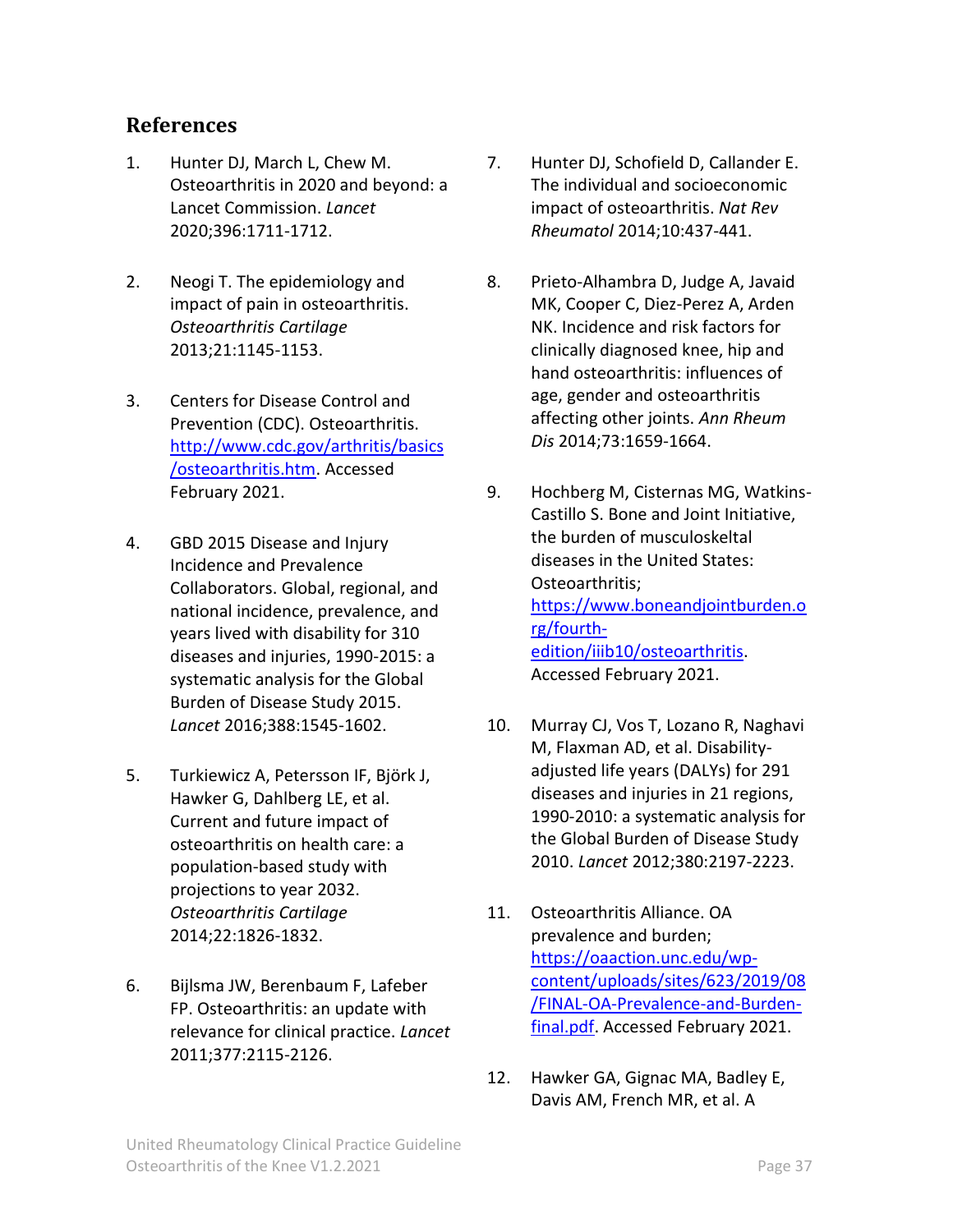## References

1. Hunter DJ, March L, Chew M. Osteoarthritis in 2020 and beyond: a Lancet Commission. *Lancet* 2020;396:1711-1712.

2. Neogi T. The epidemiology and impact of pain in osteoarthritis. *Osteoarthritis Cartilage* 2013;21:1145-1153.

3. Centers for Disease Control and Prevention (CDC). Osteoarthritis. [http://www.cdc.gov/arthritis/basics/osteoarthritis.htm](http://www.cdc.gov/arthritis/basics/osteoarthritis.htm). Accessed February 2021.

4. GBD 2015 Disease and Injury Incidence and Prevalence Collaborators. Global, regional, and national incidence, prevalence, and years lived with disability for 310 diseases and injuries, 1990-2015: a systematic analysis for the Global Burden of Disease Study 2015. *Lancet* 2016;388:1545-1602.

5. Turkiewicz A, Petersson IF, Björk J, Hawker G, Dahlberg LE, et al. Current and future impact of osteoarthritis on health care: a population-based study with projections to year 2032. *Osteoarthritis Cartilage* 2014;22:1826-1832.

6. Bijlsma JW, Berenbaum F, Lafeber FP. Osteoarthritis: an update with relevance for clinical practice. *Lancet* 2011;377:2115-2126.

7. Hunter DJ, Schofield D, Callander E. The individual and socioeconomic impact of osteoarthritis. *Nat Rev Rheumatol* 2014;10:437-441.

8. Prieto-Alhambra D, Judge A, Javaid MK, Cooper C, Diez-Perez A, Arden NK. Incidence and risk factors for clinically diagnosed knee, hip and hand osteoarthritis: influences of age, gender and osteoarthritis affecting other joints. *Ann Rheum Dis* 2014;73:1659-1664.

9. Hochberg M, Cisternas MG, Watkins-Castillo S. Bone and Joint Initiative, the burden of musculoskeltal diseases in the United States: Osteoarthritis; [https://www.boneandjointburden.org/fourth-edition/iiib10/osteoarthritis](https://www.boneandjointburden.org/fourth-edition/iiib10/osteoarthritis). Accessed February 2021.

10. Murray CJ, Vos T, Lozano R, Naghavi M, Flaxman AD, et al. Disability-adjusted life years (DALYs) for 291 diseases and injuries in 21 regions, 1990-2010: a systematic analysis for the Global Burden of Disease Study 2010. *Lancet* 2012;380:2197-2223.

11. Osteoarthritis Alliance. OA prevalence and burden; [https://oaaction.unc.edu/wp-content/uploads/sites/623/2019/08/FINAL-OA-Prevalence-and-Burden-final.pdf](https://oaaction.unc.edu/wp-content/uploads/sites/623/2019/08/FINAL-OA-Prevalence-and-Burden-final.pdf). Accessed February 2021.

12. Hawker GA, Gignac MA, Badley E, Davis AM, French MR, et al. A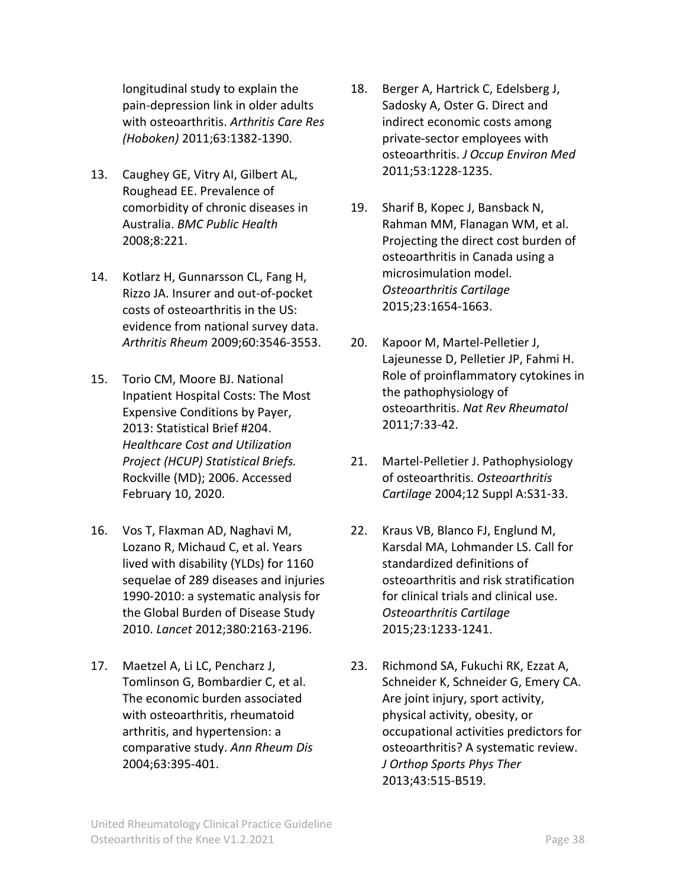longitudinal study to explain the pain-depression link in older adults with osteoarthritis. *Arthritis Care Res (Hoboken)* 2011;63:1382-1390.

13. Caughey GE, Vitry AI, Gilbert AL, Roughead EE. Prevalence of comorbidity of chronic diseases in Australia. *BMC Public Health* 2008;8:221.

14. Kotlarz H, Gunnarsson CL, Fang H, Rizzo JA. Insurer and out-of-pocket costs of osteoarthritis in the US: evidence from national survey data. *Arthritis Rheum* 2009;60:3546-3553.

15. Torio CM, Moore BJ. National Inpatient Hospital Costs: The Most Expensive Conditions by Payer, 2013: Statistical Brief #204. *Healthcare Cost and Utilization Project (HCUP) Statistical Briefs.* Rockville (MD); 2006. Accessed February 10, 2020.

16. Vos T, Flaxman AD, Naghavi M, Lozano R, Michaud C, et al. Years lived with disability (YLDs) for 1160 sequelae of 289 diseases and injuries 1990-2010: a systematic analysis for the Global Burden of Disease Study 2010. *Lancet* 2012;380:2163-2196.

17. Maetzel A, Li LC, Pencharz J, Tomlinson G, Bombardier C, et al. The economic burden associated with osteoarthritis, rheumatoid arthritis, and hypertension: a comparative study. *Ann Rheum Dis* 2004;63:395-401.

18. Berger A, Hartrick C, Edelsberg J, Sadosky A, Oster G. Direct and indirect economic costs among private-sector employees with osteoarthritis. *J Occup Environ Med* 2011;53:1228-1235.

19. Sharif B, Kopec J, Bansback N, Rahman MM, Flanagan WM, et al. Projecting the direct cost burden of osteoarthritis in Canada using a microsimulation model. *Osteoarthritis Cartilage* 2015;23:1654-1663.

20. Kapoor M, Martel-Pelletier J, Lajeunesse D, Pelletier JP, Fahmi H. Role of proinflammatory cytokines in the pathophysiology of osteoarthritis. *Nat Rev Rheumatol* 2011;7:33-42.

21. Martel-Pelletier J. Pathophysiology of osteoarthritis. *Osteoarthritis Cartilage* 2004;12 Suppl A:S31-33.

22. Kraus VB, Blanco FJ, Englund M, Karsdal MA, Lohmander LS. Call for standardized definitions of osteoarthritis and risk stratification for clinical trials and clinical use. *Osteoarthritis Cartilage* 2015;23:1233-1241.

23. Richmond SA, Fukuchi RK, Ezzat A, Schneider K, Schneider G, Emery CA. Are joint injury, sport activity, physical activity, obesity, or occupational activities predictors for osteoarthritis? A systematic review. *J Orthop Sports Phys Ther* 2013;43:515-B519.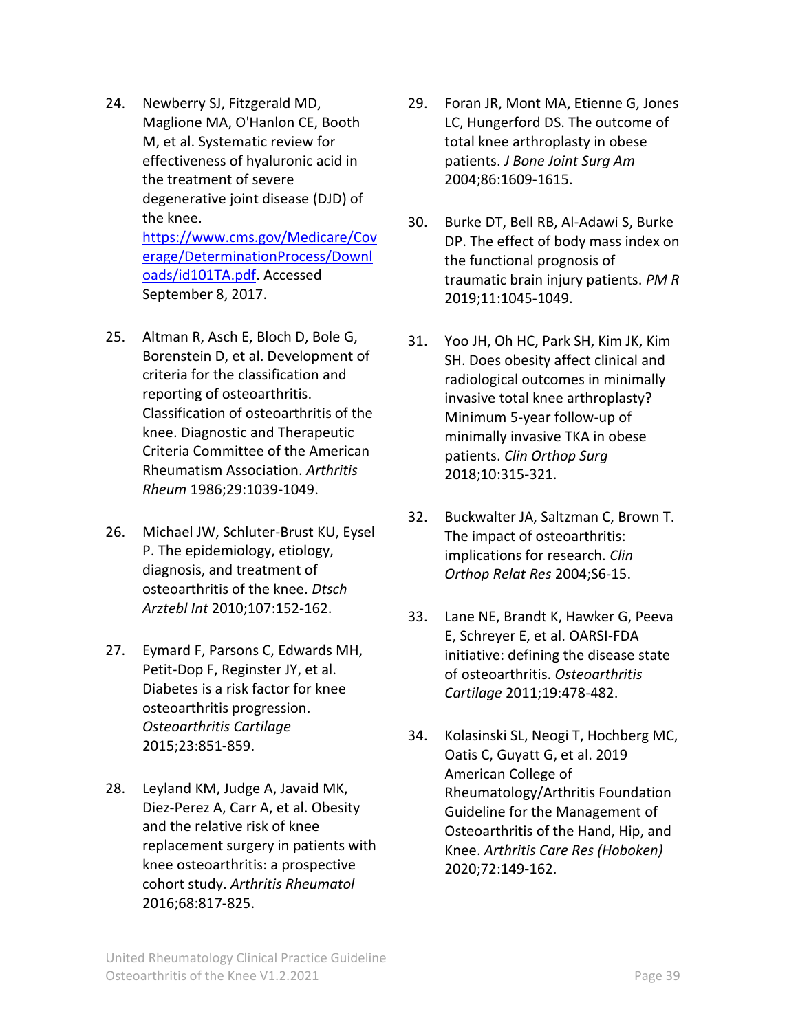24. Newberry SJ, Fitzgerald MD, Maglione MA, O'Hanlon CE, Booth M, et al. Systematic review for effectiveness of hyaluronic acid in the treatment of severe degenerative joint disease (DJD) of the knee. [https://www.cms.gov/Medicare/Coverage/DeterminationProcess/Downloads/id101TA.pdf](https://www.cms.gov/Medicare/Coverage/DeterminationProcess/Downloads/id101TA.pdf). Accessed September 8, 2017.

25. Altman R, Asch E, Bloch D, Bole G, Borenstein D, et al. Development of criteria for the classification and reporting of osteoarthritis. Classification of osteoarthritis of the knee. Diagnostic and Therapeutic Criteria Committee of the American Rheumatism Association. *Arthritis Rheum* 1986;29:1039-1049.

26. Michael JW, Schluter-Brust KU, Eysel P. The epidemiology, etiology, diagnosis, and treatment of osteoarthritis of the knee. *Dtsch Arztebl Int* 2010;107:152-162.

27. Eymard F, Parsons C, Edwards MH, Petit-Dop F, Reginster JY, et al. Diabetes is a risk factor for knee osteoarthritis progression. *Osteoarthritis Cartilage* 2015;23:851-859.

28. Leyland KM, Judge A, Javaid MK, Diez-Perez A, Carr A, et al. Obesity and the relative risk of knee replacement surgery in patients with knee osteoarthritis: a prospective cohort study. *Arthritis Rheumatol* 2016;68:817-825.

29. Foran JR, Mont MA, Etienne G, Jones LC, Hungerford DS. The outcome of total knee arthroplasty in obese patients. *J Bone Joint Surg Am* 2004;86:1609-1615.

30. Burke DT, Bell RB, Al-Adawi S, Burke DP. The effect of body mass index on the functional prognosis of traumatic brain injury patients. *PM R* 2019;11:1045-1049.

31. Yoo JH, Oh HC, Park SH, Kim JK, Kim SH. Does obesity affect clinical and radiological outcomes in minimally invasive total knee arthroplasty? Minimum 5-year follow-up of minimally invasive TKA in obese patients. *Clin Orthop Surg* 2018;10:315-321.

32. Buckwalter JA, Saltzman C, Brown T. The impact of osteoarthritis: implications for research. *Clin Orthop Relat Res* 2004;S6-15.

33. Lane NE, Brandt K, Hawker G, Peeva E, Schreyer E, et al. OARSI-FDA initiative: defining the disease state of osteoarthritis. *Osteoarthritis Cartilage* 2011;19:478-482.

34. Kolasinski SL, Neogi T, Hochberg MC, Oatis C, Guyatt G, et al. 2019 American College of Rheumatology/Arthritis Foundation Guideline for the Management of Osteoarthritis of the Hand, Hip, and Knee. *Arthritis Care Res (Hoboken)* 2020;72:149-162.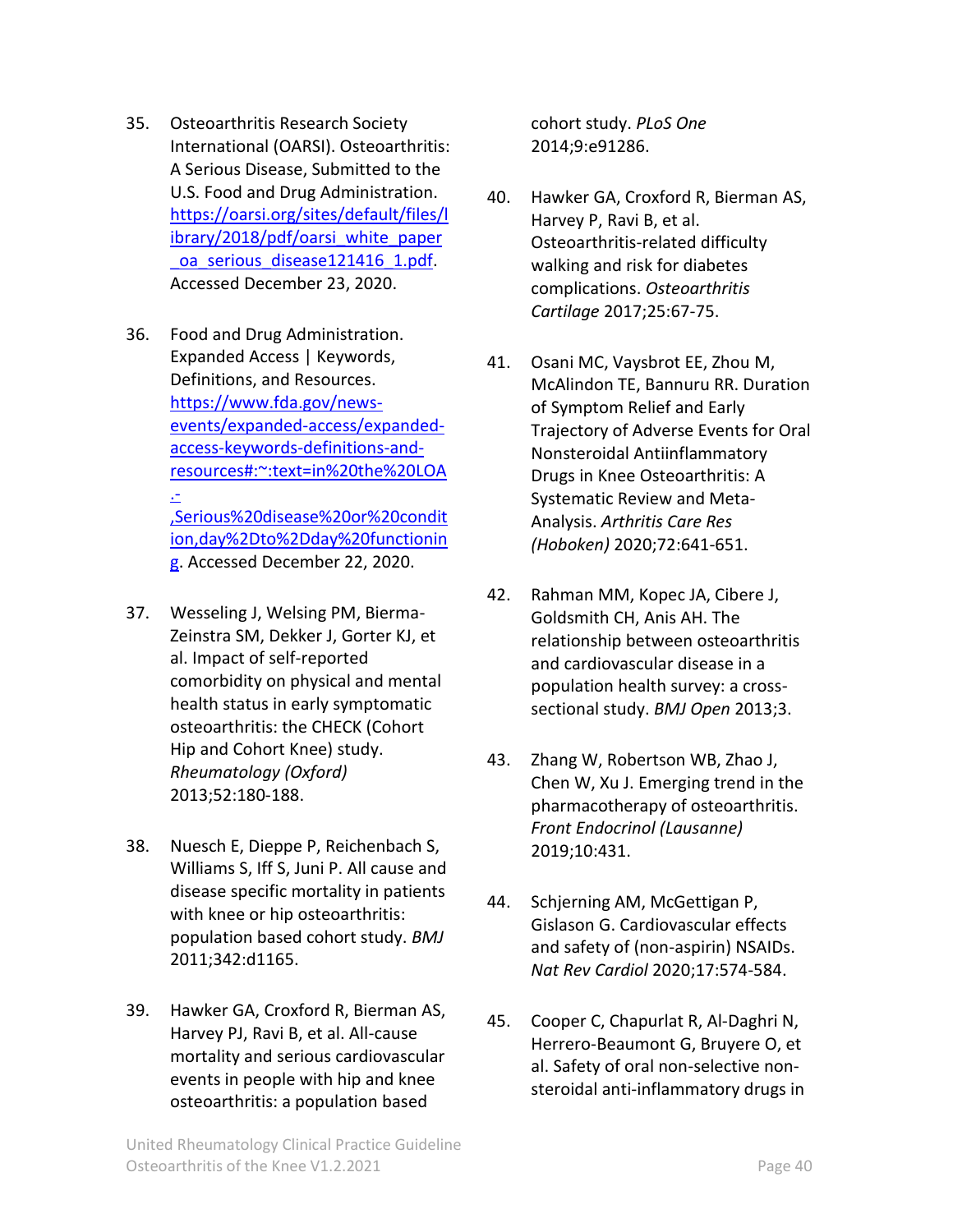35. Osteoarthritis Research Society International (OARSI). Osteoarthritis: A Serious Disease, Submitted to the U.S. Food and Drug Administration. https://oarsi.org/sites/default/files/library/2018/pdf/oarsi_white_paper_oa_serious_disease121416_1.pdf. Accessed December 23, 2020.

36. Food and Drug Administration. Expanded Access | Keywords, Definitions, and Resources. https://www.fda.gov/news-events/expanded-access/expanded-access-keywords-definitions-and-resources#:~:text=in%20the%20LOA.-,Serious%20disease%20or%20condition,day%2Dto%2Dday%20functioning. Accessed December 22, 2020.

37. Wesseling J, Welsing PM, Bierma-Zeinstra SM, Dekker J, Gorter KJ, et al. Impact of self-reported comorbidity on physical and mental health status in early symptomatic osteoarthritis: the CHECK (Cohort Hip and Cohort Knee) study. *Rheumatology (Oxford)* 2013;52:180-188.

38. Nuesch E, Dieppe P, Reichenbach S, Williams S, Iff S, Juni P. All cause and disease specific mortality in patients with knee or hip osteoarthritis: population based cohort study. *BMJ* 2011;342:d1165.

39. Hawker GA, Croxford R, Bierman AS, Harvey PJ, Ravi B, et al. All-cause mortality and serious cardiovascular events in people with hip and knee osteoarthritis: a population based cohort study. *PLoS One* 2014;9:e91286.

40. Hawker GA, Croxford R, Bierman AS, Harvey P, Ravi B, et al. Osteoarthritis-related difficulty walking and risk for diabetes complications. *Osteoarthritis Cartilage* 2017;25:67-75.

41. Osani MC, Vaysbrot EE, Zhou M, McAlindon TE, Bannuru RR. Duration of Symptom Relief and Early Trajectory of Adverse Events for Oral Nonsteroidal Antiinflammatory Drugs in Knee Osteoarthritis: A Systematic Review and Meta-Analysis. *Arthritis Care Res (Hoboken)* 2020;72:641-651.

42. Rahman MM, Kopec JA, Cibere J, Goldsmith CH, Anis AH. The relationship between osteoarthritis and cardiovascular disease in a population health survey: a cross-sectional study. *BMJ Open* 2013;3.

43. Zhang W, Robertson WB, Zhao J, Chen W, Xu J. Emerging trend in the pharmacotherapy of osteoarthritis. *Front Endocrinol (Lausanne)* 2019;10:431.

44. Schjerning AM, McGettigan P, Gislason G. Cardiovascular effects and safety of (non-aspirin) NSAIDs. *Nat Rev Cardiol* 2020;17:574-584.

45. Cooper C, Chapurlat R, Al-Daghri N, Herrero-Beaumont G, Bruyere O, et al. Safety of oral non-selective non-steroidal anti-inflammatory drugs in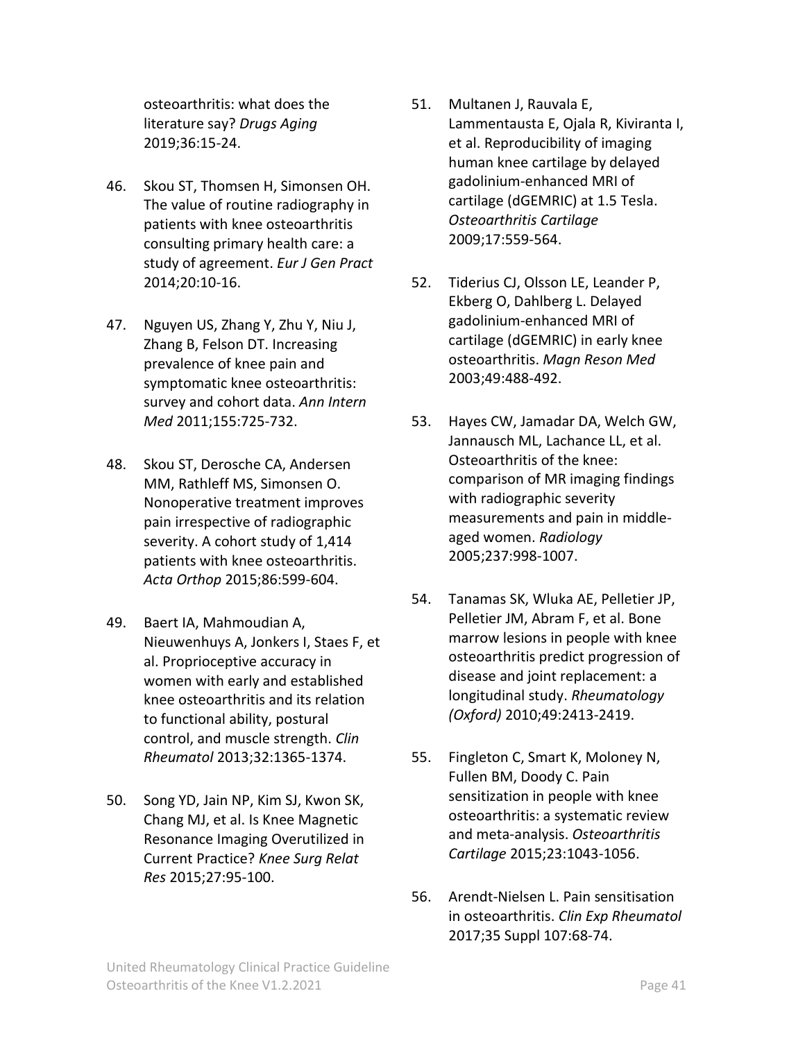osteoarthritis: what does the literature say? *Drugs Aging* 2019;36:15-24.

46. Skou ST, Thomsen H, Simonsen OH. The value of routine radiography in patients with knee osteoarthritis consulting primary health care: a study of agreement. *Eur J Gen Pract* 2014;20:10-16.

47. Nguyen US, Zhang Y, Zhu Y, Niu J, Zhang B, Felson DT. Increasing prevalence of knee pain and symptomatic knee osteoarthritis: survey and cohort data. *Ann Intern Med* 2011;155:725-732.

48. Skou ST, Derosche CA, Andersen MM, Rathleff MS, Simonsen O. Nonoperative treatment improves pain irrespective of radiographic severity. A cohort study of 1,414 patients with knee osteoarthritis. *Acta Orthop* 2015;86:599-604.

49. Baert IA, Mahmoudian A, Nieuwenhuys A, Jonkers I, Staes F, et al. Proprioceptive accuracy in women with early and established knee osteoarthritis and its relation to functional ability, postural control, and muscle strength. *Clin Rheumatol* 2013;32:1365-1374.

50. Song YD, Jain NP, Kim SJ, Kwon SK, Chang MJ, et al. Is Knee Magnetic Resonance Imaging Overutilized in Current Practice? *Knee Surg Relat Res* 2015;27:95-100.

51. Multanen J, Rauvala E, Lammentausta E, Ojala R, Kiviranta I, et al. Reproducibility of imaging human knee cartilage by delayed gadolinium-enhanced MRI of cartilage (dGEMRIC) at 1.5 Tesla. *Osteoarthritis Cartilage* 2009;17:559-564.

52. Tiderius CJ, Olsson LE, Leander P, Ekberg O, Dahlberg L. Delayed gadolinium-enhanced MRI of cartilage (dGEMRIC) in early knee osteoarthritis. *Magn Reson Med* 2003;49:488-492.

53. Hayes CW, Jamadar DA, Welch GW, Jannausch ML, Lachance LL, et al. Osteoarthritis of the knee: comparison of MR imaging findings with radiographic severity measurements and pain in middle-aged women. *Radiology* 2005;237:998-1007.

54. Tanamas SK, Wluka AE, Pelletier JP, Pelletier JM, Abram F, et al. Bone marrow lesions in people with knee osteoarthritis predict progression of disease and joint replacement: a longitudinal study. *Rheumatology (Oxford)* 2010;49:2413-2419.

55. Fingleton C, Smart K, Moloney N, Fullen BM, Doody C. Pain sensitization in people with knee osteoarthritis: a systematic review and meta-analysis. *Osteoarthritis Cartilage* 2015;23:1043-1056.

56. Arendt-Nielsen L. Pain sensitisation in osteoarthritis. *Clin Exp Rheumatol* 2017;35 Suppl 107:68-74.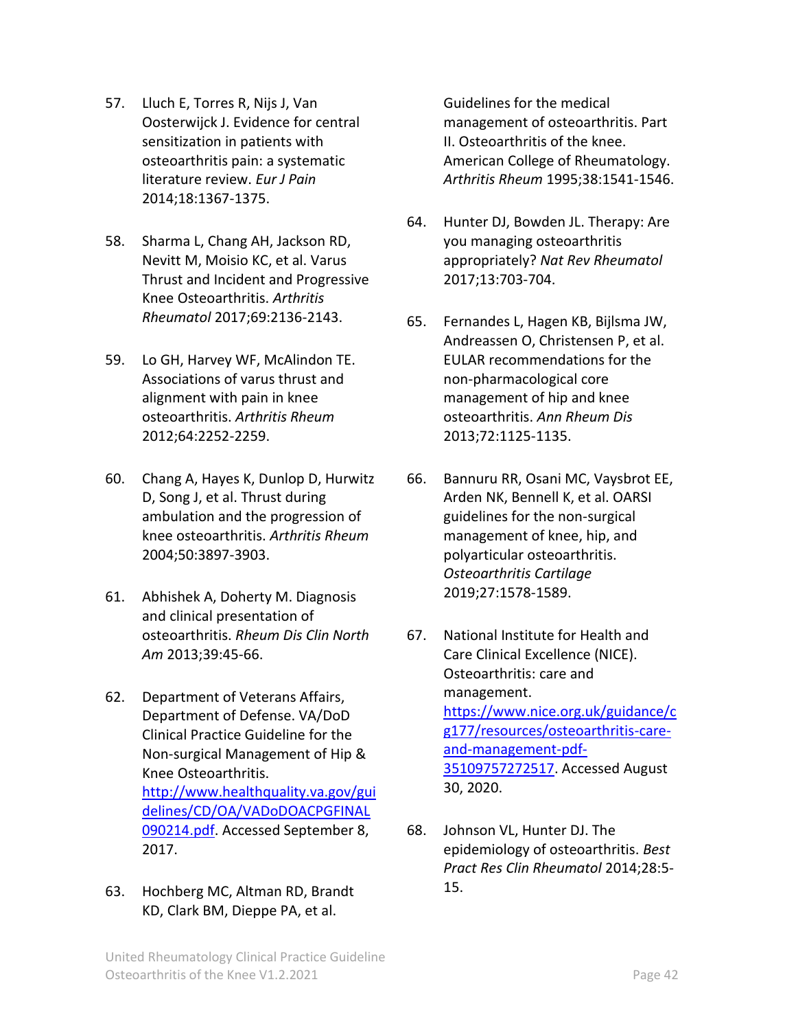57. Lluch E, Torres R, Nijs J, Van Oosterwijck J. Evidence for central sensitization in patients with osteoarthritis pain: a systematic literature review. *Eur J Pain* 2014;18:1367-1375.

58. Sharma L, Chang AH, Jackson RD, Nevitt M, Moisio KC, et al. Varus Thrust and Incident and Progressive Knee Osteoarthritis. *Arthritis Rheumatol* 2017;69:2136-2143.

59. Lo GH, Harvey WF, McAlindon TE. Associations of varus thrust and alignment with pain in knee osteoarthritis. *Arthritis Rheum* 2012;64:2252-2259.

60. Chang A, Hayes K, Dunlop D, Hurwitz D, Song J, et al. Thrust during ambulation and the progression of knee osteoarthritis. *Arthritis Rheum* 2004;50:3897-3903.

61. Abhishek A, Doherty M. Diagnosis and clinical presentation of osteoarthritis. *Rheum Dis Clin North Am* 2013;39:45-66.

62. Department of Veterans Affairs, Department of Defense. VA/DoD Clinical Practice Guideline for the Non-surgical Management of Hip & Knee Osteoarthritis. [http://www.healthquality.va.gov/guidelines/CD/OA/VADoDOACPGFINAL090214.pdf](http://www.healthquality.va.gov/guidelines/CD/OA/VADoDOACPGFINAL090214.pdf). Accessed September 8, 2017.

63. Hochberg MC, Altman RD, Brandt KD, Clark BM, Dieppe PA, et al. Guidelines for the medical management of osteoarthritis. Part II. Osteoarthritis of the knee. American College of Rheumatology. *Arthritis Rheum* 1995;38:1541-1546.

64. Hunter DJ, Bowden JL. Therapy: Are you managing osteoarthritis appropriately? *Nat Rev Rheumatol* 2017;13:703-704.

65. Fernandes L, Hagen KB, Bijlsma JW, Andreassen O, Christensen P, et al. EULAR recommendations for the non-pharmacological core management of hip and knee osteoarthritis. *Ann Rheum Dis* 2013;72:1125-1135.

66. Bannuru RR, Osani MC, Vaysbrot EE, Arden NK, Bennell K, et al. OARSI guidelines for the non-surgical management of knee, hip, and polyarticular osteoarthritis. *Osteoarthritis Cartilage* 2019;27:1578-1589.

67. National Institute for Health and Care Clinical Excellence (NICE). Osteoarthritis: care and management. [https://www.nice.org.uk/guidance/cg177/resources/osteoarthritis-care-and-management-pdf-35109757272517](https://www.nice.org.uk/guidance/cg177/resources/osteoarthritis-care-and-management-pdf-35109757272517). Accessed August 30, 2020.

68. Johnson VL, Hunter DJ. The epidemiology of osteoarthritis. *Best Pract Res Clin Rheumatol* 2014;28:5-15.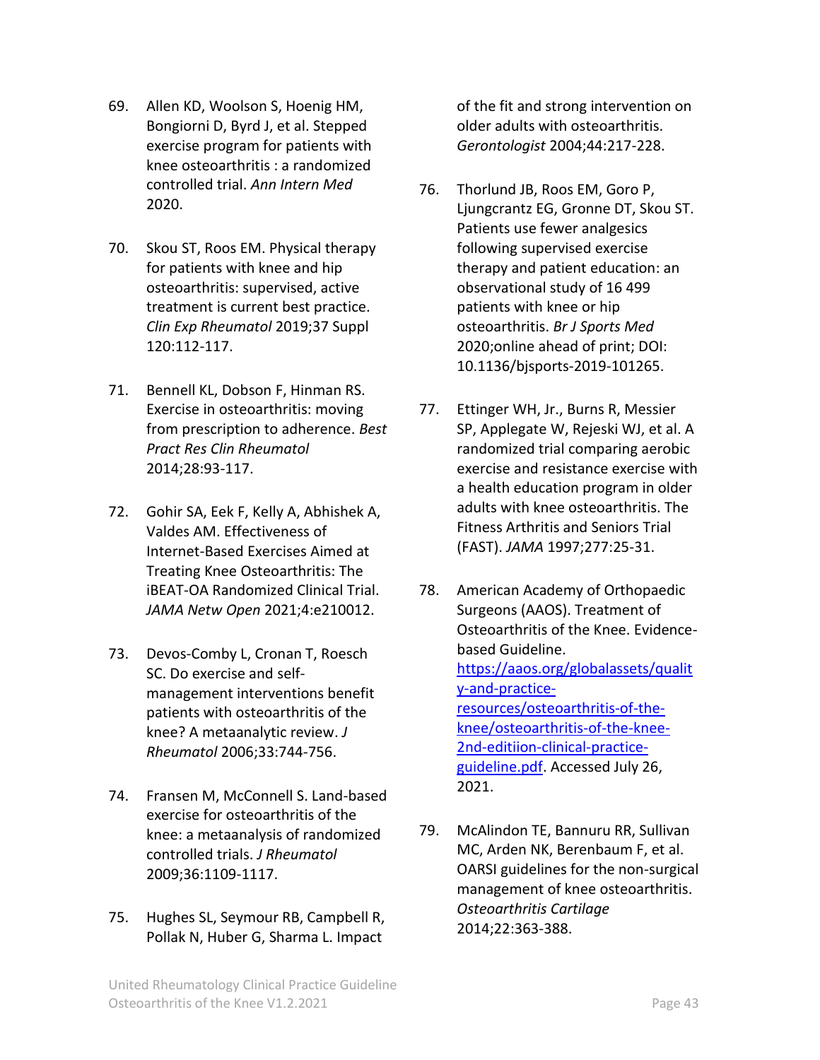69. Allen KD, Woolson S, Hoenig HM, Bongiorni D, Byrd J, et al. Stepped exercise program for patients with knee osteoarthritis : a randomized controlled trial. *Ann Intern Med* 2020.

70. Skou ST, Roos EM. Physical therapy for patients with knee and hip osteoarthritis: supervised, active treatment is current best practice. *Clin Exp Rheumatol* 2019;37 Suppl 120:112-117.

71. Bennell KL, Dobson F, Hinman RS. Exercise in osteoarthritis: moving from prescription to adherence. *Best Pract Res Clin Rheumatol* 2014;28:93-117.

72. Gohir SA, Eek F, Kelly A, Abhishek A, Valdes AM. Effectiveness of Internet-Based Exercises Aimed at Treating Knee Osteoarthritis: The iBEAT-OA Randomized Clinical Trial. *JAMA Netw Open* 2021;4:e210012.

73. Devos-Comby L, Cronan T, Roesch SC. Do exercise and self-management interventions benefit patients with osteoarthritis of the knee? A metaanalytic review. *J Rheumatol* 2006;33:744-756.

74. Fransen M, McConnell S. Land-based exercise for osteoarthritis of the knee: a metaanalysis of randomized controlled trials. *J Rheumatol* 2009;36:1109-1117.

75. Hughes SL, Seymour RB, Campbell R, Pollak N, Huber G, Sharma L. Impact of the fit and strong intervention on older adults with osteoarthritis. *Gerontologist* 2004;44:217-228.

76. Thorlund JB, Roos EM, Goro P, Ljungcrantz EG, Gronne DT, Skou ST. Patients use fewer analgesics following supervised exercise therapy and patient education: an observational study of 16 499 patients with knee or hip osteoarthritis. *Br J Sports Med* 2020;online ahead of print; DOI: 10.1136/bjsports-2019-101265.

77. Ettinger WH, Jr., Burns R, Messier SP, Applegate W, Rejeski WJ, et al. A randomized trial comparing aerobic exercise and resistance exercise with a health education program in older adults with knee osteoarthritis. The Fitness Arthritis and Seniors Trial (FAST). *JAMA* 1997;277:25-31.

78. American Academy of Orthopaedic Surgeons (AAOS). Treatment of Osteoarthritis of the Knee. Evidence-based Guideline. [https://aaos.org/globalassets/quality-and-practice-resources/osteoarthritis-of-the-knee/osteoarthritis-of-the-knee-2nd-editiion-clinical-practice-guideline.pdf](https://aaos.org/globalassets/quality-and-practice-resources/osteoarthritis-of-the-knee/osteoarthritis-of-the-knee-2nd-editiion-clinical-practice-guideline.pdf). Accessed July 26, 2021.

79. McAlindon TE, Bannuru RR, Sullivan MC, Arden NK, Berenbaum F, et al. OARSI guidelines for the non-surgical management of knee osteoarthritis. *Osteoarthritis Cartilage* 2014;22:363-388.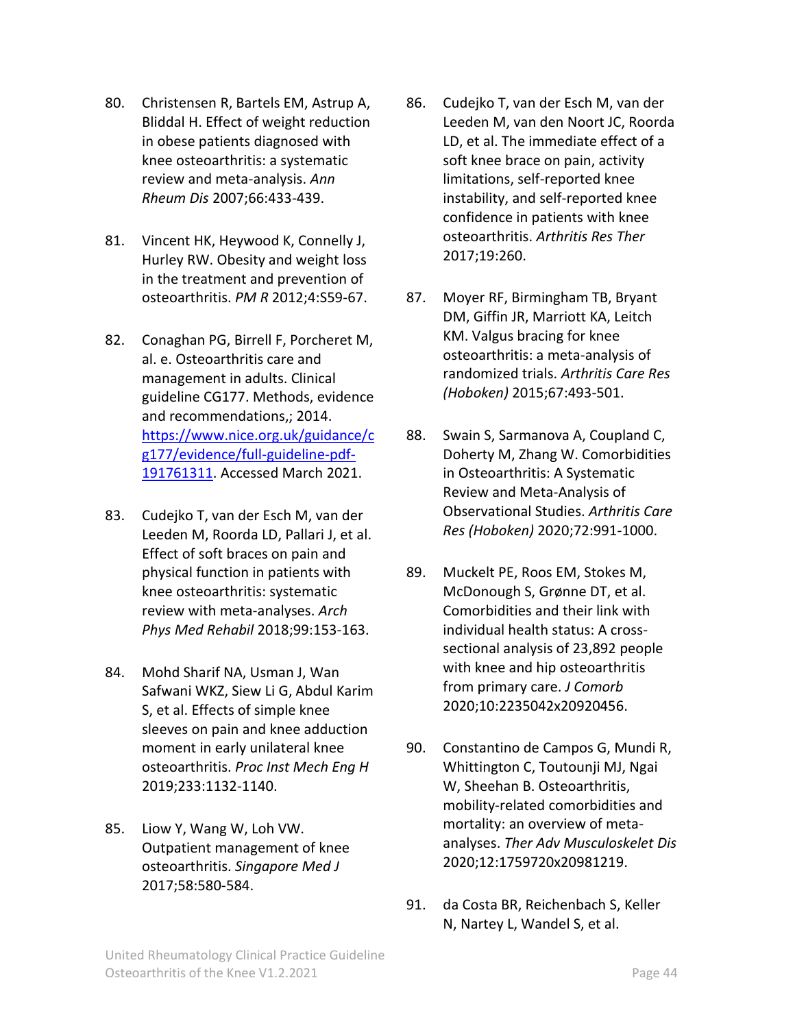80. Christensen R, Bartels EM, Astrup A, Bliddal H. Effect of weight reduction in obese patients diagnosed with knee osteoarthritis: a systematic review and meta-analysis. *Ann Rheum Dis* 2007;66:433-439.

81. Vincent HK, Heywood K, Connelly J, Hurley RW. Obesity and weight loss in the treatment and prevention of osteoarthritis. *PM R* 2012;4:S59-67.

82. Conaghan PG, Birrell F, Porcheret M, al. e. Osteoarthritis care and management in adults. Clinical guideline CG177. Methods, evidence and recommendations,; 2014. [https://www.nice.org.uk/guidance/cg177/evidence/full-guideline-pdf-191761311](https://www.nice.org.uk/guidance/cg177/evidence/full-guideline-pdf-191761311). Accessed March 2021.

83. Cudejko T, van der Esch M, van der Leeden M, Roorda LD, Pallari J, et al. Effect of soft braces on pain and physical function in patients with knee osteoarthritis: systematic review with meta-analyses. *Arch Phys Med Rehabil* 2018;99:153-163.

84. Mohd Sharif NA, Usman J, Wan Safwani WKZ, Siew Li G, Abdul Karim S, et al. Effects of simple knee sleeves on pain and knee adduction moment in early unilateral knee osteoarthritis. *Proc Inst Mech Eng H* 2019;233:1132-1140.

85. Liow Y, Wang W, Loh VW. Outpatient management of knee osteoarthritis. *Singapore Med J* 2017;58:580-584.

86. Cudejko T, van der Esch M, van der Leeden M, van den Noort JC, Roorda LD, et al. The immediate effect of a soft knee brace on pain, activity limitations, self-reported knee instability, and self-reported knee confidence in patients with knee osteoarthritis. *Arthritis Res Ther* 2017;19:260.

87. Moyer RF, Birmingham TB, Bryant DM, Giffin JR, Marriott KA, Leitch KM. Valgus bracing for knee osteoarthritis: a meta-analysis of randomized trials. *Arthritis Care Res (Hoboken)* 2015;67:493-501.

88. Swain S, Sarmanova A, Coupland C, Doherty M, Zhang W. Comorbidities in Osteoarthritis: A Systematic Review and Meta-Analysis of Observational Studies. *Arthritis Care Res (Hoboken)* 2020;72:991-1000.

89. Muckelt PE, Roos EM, Stokes M, McDonough S, Grønne DT, et al. Comorbidities and their link with individual health status: A cross-sectional analysis of 23,892 people with knee and hip osteoarthritis from primary care. *J Comorb* 2020;10:2235042x20920456.

90. Constantino de Campos G, Mundi R, Whittington C, Toutounji MJ, Ngai W, Sheehan B. Osteoarthritis, mobility-related comorbidities and mortality: an overview of meta-analyses. *Ther Adv Musculoskelet Dis* 2020;12:1759720x20981219.

91. da Costa BR, Reichenbach S, Keller N, Nartey L, Wandel S, et al.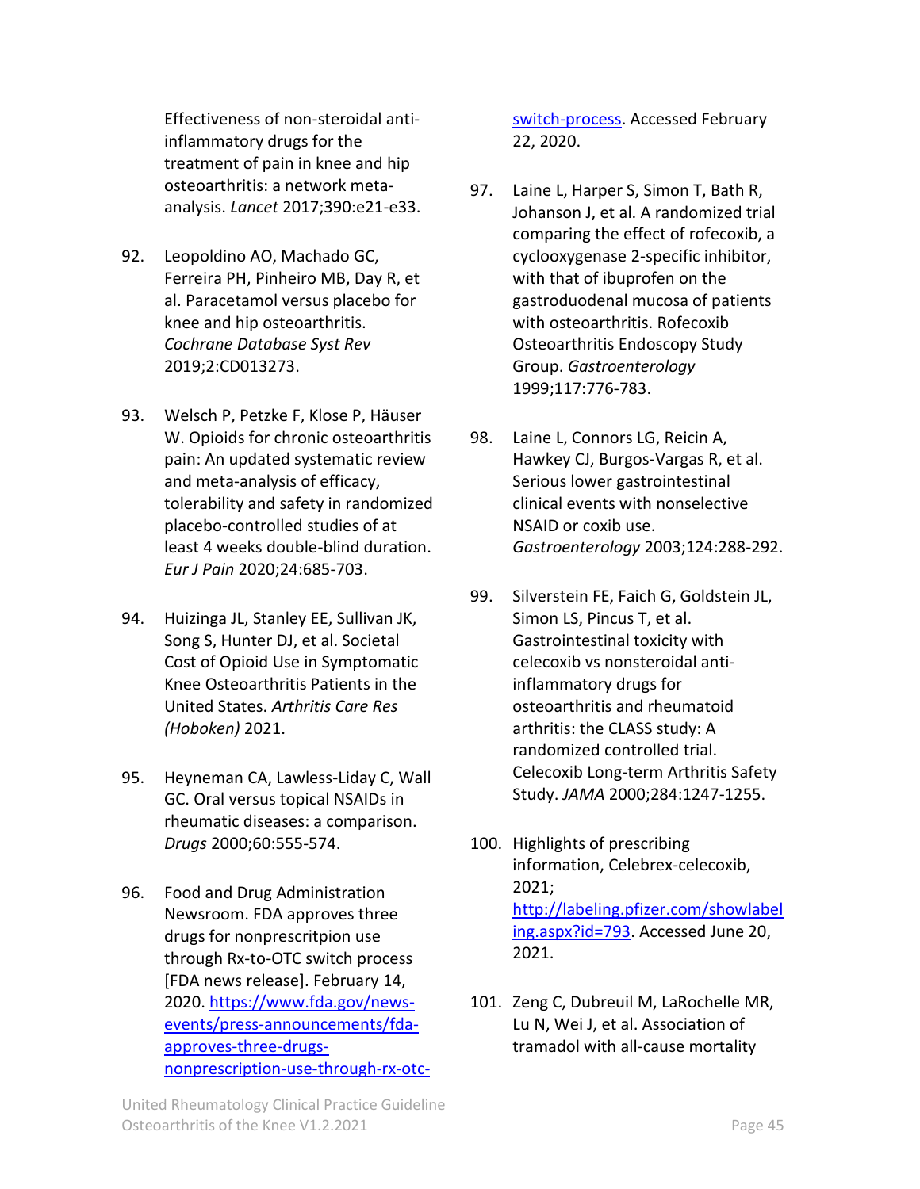Effectiveness of non-steroidal anti-inflammatory drugs for the treatment of pain in knee and hip osteoarthritis: a network meta-analysis. *Lancet* 2017;390:e21-e33.

92. Leopoldino AO, Machado GC, Ferreira PH, Pinheiro MB, Day R, et al. Paracetamol versus placebo for knee and hip osteoarthritis. *Cochrane Database Syst Rev* 2019;2:CD013273.

93. Welsch P, Petzke F, Klose P, Häuser W. Opioids for chronic osteoarthritis pain: An updated systematic review and meta-analysis of efficacy, tolerability and safety in randomized placebo-controlled studies of at least 4 weeks double-blind duration. *Eur J Pain* 2020;24:685-703.

94. Huizinga JL, Stanley EE, Sullivan JK, Song S, Hunter DJ, et al. Societal Cost of Opioid Use in Symptomatic Knee Osteoarthritis Patients in the United States. *Arthritis Care Res (Hoboken)* 2021.

95. Heyneman CA, Lawless-Liday C, Wall GC. Oral versus topical NSAIDs in rheumatic diseases: a comparison. *Drugs* 2000;60:555-574.

96. Food and Drug Administration Newsroom. FDA approves three drugs for nonprescritpion use through Rx-to-OTC switch process [FDA news release]. February 14, 2020. https://www.fda.gov/news-events/press-announcements/fda-approves-three-drugs-nonprescription-use-through-rx-otc-switch-process. Accessed February 22, 2020.

97. Laine L, Harper S, Simon T, Bath R, Johanson J, et al. A randomized trial comparing the effect of rofecoxib, a cyclooxygenase 2-specific inhibitor, with that of ibuprofen on the gastroduodenal mucosa of patients with osteoarthritis. Rofecoxib Osteoarthritis Endoscopy Study Group. *Gastroenterology* 1999;117:776-783.

98. Laine L, Connors LG, Reicin A, Hawkey CJ, Burgos-Vargas R, et al. Serious lower gastrointestinal clinical events with nonselective NSAID or coxib use. *Gastroenterology* 2003;124:288-292.

99. Silverstein FE, Faich G, Goldstein JL, Simon LS, Pincus T, et al. Gastrointestinal toxicity with celecoxib vs nonsteroidal anti-inflammatory drugs for osteoarthritis and rheumatoid arthritis: the CLASS study: A randomized controlled trial. Celecoxib Long-term Arthritis Safety Study. *JAMA* 2000;284:1247-1255.

100. Highlights of prescribing information, Celebrex-celecoxib, 2021; http://labeling.pfizer.com/showlabeling.aspx?id=793. Accessed June 20, 2021.

101. Zeng C, Dubreuil M, LaRochelle MR, Lu N, Wei J, et al. Association of tramadol with all-cause mortality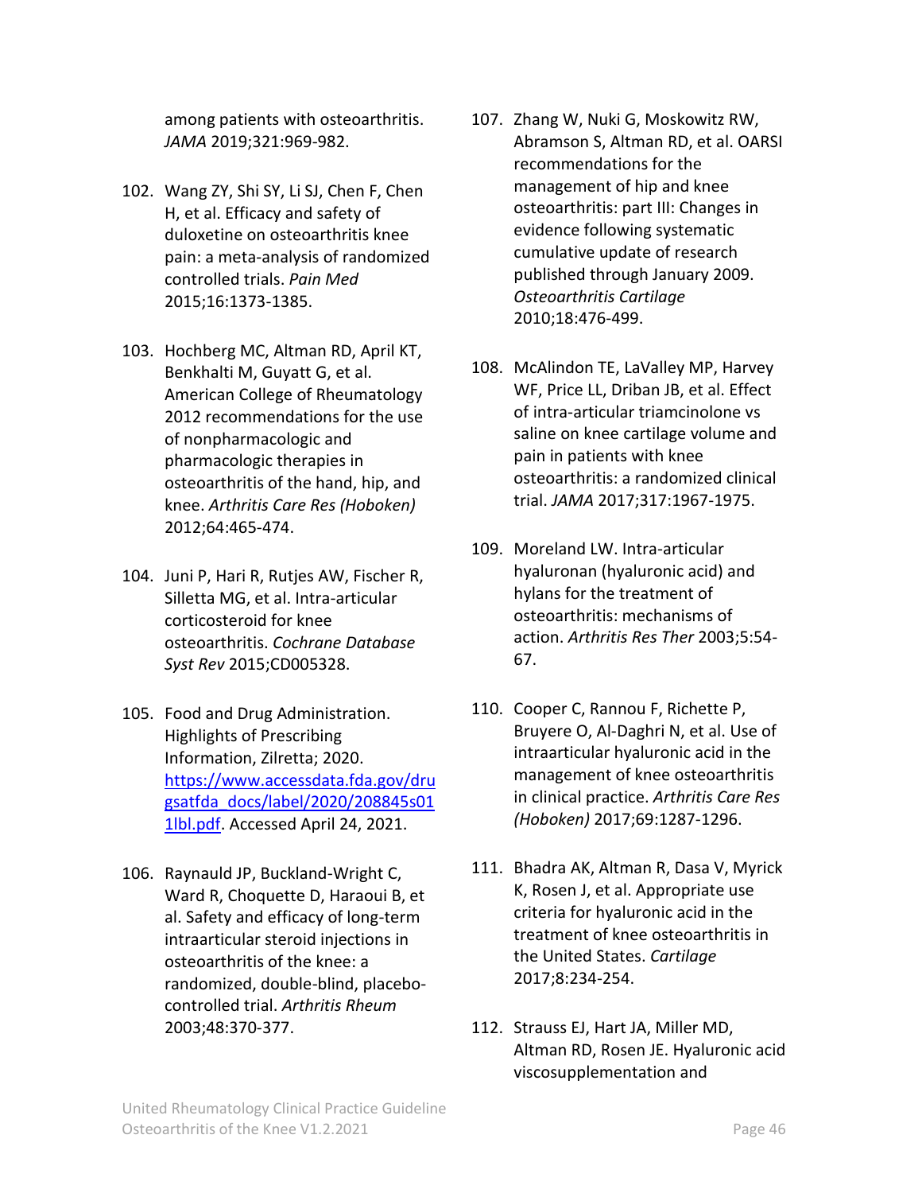among patients with osteoarthritis. *JAMA* 2019;321:969-982.

102. Wang ZY, Shi SY, Li SJ, Chen F, Chen H, et al. Efficacy and safety of duloxetine on osteoarthritis knee pain: a meta-analysis of randomized controlled trials. *Pain Med* 2015;16:1373-1385.

103. Hochberg MC, Altman RD, April KT, Benkhalti M, Guyatt G, et al. American College of Rheumatology 2012 recommendations for the use of nonpharmacologic and pharmacologic therapies in osteoarthritis of the hand, hip, and knee. *Arthritis Care Res (Hoboken)* 2012;64:465-474.

104. Juni P, Hari R, Rutjes AW, Fischer R, Silletta MG, et al. Intra-articular corticosteroid for knee osteoarthritis. *Cochrane Database Syst Rev* 2015;CD005328.

105. Food and Drug Administration. Highlights of Prescribing Information, Zilretta; 2020. [https://www.accessdata.fda.gov/drugsatfda_docs/label/2020/208845s011lbl.pdf](https://www.accessdata.fda.gov/drugsatfda_docs/label/2020/208845s011lbl.pdf). Accessed April 24, 2021.

106. Raynauld JP, Buckland-Wright C, Ward R, Choquette D, Haraoui B, et al. Safety and efficacy of long-term intraarticular steroid injections in osteoarthritis of the knee: a randomized, double-blind, placebo-controlled trial. *Arthritis Rheum* 2003;48:370-377.

107. Zhang W, Nuki G, Moskowitz RW, Abramson S, Altman RD, et al. OARSI recommendations for the management of hip and knee osteoarthritis: part III: Changes in evidence following systematic cumulative update of research published through January 2009. *Osteoarthritis Cartilage* 2010;18:476-499.

108. McAlindon TE, LaValley MP, Harvey WF, Price LL, Driban JB, et al. Effect of intra-articular triamcinolone vs saline on knee cartilage volume and pain in patients with knee osteoarthritis: a randomized clinical trial. *JAMA* 2017;317:1967-1975.

109. Moreland LW. Intra-articular hyaluronan (hyaluronic acid) and hylans for the treatment of osteoarthritis: mechanisms of action. *Arthritis Res Ther* 2003;5:54-67.

110. Cooper C, Rannou F, Richette P, Bruyere O, Al-Daghri N, et al. Use of intraarticular hyaluronic acid in the management of knee osteoarthritis in clinical practice. *Arthritis Care Res (Hoboken)* 2017;69:1287-1296.

111. Bhadra AK, Altman R, Dasa V, Myrick K, Rosen J, et al. Appropriate use criteria for hyaluronic acid in the treatment of knee osteoarthritis in the United States. *Cartilage* 2017;8:234-254.

112. Strauss EJ, Hart JA, Miller MD, Altman RD, Rosen JE. Hyaluronic acid viscosupplementation and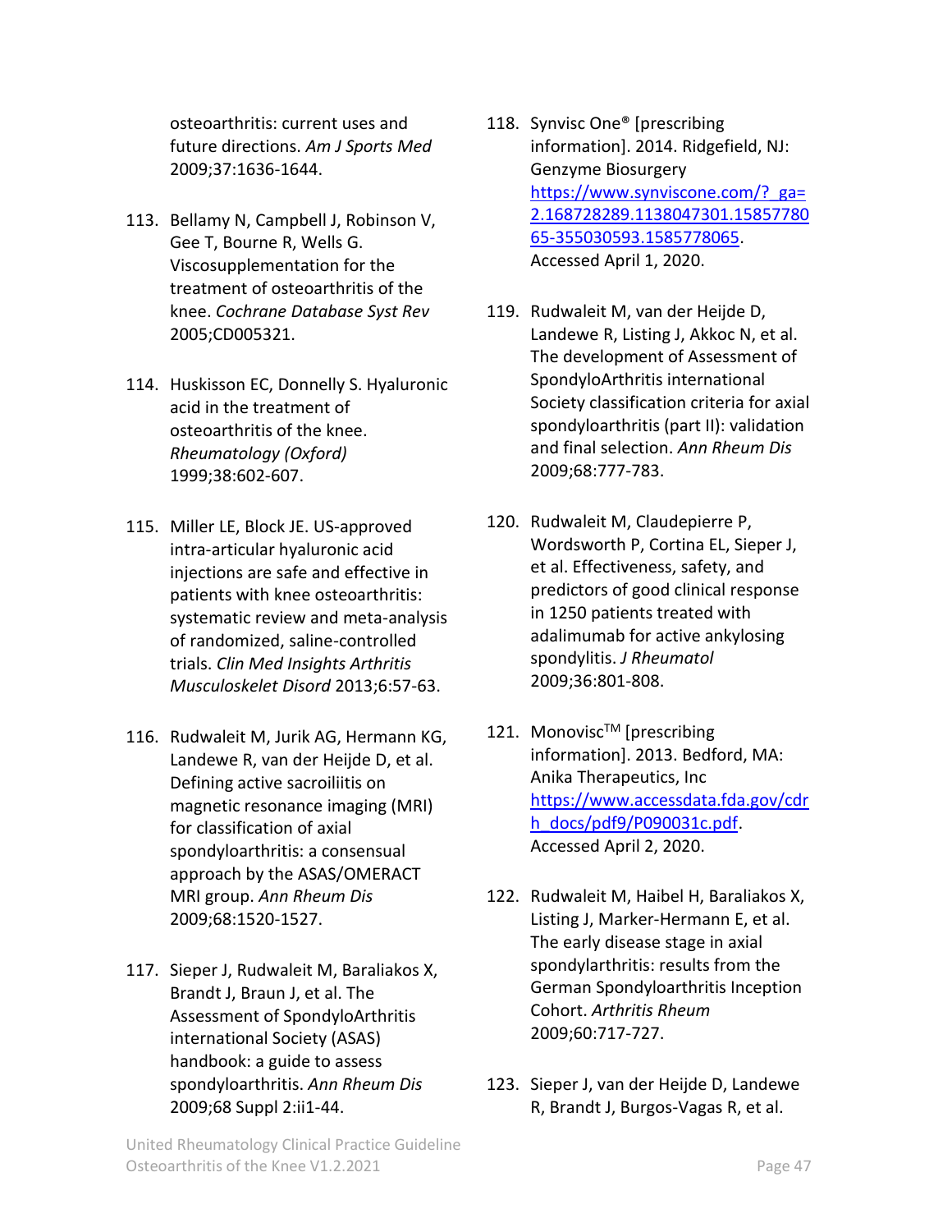osteoarthritis: current uses and future directions. *Am J Sports Med* 2009;37:1636-1644.

113. Bellamy N, Campbell J, Robinson V, Gee T, Bourne R, Wells G. Viscosupplementation for the treatment of osteoarthritis of the knee. *Cochrane Database Syst Rev* 2005;CD005321.

114. Huskisson EC, Donnelly S. Hyaluronic acid in the treatment of osteoarthritis of the knee. *Rheumatology (Oxford)* 1999;38:602-607.

115. Miller LE, Block JE. US-approved intra-articular hyaluronic acid injections are safe and effective in patients with knee osteoarthritis: systematic review and meta-analysis of randomized, saline-controlled trials. *Clin Med Insights Arthritis Musculoskelet Disord* 2013;6:57-63.

116. Rudwaleit M, Jurik AG, Hermann KG, Landewe R, van der Heijde D, et al. Defining active sacroiliitis on magnetic resonance imaging (MRI) for classification of axial spondyloarthritis: a consensual approach by the ASAS/OMERACT MRI group. *Ann Rheum Dis* 2009;68:1520-1527.

117. Sieper J, Rudwaleit M, Baraliakos X, Brandt J, Braun J, et al. The Assessment of SpondyloArthritis international Society (ASAS) handbook: a guide to assess spondyloarthritis. *Ann Rheum Dis* 2009;68 Suppl 2:ii1-44.

118. Synvisc One® [prescribing information]. 2014. Ridgefield, NJ: Genzyme Biosurgery https://www.synviscone.com/?_ga=2.168728289.1138047301.1585778065-355030593.1585778065. Accessed April 1, 2020.

119. Rudwaleit M, van der Heijde D, Landewe R, Listing J, Akkoc N, et al. The development of Assessment of SpondyloArthritis international Society classification criteria for axial spondyloarthritis (part II): validation and final selection. *Ann Rheum Dis* 2009;68:777-783.

120. Rudwaleit M, Claudepierre P, Wordsworth P, Cortina EL, Sieper J, et al. Effectiveness, safety, and predictors of good clinical response in 1250 patients treated with adalimumab for active ankylosing spondylitis. *J Rheumatol* 2009;36:801-808.

121. Monovisc™ [prescribing information]. 2013. Bedford, MA: Anika Therapeutics, Inc https://www.accessdata.fda.gov/cdrh_docs/pdf9/P090031c.pdf. Accessed April 2, 2020.

122. Rudwaleit M, Haibel H, Baraliakos X, Listing J, Marker-Hermann E, et al. The early disease stage in axial spondylarthritis: results from the German Spondyloarthritis Inception Cohort. *Arthritis Rheum* 2009;60:717-727.

123. Sieper J, van der Heijde D, Landewe R, Brandt J, Burgos-Vagas R, et al.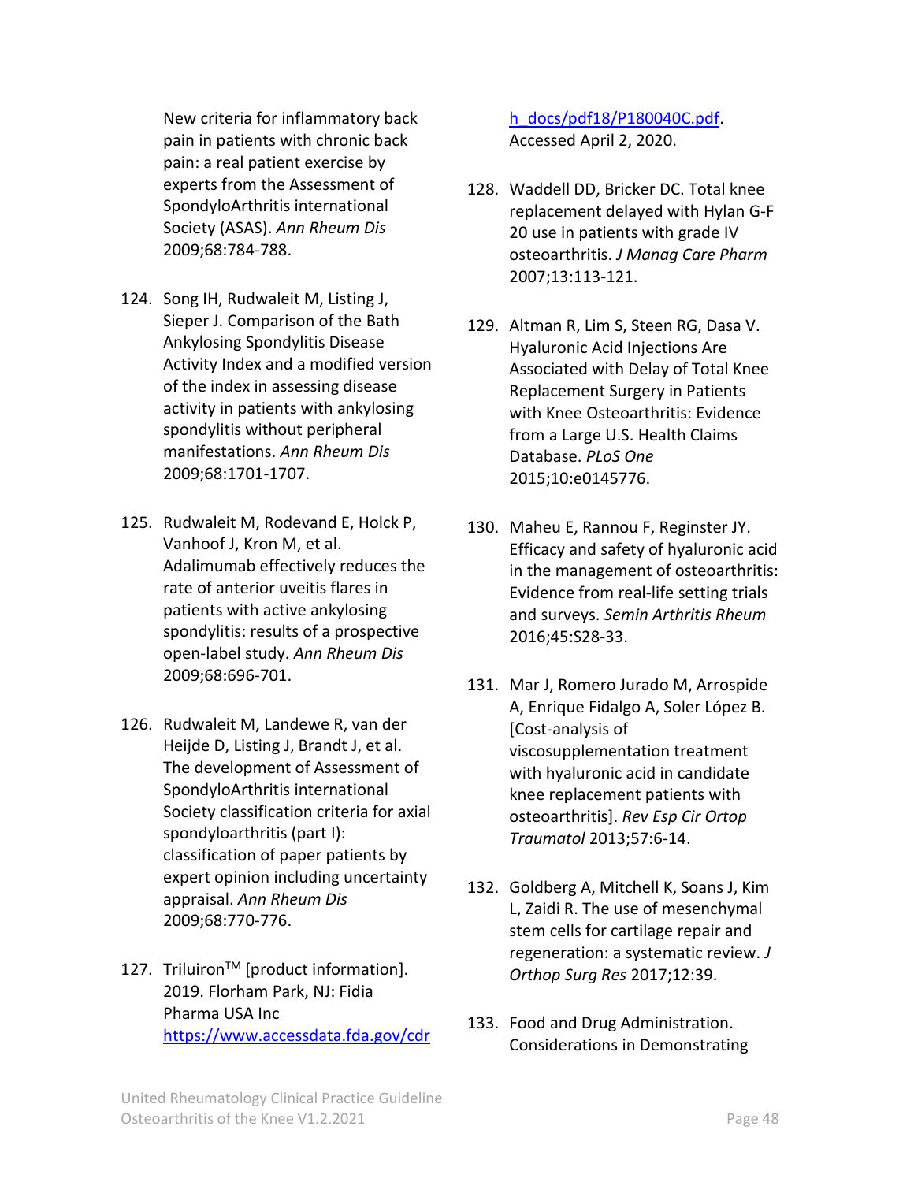New criteria for inflammatory back pain in patients with chronic back pain: a real patient exercise by experts from the Assessment of SpondyloArthritis international Society (ASAS). *Ann Rheum Dis* 2009;68:784-788.

124. Song IH, Rudwaleit M, Listing J, Sieper J. Comparison of the Bath Ankylosing Spondylitis Disease Activity Index and a modified version of the index in assessing disease activity in patients with ankylosing spondylitis without peripheral manifestations. *Ann Rheum Dis* 2009;68:1701-1707.

125. Rudwaleit M, Rodevand E, Holck P, Vanhoof J, Kron M, et al. Adalimumab effectively reduces the rate of anterior uveitis flares in patients with active ankylosing spondylitis: results of a prospective open-label study. *Ann Rheum Dis* 2009;68:696-701.

126. Rudwaleit M, Landewe R, van der Heijde D, Listing J, Brandt J, et al. The development of Assessment of SpondyloArthritis international Society classification criteria for axial spondyloarthritis (part I): classification of paper patients by expert opinion including uncertainty appraisal. *Ann Rheum Dis* 2009;68:770-776.

127. Triluiron™ [product information]. 2019. Florham Park, NJ: Fidia Pharma USA Inc [https://www.accessdata.fda.gov/cdrh_docs/pdf18/P180040C.pdf](https://www.accessdata.fda.gov/cdrh_docs/pdf18/P180040C.pdf). Accessed April 2, 2020.

128. Waddell DD, Bricker DC. Total knee replacement delayed with Hylan G-F 20 use in patients with grade IV osteoarthritis. *J Manag Care Pharm* 2007;13:113-121.

129. Altman R, Lim S, Steen RG, Dasa V. Hyaluronic Acid Injections Are Associated with Delay of Total Knee Replacement Surgery in Patients with Knee Osteoarthritis: Evidence from a Large U.S. Health Claims Database. *PLoS One* 2015;10:e0145776.

130. Maheu E, Rannou F, Reginster JY. Efficacy and safety of hyaluronic acid in the management of osteoarthritis: Evidence from real-life setting trials and surveys. *Semin Arthritis Rheum* 2016;45:S28-33.

131. Mar J, Romero Jurado M, Arrospide A, Enrique Fidalgo A, Soler López B. [Cost-analysis of viscosupplementation treatment with hyaluronic acid in candidate knee replacement patients with osteoarthritis]. *Rev Esp Cir Ortop Traumatol* 2013;57:6-14.

132. Goldberg A, Mitchell K, Soans J, Kim L, Zaidi R. The use of mesenchymal stem cells for cartilage repair and regeneration: a systematic review. *J Orthop Surg Res* 2017;12:39.

133. Food and Drug Administration. Considerations in Demonstrating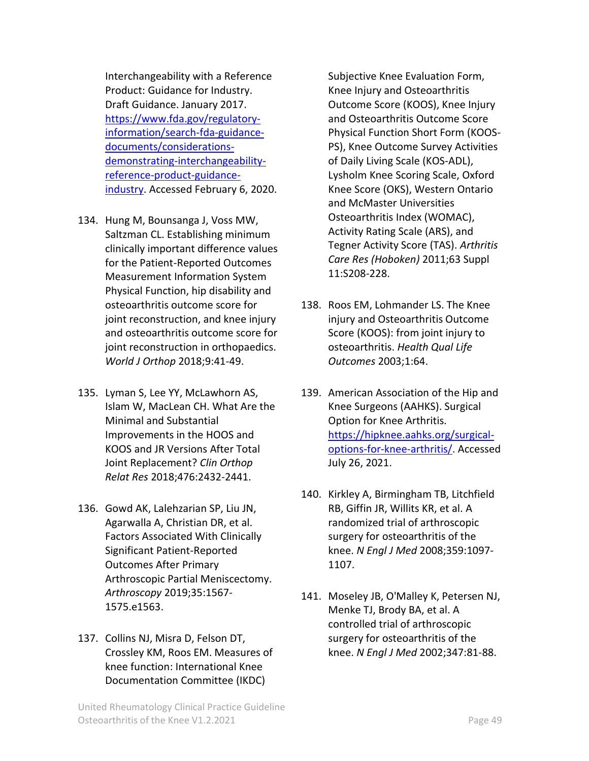Interchangeability with a Reference Product: Guidance for Industry. Draft Guidance. January 2017. https://www.fda.gov/regulatory-information/search-fda-guidance-documents/considerations-demonstrating-interchangeability-reference-product-guidance-industry. Accessed February 6, 2020.

134. Hung M, Bounsanga J, Voss MW, Saltzman CL. Establishing minimum clinically important difference values for the Patient-Reported Outcomes Measurement Information System Physical Function, hip disability and osteoarthritis outcome score for joint reconstruction, and knee injury and osteoarthritis outcome score for joint reconstruction in orthopaedics. *World J Orthop* 2018;9:41-49.

135. Lyman S, Lee YY, McLawhorn AS, Islam W, MacLean CH. What Are the Minimal and Substantial Improvements in the HOOS and KOOS and JR Versions After Total Joint Replacement? *Clin Orthop Relat Res* 2018;476:2432-2441.

136. Gowd AK, Lalehzarian SP, Liu JN, Agarwalla A, Christian DR, et al. Factors Associated With Clinically Significant Patient-Reported Outcomes After Primary Arthroscopic Partial Meniscectomy. *Arthroscopy* 2019;35:1567-1575.e1563.

137. Collins NJ, Misra D, Felson DT, Crossley KM, Roos EM. Measures of knee function: International Knee Documentation Committee (IKDC) Subjective Knee Evaluation Form, Knee Injury and Osteoarthritis Outcome Score (KOOS), Knee Injury and Osteoarthritis Outcome Score Physical Function Short Form (KOOS-PS), Knee Outcome Survey Activities of Daily Living Scale (KOS-ADL), Lysholm Knee Scoring Scale, Oxford Knee Score (OKS), Western Ontario and McMaster Universities Osteoarthritis Index (WOMAC), Activity Rating Scale (ARS), and Tegner Activity Score (TAS). *Arthritis Care Res (Hoboken)* 2011;63 Suppl 11:S208-228.

138. Roos EM, Lohmander LS. The Knee injury and Osteoarthritis Outcome Score (KOOS): from joint injury to osteoarthritis. *Health Qual Life Outcomes* 2003;1:64.

139. American Association of the Hip and Knee Surgeons (AAHKS). Surgical Option for Knee Arthritis. https://hipknee.aahks.org/surgical-options-for-knee-arthritis/. Accessed July 26, 2021.

140. Kirkley A, Birmingham TB, Litchfield RB, Giffin JR, Willits KR, et al. A randomized trial of arthroscopic surgery for osteoarthritis of the knee. *N Engl J Med* 2008;359:1097-1107.

141. Moseley JB, O'Malley K, Petersen NJ, Menke TJ, Brody BA, et al. A controlled trial of arthroscopic surgery for osteoarthritis of the knee. *N Engl J Med* 2002;347:81-88.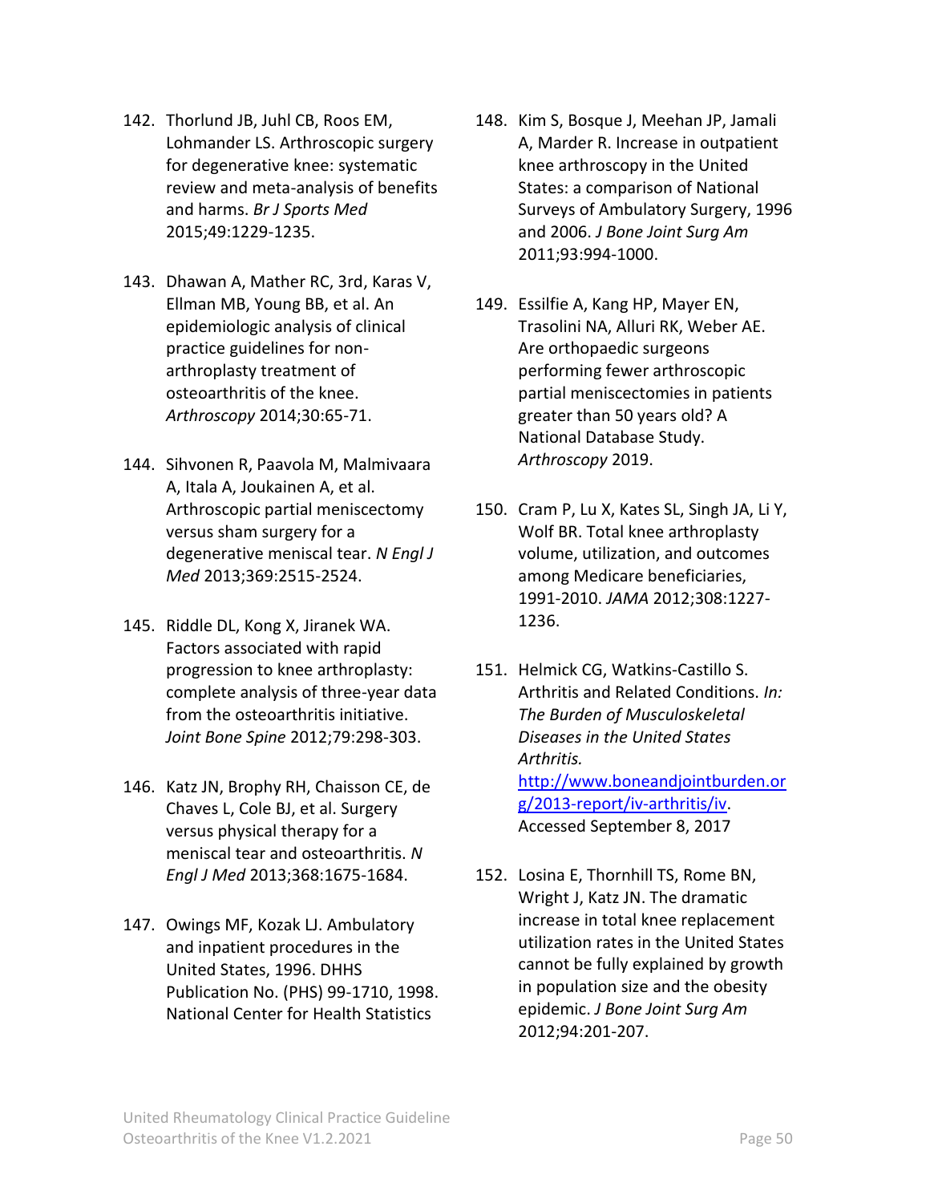142. Thorlund JB, Juhl CB, Roos EM, Lohmander LS. Arthroscopic surgery for degenerative knee: systematic review and meta-analysis of benefits and harms. *Br J Sports Med* 2015;49:1229-1235.

143. Dhawan A, Mather RC, 3rd, Karas V, Ellman MB, Young BB, et al. An epidemiologic analysis of clinical practice guidelines for non-arthroplasty treatment of osteoarthritis of the knee. *Arthroscopy* 2014;30:65-71.

144. Sihvonen R, Paavola M, Malmivaara A, Itala A, Joukainen A, et al. Arthroscopic partial meniscectomy versus sham surgery for a degenerative meniscal tear. *N Engl J Med* 2013;369:2515-2524.

145. Riddle DL, Kong X, Jiranek WA. Factors associated with rapid progression to knee arthroplasty: complete analysis of three-year data from the osteoarthritis initiative. *Joint Bone Spine* 2012;79:298-303.

146. Katz JN, Brophy RH, Chaisson CE, de Chaves L, Cole BJ, et al. Surgery versus physical therapy for a meniscal tear and osteoarthritis. *N Engl J Med* 2013;368:1675-1684.

147. Owings MF, Kozak LJ. Ambulatory and inpatient procedures in the United States, 1996. DHHS Publication No. (PHS) 99-1710, 1998. National Center for Health Statistics

148. Kim S, Bosque J, Meehan JP, Jamali A, Marder R. Increase in outpatient knee arthroscopy in the United States: a comparison of National Surveys of Ambulatory Surgery, 1996 and 2006. *J Bone Joint Surg Am* 2011;93:994-1000.

149. Essilfie A, Kang HP, Mayer EN, Trasolini NA, Alluri RK, Weber AE. Are orthopaedic surgeons performing fewer arthroscopic partial meniscectomies in patients greater than 50 years old? A National Database Study. *Arthroscopy* 2019.

150. Cram P, Lu X, Kates SL, Singh JA, Li Y, Wolf BR. Total knee arthroplasty volume, utilization, and outcomes among Medicare beneficiaries, 1991-2010. *JAMA* 2012;308:1227-1236.

151. Helmick CG, Watkins-Castillo S. Arthritis and Related Conditions. *In: The Burden of Musculoskeletal Diseases in the United States Arthritis.* [http://www.boneandjointburden.org/2013-report/iv-arthritis/iv](http://www.boneandjointburden.org/2013-report/iv-arthritis/iv). Accessed September 8, 2017

152. Losina E, Thornhill TS, Rome BN, Wright J, Katz JN. The dramatic increase in total knee replacement utilization rates in the United States cannot be fully explained by growth in population size and the obesity epidemic. *J Bone Joint Surg Am* 2012;94:201-207.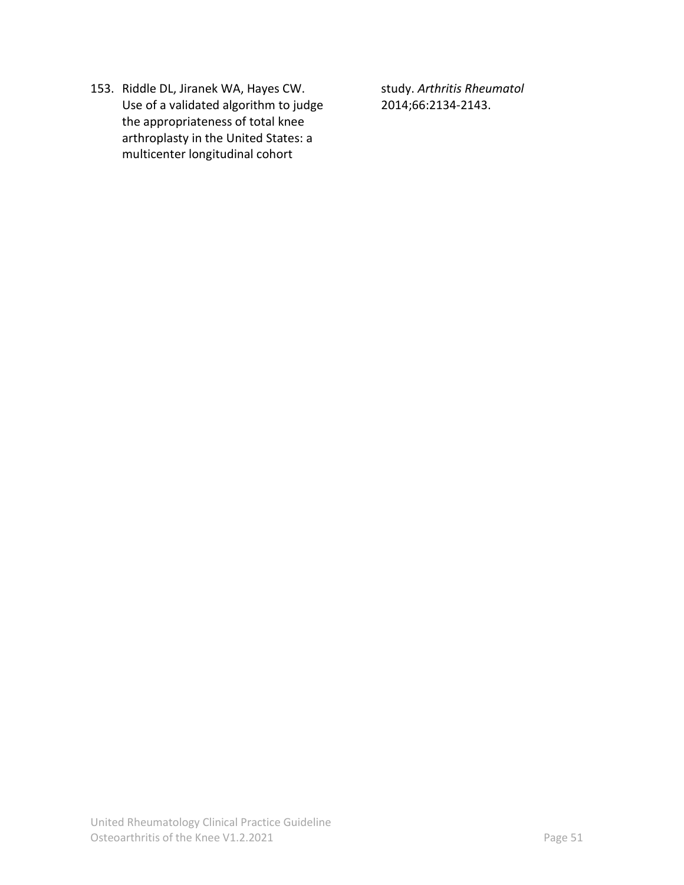153. Riddle DL, Jiranek WA, Hayes CW. Use of a validated algorithm to judge the appropriateness of total knee arthroplasty in the United States: a multicenter longitudinal cohort study. *Arthritis Rheumatol* 2014;66:2134-2143.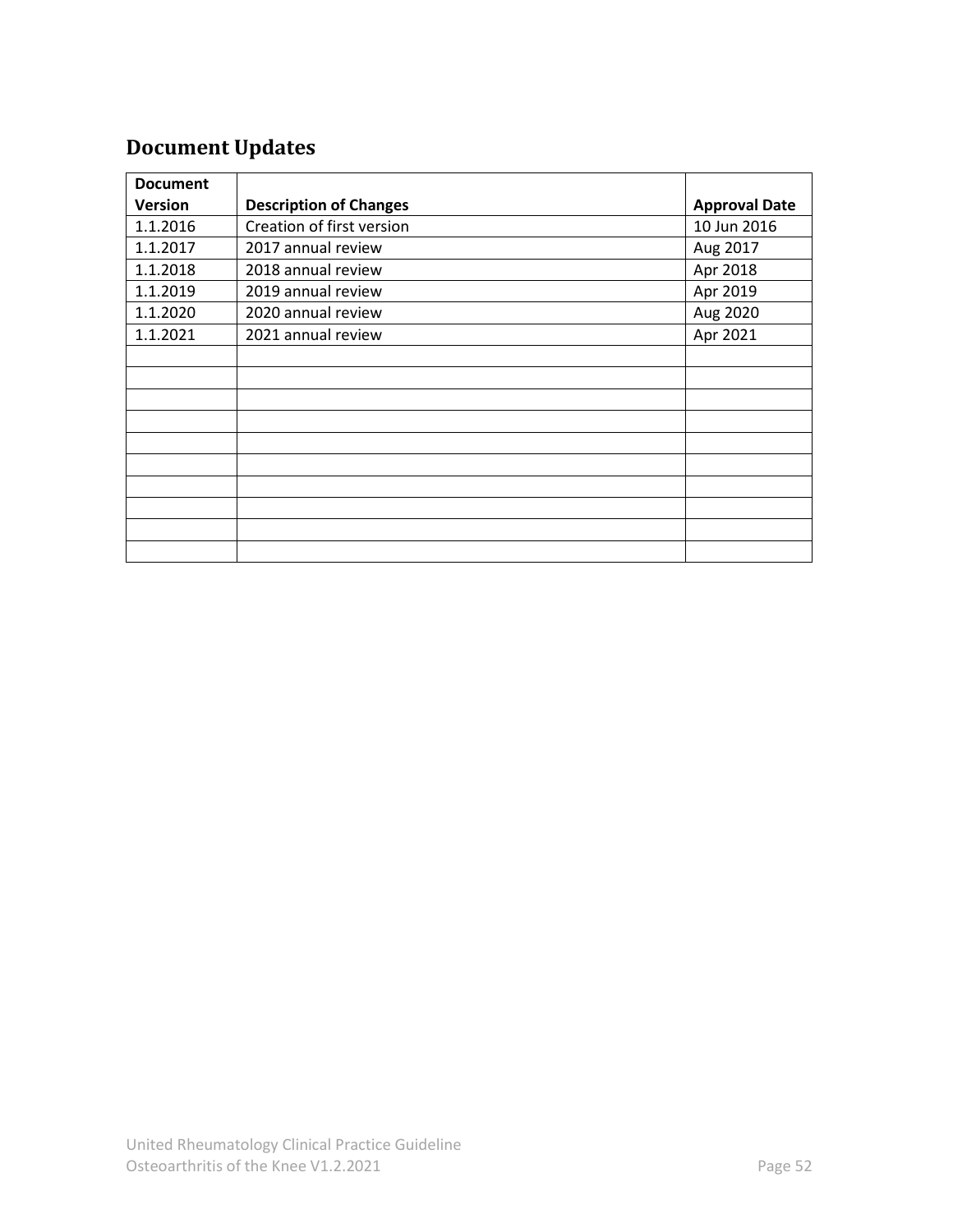## Document Updates

| Document Version | Description of Changes | Approval Date |
|---|---|---|
| 1.1.2016 | Creation of first version | 10 Jun 2016 |
| 1.1.2017 | 2017 annual review | Aug 2017 |
| 1.1.2018 | 2018 annual review | Apr 2018 |
| 1.1.2019 | 2019 annual review | Apr 2019 |
| 1.1.2020 | 2020 annual review | Aug 2020 |
| 1.1.2021 | 2021 annual review | Apr 2021 |
| | | |
| | | |
| | | |
| | | |
| | | |
| | | |
| | | |
| | | |
| | | |
| | | |